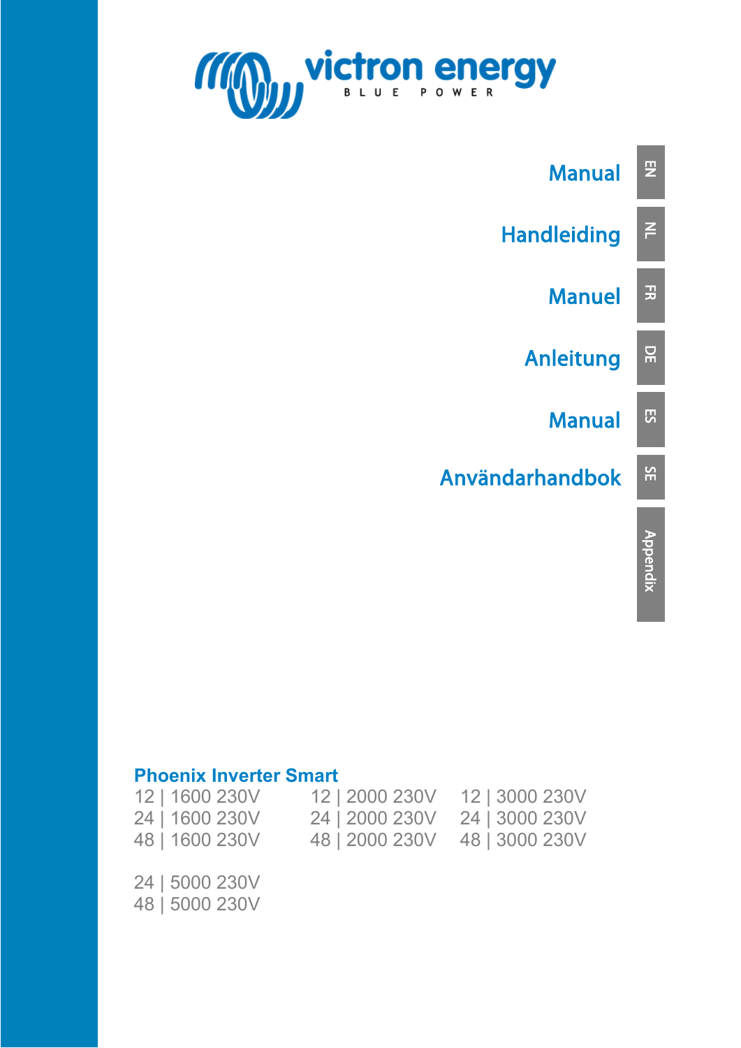victron energy

BLUE POWER

Manual EN

Handleiding NL

Manuel FR

Anleitung DE

Manual ES

Användarhandbok SE

Appendix

**Phoenix Inverter Smart**

12 | 1600 230V
24 | 1600 230V
48 | 1600 230V

12 | 2000 230V
24 | 2000 230V
48 | 2000 230V

12 | 3000 230V
24 | 3000 230V
48 | 3000 230V

24 | 5000 230V
48 | 5000 230V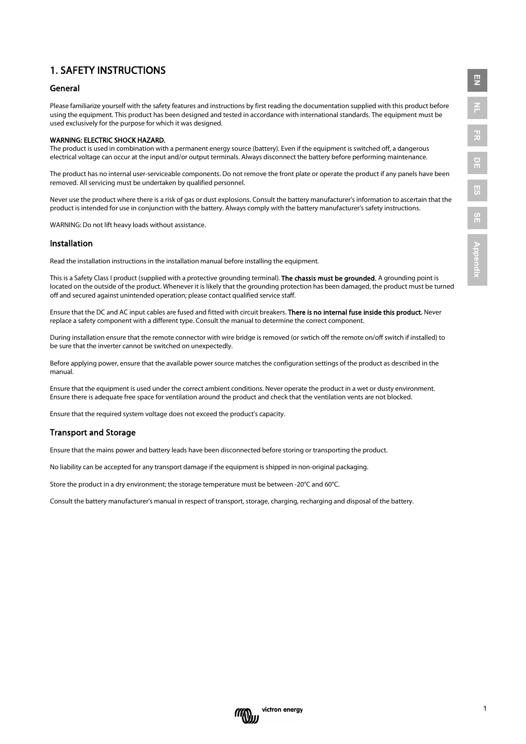# 1. SAFETY INSTRUCTIONS

## General

Please familiarize yourself with the safety features and instructions by first reading the documentation supplied with this product before using the equipment. This product has been designed and tested in accordance with international standards. The equipment must be used exclusively for the purpose for which it was designed.

**WARNING: ELECTRIC SHOCK HAZARD.**
The product is used in combination with a permanent energy source (battery). Even if the equipment is switched off, a dangerous electrical voltage can occur at the input and/or output terminals. Always disconnect the battery before performing maintenance.

The product has no internal user-serviceable components. Do not remove the front plate or operate the product if any panels have been removed. All servicing must be undertaken by qualified personnel.

Never use the product where there is a risk of gas or dust explosions. Consult the battery manufacturer's information to ascertain that the product is intended for use in conjunction with the battery. Always comply with the battery manufacturer's safety instructions.

WARNING: Do not lift heavy loads without assistance.

## Installation

Read the installation instructions in the installation manual before installing the equipment.

This is a Safety Class I product (supplied with a protective grounding terminal). **The chassis must be grounded.** A grounding point is located on the outside of the product. Whenever it is likely that the grounding protection has been damaged, the product must be turned off and secured against unintended operation; please contact qualified service staff.

Ensure that the DC and AC input cables are fused and fitted with circuit breakers. **There is no internal fuse inside this product.** Never replace a safety component with a different type. Consult the manual to determine the correct component.

During installation ensure that the remote connector with wire bridge is removed (or swtich off the remote on/off switch if installed) to be sure that the inverter cannot be switched on unexpectedly.

Before applying power, ensure that the available power source matches the configuration settings of the product as described in the manual.

Ensure that the equipment is used under the correct ambient conditions. Never operate the product in a wet or dusty environment. Ensure there is adequate free space for ventilation around the product and check that the ventilation vents are not blocked.

Ensure that the required system voltage does not exceed the product's capacity.

## Transport and Storage

Ensure that the mains power and battery leads have been disconnected before storing or transporting the product.

No liability can be accepted for any transport damage if the equipment is shipped in non-original packaging.

Store the product in a dry environment; the storage temperature must be between -20°C and 60°C.

Consult the battery manufacturer's manual in respect of transport, storage, charging, recharging and disposal of the battery.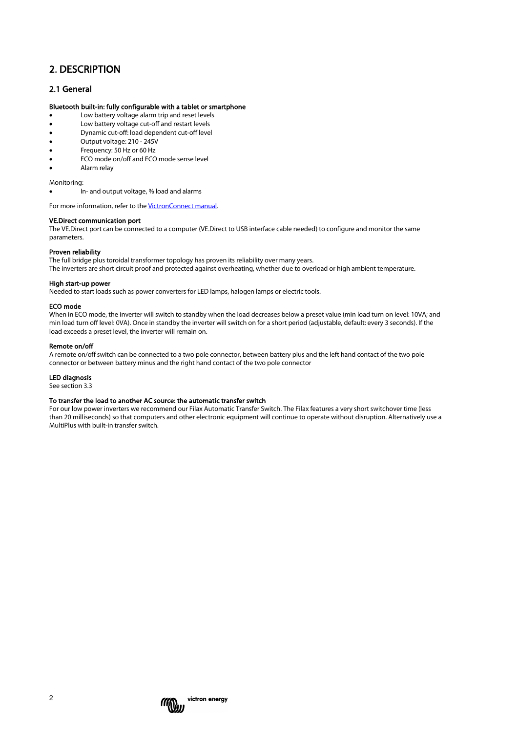# 2. DESCRIPTION

## 2.1 General

**Bluetooth built-in: fully configurable with a tablet or smartphone**

- Low battery voltage alarm trip and reset levels
- Low battery voltage cut-off and restart levels
- Dynamic cut-off: load dependent cut-off level
- Output voltage: 210 - 245V
- Frequency: 50 Hz or 60 Hz
- ECO mode on/off and ECO mode sense level
- Alarm relay

Monitoring:

- In- and output voltage, % load and alarms

For more information, refer to the VictronConnect manual.

**VE.Direct communication port**
The VE.Direct port can be connected to a computer (VE.Direct to USB interface cable needed) to configure and monitor the same parameters.

**Proven reliability**
The full bridge plus toroidal transformer topology has proven its reliability over many years.
The inverters are short circuit proof and protected against overheating, whether due to overload or high ambient temperature.

**High start-up power**
Needed to start loads such as power converters for LED lamps, halogen lamps or electric tools.

**ECO mode**
When in ECO mode, the inverter will switch to standby when the load decreases below a preset value (min load turn on level: 10VA; and min load turn off level: 0VA). Once in standby the inverter will switch on for a short period (adjustable, default: every 3 seconds). If the load exceeds a preset level, the inverter will remain on.

**Remote on/off**
A remote on/off switch can be connected to a two pole connector, between battery plus and the left hand contact of the two pole connector or between battery minus and the right hand contact of the two pole connector

**LED diagnosis**
See section 3.3

**To transfer the load to another AC source: the automatic transfer switch**
For our low power inverters we recommend our Filax Automatic Transfer Switch. The Filax features a very short switchover time (less than 20 milliseconds) so that computers and other electronic equipment will continue to operate without disruption. Alternatively use a MultiPlus with built-in transfer switch.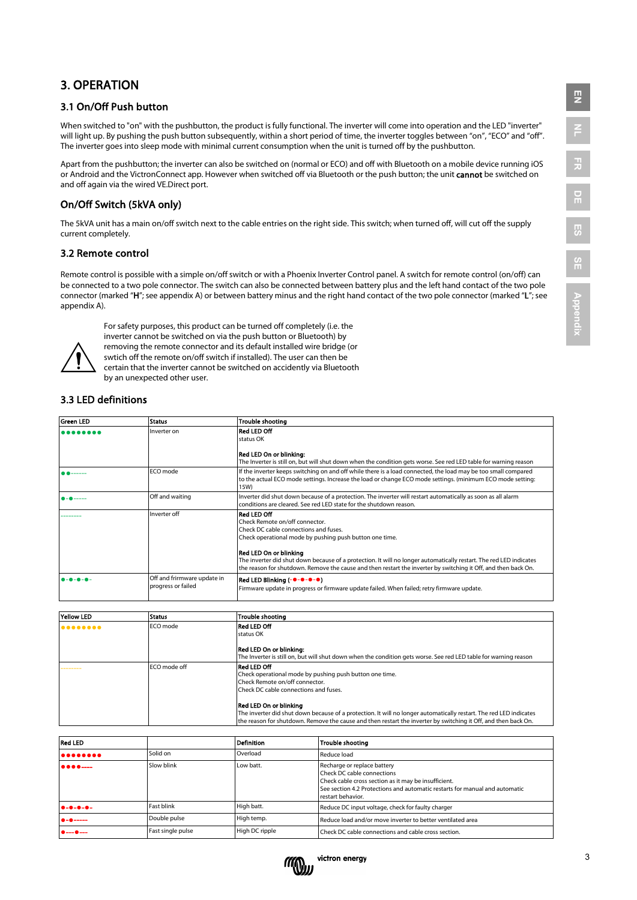# 3. OPERATION

## 3.1 On/Off Push button

When switched to "on" with the pushbutton, the product is fully functional. The inverter will come into operation and the LED "inverter" will light up. By pushing the push button subsequently, within a short period of time, the inverter toggles between "on", "ECO" and "off". The inverter goes into sleep mode with minimal current consumption when the unit is turned off by the pushbutton.

Apart from the pushbutton; the inverter can also be switched on (normal or ECO) and off with Bluetooth on a mobile device running iOS or Android and the VictronConnect app. However when switched off via Bluetooth or the push button; the unit **cannot** be switched on and off again via the wired VE.Direct port.

## On/Off Switch (5kVA only)

The 5kVA unit has a main on/off switch next to the cable entries on the right side. This switch; when turned off, will cut off the supply current completely.

## 3.2 Remote control

Remote control is possible with a simple on/off switch or with a Phoenix Inverter Control panel. A switch for remote control (on/off) can be connected to a two pole connector. The switch can also be connected between battery plus and the left hand contact of the two pole connector (marked "**H**"; see appendix A) or between battery minus and the right hand contact of the two pole connector (marked "**L**"; see appendix A).

For safety purposes, this product can be turned off completely (i.e. the inverter cannot be switched on via the push button or Bluetooth) by removing the remote connector and its default installed wire bridge (or swtich off the remote on/off switch if installed). The user can then be certain that the inverter cannot be switched on accidently via Bluetooth by an unexpected other user.

## 3.3 LED definitions

| Green LED | Status | Trouble shooting |
|---|---|---|
| ●●●●●●●● | Inverter on | **Red LED Off**<br>status OK<br><br>**Red LED On or blinking:**<br>The Inverter is still on, but will shut down when the condition gets worse. See red LED table for warning reason |
| ●●------ | ECO mode | If the inverter keeps switching on and off while there is a load connected, the load may be too small compared to the actual ECO mode settings. Increase the load or change ECO mode settings. (minimum ECO mode setting: 15W) |
| ●-●----- | Off and waiting | Inverter did shut down because of a protection. The inverter will restart automatically as soon as all alarm conditions are cleared. See red LED state for the shutdown reason. |
| -------- | Inverter off | **Red LED Off**<br>Check Remote on/off connector.<br>Check DC cable connections and fuses.<br>Check operational mode by pushing push button one time.<br><br>**Red LED On or blinking**<br>The inverter did shut down because of a protection. It will no longer automatically restart. The red LED indicates the reason for shutdown. Remove the cause and then restart the inverter by switching it Off, and then back On. |
| ●-●-●-●- | Off and firmware update in progress or failed | **Red LED Blinking (-●-●-●-●)**<br>Firmware update in progress or firmware update failed. When failed; retry firmware update. |

| Yellow LED | Status | Trouble shooting |
|---|---|---|
| ●●●●●●●● | ECO mode | **Red LED Off**<br>status OK<br><br>**Red LED On or blinking:**<br>The Inverter is still on, but will shut down when the condition gets worse. See red LED table for warning reason |
| -------- | ECO mode off | **Red LED Off**<br>Check operational mode by pushing push button one time.<br>Check Remote on/off connector.<br>Check DC cable connections and fuses.<br><br>**Red LED On or blinking**<br>The inverter did shut down because of a protection. It will no longer automatically restart. The red LED indicates the reason for shutdown. Remove the cause and then restart the inverter by switching it Off, and then back On. |

| Red LED | | Definition | Trouble shooting |
|---|---|---|---|
| ●●●●●●●● | Solid on | Overload | Reduce load |
| ●●●●---- | Slow blink | Low batt. | Recharge or replace battery<br>Check DC cable connections<br>Check cable cross section as it may be insufficient.<br>See section 4.2 Protections and automatic restarts for manual and automatic restart behavior. |
| ●-●-●-●- | Fast blink | High batt. | Reduce DC input voltage, check for faulty charger |
| ●-●----- | Double pulse | High temp. | Reduce load and/or move inverter to better ventilated area |
| ●---●--- | Fast single pulse | High DC ripple | Check DC cable connections and cable cross section. |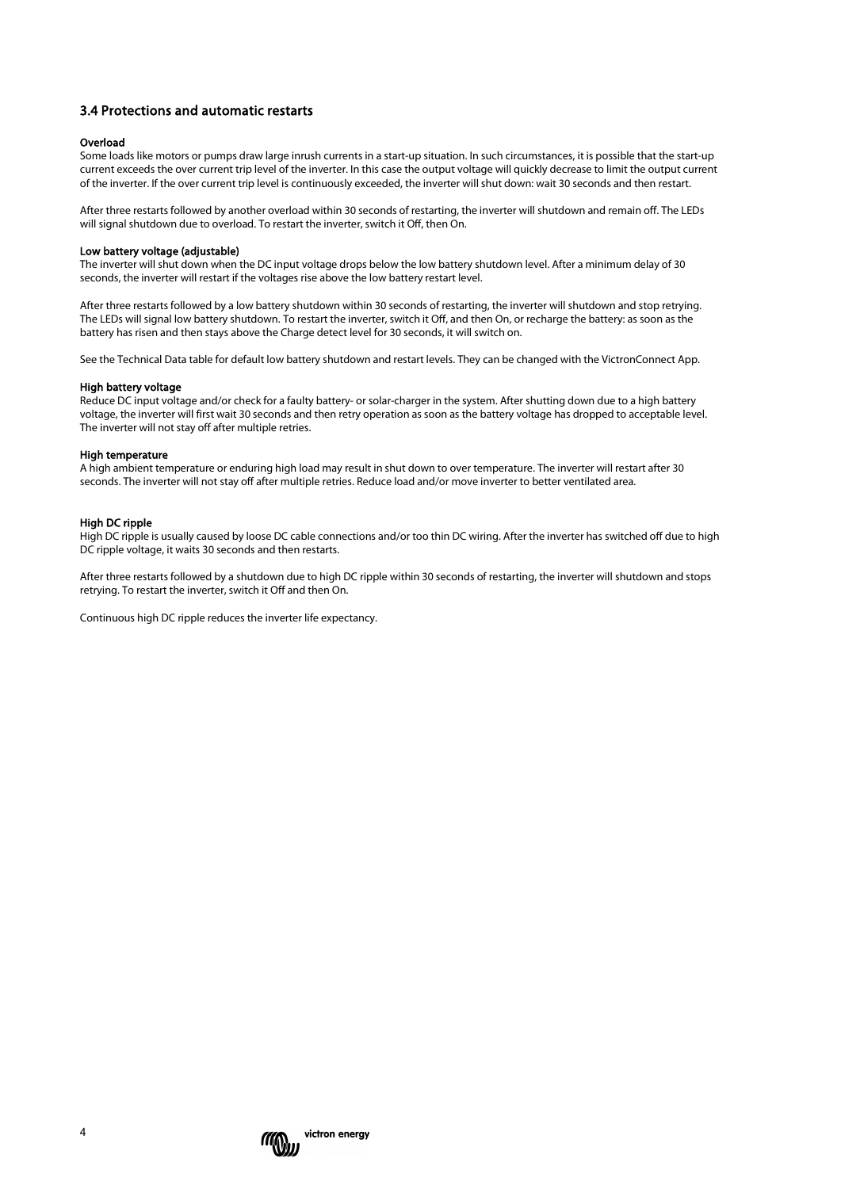## 3.4 Protections and automatic restarts

### Overload

Some loads like motors or pumps draw large inrush currents in a start-up situation. In such circumstances, it is possible that the start-up current exceeds the over current trip level of the inverter. In this case the output voltage will quickly decrease to limit the output current of the inverter. If the over current trip level is continuously exceeded, the inverter will shut down: wait 30 seconds and then restart.

After three restarts followed by another overload within 30 seconds of restarting, the inverter will shutdown and remain off. The LEDs will signal shutdown due to overload. To restart the inverter, switch it Off, then On.

### Low battery voltage (adjustable)

The inverter will shut down when the DC input voltage drops below the low battery shutdown level. After a minimum delay of 30 seconds, the inverter will restart if the voltages rise above the low battery restart level.

After three restarts followed by a low battery shutdown within 30 seconds of restarting, the inverter will shutdown and stop retrying. The LEDs will signal low battery shutdown. To restart the inverter, switch it Off, and then On, or recharge the battery: as soon as the battery has risen and then stays above the Charge detect level for 30 seconds, it will switch on.

See the Technical Data table for default low battery shutdown and restart levels. They can be changed with the VictronConnect App.

### High battery voltage

Reduce DC input voltage and/or check for a faulty battery- or solar-charger in the system. After shutting down due to a high battery voltage, the inverter will first wait 30 seconds and then retry operation as soon as the battery voltage has dropped to acceptable level. The inverter will not stay off after multiple retries.

### High temperature

A high ambient temperature or enduring high load may result in shut down to over temperature. The inverter will restart after 30 seconds. The inverter will not stay off after multiple retries. Reduce load and/or move inverter to better ventilated area.

### High DC ripple

High DC ripple is usually caused by loose DC cable connections and/or too thin DC wiring. After the inverter has switched off due to high DC ripple voltage, it waits 30 seconds and then restarts.

After three restarts followed by a shutdown due to high DC ripple within 30 seconds of restarting, the inverter will shutdown and stops retrying. To restart the inverter, switch it Off and then On.

Continuous high DC ripple reduces the inverter life expectancy.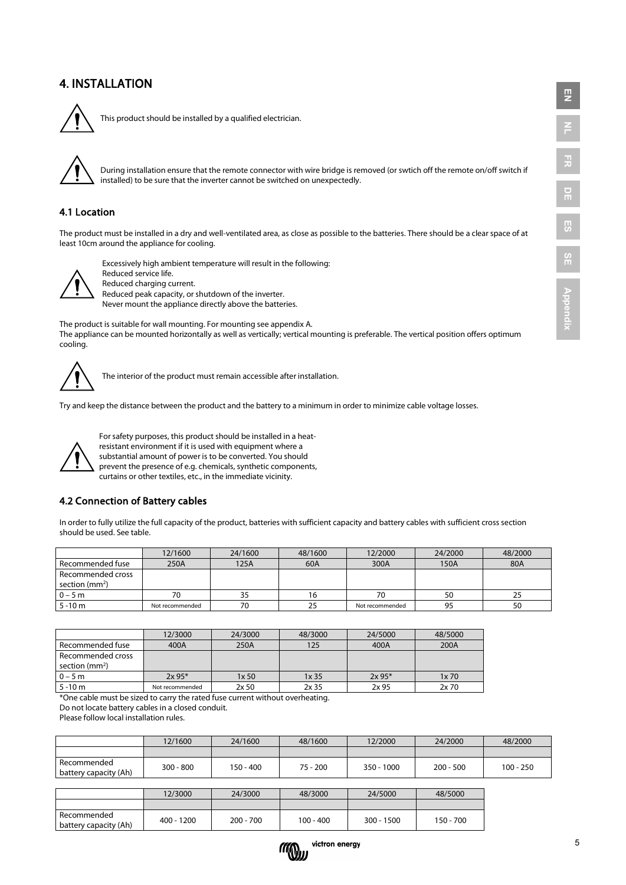## 4. INSTALLATION

This product should be installed by a qualified electrician.

During installation ensure that the remote connector with wire bridge is removed (or swtich off the remote on/off switch if installed) to be sure that the inverter cannot be switched on unexpectedly.

### 4.1 Location

The product must be installed in a dry and well-ventilated area, as close as possible to the batteries. There should be a clear space of at least 10cm around the appliance for cooling.

Excessively high ambient temperature will result in the following:
Reduced service life.
Reduced charging current.
Reduced peak capacity, or shutdown of the inverter.
Never mount the appliance directly above the batteries.

The product is suitable for wall mounting. For mounting see appendix A.
The appliance can be mounted horizontally as well as vertically; vertical mounting is preferable. The vertical position offers optimum cooling.

The interior of the product must remain accessible after installation.

Try and keep the distance between the product and the battery to a minimum in order to minimize cable voltage losses.

For safety purposes, this product should be installed in a heat-resistant environment if it is used with equipment where a substantial amount of power is to be converted. You should prevent the presence of e.g. chemicals, synthetic components, curtains or other textiles, etc., in the immediate vicinity.

### 4.2 Connection of Battery cables

In order to fully utilize the full capacity of the product, batteries with sufficient capacity and battery cables with sufficient cross section should be used. See table.

| | 12/1600 | 24/1600 | 48/1600 | 12/2000 | 24/2000 | 48/2000 |
|---|---|---|---|---|---|---|
| Recommended fuse | 250A | 125A | 60A | 300A | 150A | 80A |
| Recommended cross section (mm²) | | | | | | |
| 0 – 5 m | 70 | 35 | 16 | 70 | 50 | 25 |
| 5 -10 m | Not recommended | 70 | 25 | Not recommended | 95 | 50 |

| | 12/3000 | 24/3000 | 48/3000 | 24/5000 | 48/5000 |
|---|---|---|---|---|---|
| Recommended fuse | 400A | 250A | 125 | 400A | 200A |
| Recommended cross section (mm²) | | | | | |
| 0 – 5 m | 2x 95* | 1x 50 | 1x 35 | 2x 95* | 1x 70 |
| 5 -10 m | Not recommended | 2x 50 | 2x 35 | 2x 95 | 2x 70 |

*One cable must be sized to carry the rated fuse current without overheating.
Do not locate battery cables in a closed conduit.
Please follow local installation rules.

| | 12/1600 | 24/1600 | 48/1600 | 12/2000 | 24/2000 | 48/2000 |
|---|---|---|---|---|---|---|
| | | | | | | |
| Recommended battery capacity (Ah) | 300 - 800 | 150 - 400 | 75 - 200 | 350 - 1000 | 200 - 500 | 100 - 250 |

| | 12/3000 | 24/3000 | 48/3000 | 24/5000 | 48/5000 |
|---|---|---|---|---|---|
| | | | | | |
| Recommended battery capacity (Ah) | 400 - 1200 | 200 - 700 | 100 - 400 | 300 - 1500 | 150 - 700 |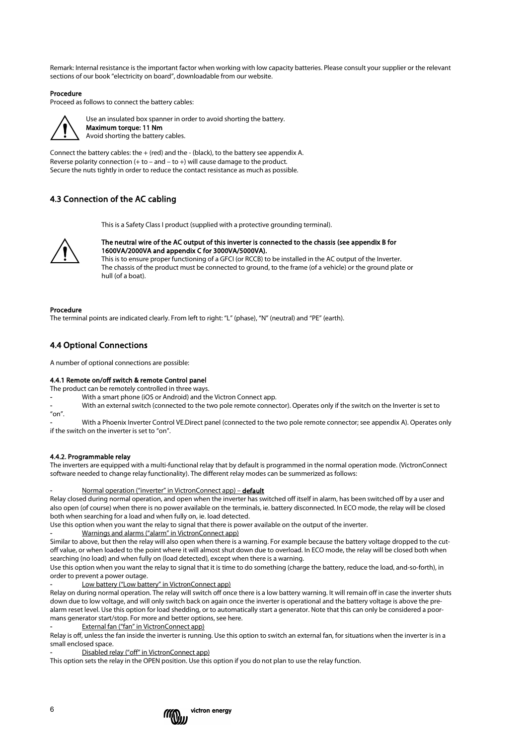Remark: Internal resistance is the important factor when working with low capacity batteries. Please consult your supplier or the relevant sections of our book "electricity on board", downloadable from our website.

**Procedure**

Proceed as follows to connect the battery cables:

Use an insulated box spanner in order to avoid shorting the battery.
**Maximum torque: 11 Nm**
Avoid shorting the battery cables.

Connect the battery cables: the + (red) and the - (black), to the battery see appendix A.
Reverse polarity connection (+ to – and – to +) will cause damage to the product.
Secure the nuts tightly in order to reduce the contact resistance as much as possible.

## 4.3 Connection of the AC cabling

This is a Safety Class I product (supplied with a protective grounding terminal).

**The neutral wire of the AC output of this inverter is connected to the chassis (see appendix B for 1600VA/2000VA and appendix C for 3000VA/5000VA).**
This is to ensure proper functioning of a GFCI (or RCCB) to be installed in the AC output of the Inverter.
The chassis of the product must be connected to ground, to the frame (of a vehicle) or the ground plate or hull (of a boat).

**Procedure**

The terminal points are indicated clearly. From left to right: "L" (phase), "N" (neutral) and "PE" (earth).

## 4.4 Optional Connections

A number of optional connections are possible:

### 4.4.1 Remote on/off switch & remote Control panel

The product can be remotely controlled in three ways.

- With a smart phone (iOS or Android) and the Victron Connect app.
- With an external switch (connected to the two pole remote connector). Operates only if the switch on the Inverter is set to "on".
- With a Phoenix Inverter Control VE.Direct panel (connected to the two pole remote connector; see appendix A). Operates only if the switch on the inverter is set to "on".

### 4.4.2. Programmable relay

The inverters are equipped with a multi-functional relay that by default is programmed in the normal operation mode. (VictronConnect software needed to change relay functionality). The different relay modes can be summerized as follows:

- Normal operation ("inverter" in VictronConnect app) – **default**

Relay closed during normal operation, and open when the inverter has switched off itself in alarm, has been switched off by a user and also open (of course) when there is no power available on the terminals, ie. battery disconnected. In ECO mode, the relay will be closed both when searching for a load and when fully on, ie. load detected.
Use this option when you want the relay to signal that there is power available on the output of the inverter.

- Warnings and alarms ("alarm" in VictronConnect app)

Similar to above, but then the relay will also open when there is a warning. For example because the battery voltage dropped to the cut-off value, or when loaded to the point where it will almost shut down due to overload. In ECO mode, the relay will be closed both when searching (no load) and when fully on (load detected), except when there is a warning.
Use this option when you want the relay to signal that it is time to do something (charge the battery, reduce the load, and-so-forth), in order to prevent a power outage.

- Low battery ("Low battery" in VictronConnect app)

Relay on during normal operation. The relay will switch off once there is a low battery warning. It will remain off in case the inverter shuts down due to low voltage, and will only switch back on again once the inverter is operational and the battery voltage is above the pre-alarm reset level. Use this option for load shedding, or to automatically start a generator. Note that this can only be considered a poor-mans generator start/stop. For more and better options, see here.

- External fan ("fan" in VictronConnect app)

Relay is off, unless the fan inside the inverter is running. Use this option to switch an external fan, for situations when the inverter is in a small enclosed space.

- Disabled relay ("off" in VictronConnect app)

This option sets the relay in the OPEN position. Use this option if you do not plan to use the relay function.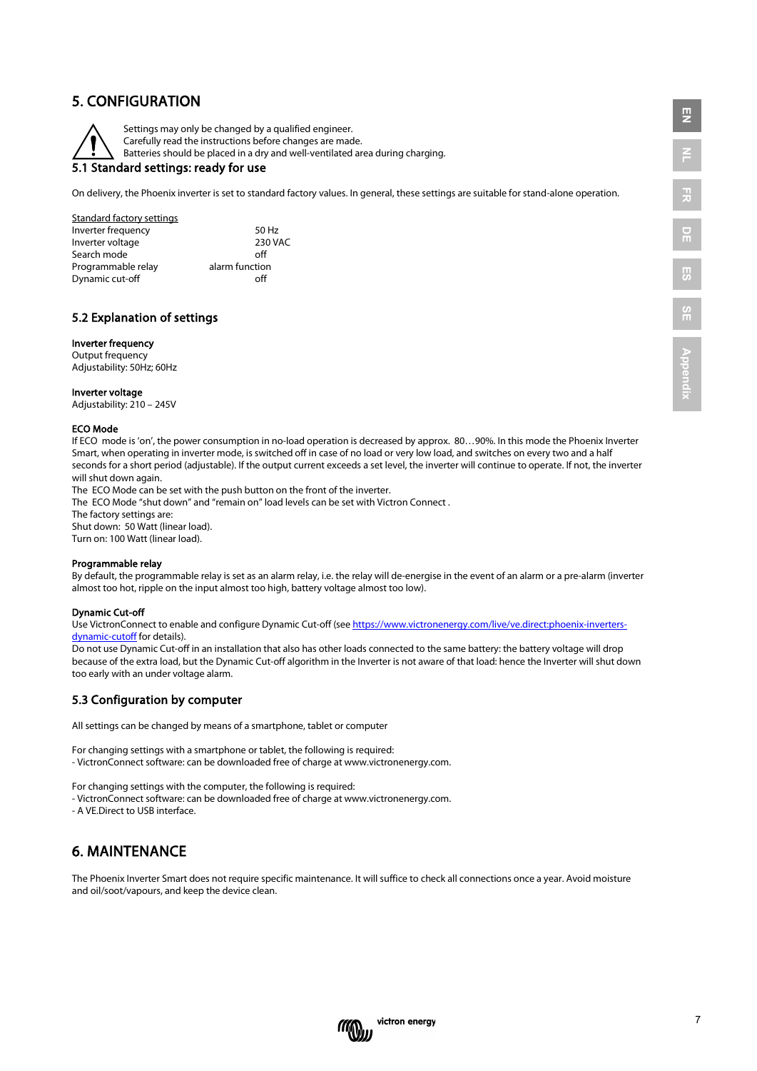# 5. CONFIGURATION

Settings may only be changed by a qualified engineer.
Carefully read the instructions before changes are made.
Batteries should be placed in a dry and well-ventilated area during charging.

## 5.1 Standard settings: ready for use

On delivery, the Phoenix inverter is set to standard factory values. In general, these settings are suitable for stand-alone operation.

| Standard factory settings | |
|---|---|
| Inverter frequency | 50 Hz |
| Inverter voltage | 230 VAC |
| Search mode | off |
| Programmable relay | alarm function |
| Dynamic cut-off | off |

## 5.2 Explanation of settings

**Inverter frequency**
Output frequency
Adjustability: 50Hz; 60Hz

**Inverter voltage**
Adjustability: 210 – 245V

**ECO Mode**
If ECO mode is 'on', the power consumption in no-load operation is decreased by approx. 80…90%. In this mode the Phoenix Inverter Smart, when operating in inverter mode, is switched off in case of no load or very low load, and switches on every two and a half seconds for a short period (adjustable). If the output current exceeds a set level, the inverter will continue to operate. If not, the inverter will shut down again.
The ECO Mode can be set with the push button on the front of the inverter.
The ECO Mode "shut down" and "remain on" load levels can be set with Victron Connect .
The factory settings are:
Shut down: 50 Watt (linear load).
Turn on: 100 Watt (linear load).

**Programmable relay**
By default, the programmable relay is set as an alarm relay, i.e. the relay will de-energise in the event of an alarm or a pre-alarm (inverter almost too hot, ripple on the input almost too high, battery voltage almost too low).

**Dynamic Cut-off**
Use VictronConnect to enable and configure Dynamic Cut-off (see https://www.victronenergy.com/live/ve.direct:phoenix-inverters-dynamic-cutoff for details).
Do not use Dynamic Cut-off in an installation that also has other loads connected to the same battery: the battery voltage will drop because of the extra load, but the Dynamic Cut-off algorithm in the Inverter is not aware of that load: hence the Inverter will shut down too early with an under voltage alarm.

## 5.3 Configuration by computer

All settings can be changed by means of a smartphone, tablet or computer

For changing settings with a smartphone or tablet, the following is required:
- VictronConnect software: can be downloaded free of charge at www.victronenergy.com.

For changing settings with the computer, the following is required:
- VictronConnect software: can be downloaded free of charge at www.victronenergy.com.
- A VE.Direct to USB interface.

# 6. MAINTENANCE

The Phoenix Inverter Smart does not require specific maintenance. It will suffice to check all connections once a year. Avoid moisture and oil/soot/vapours, and keep the device clean.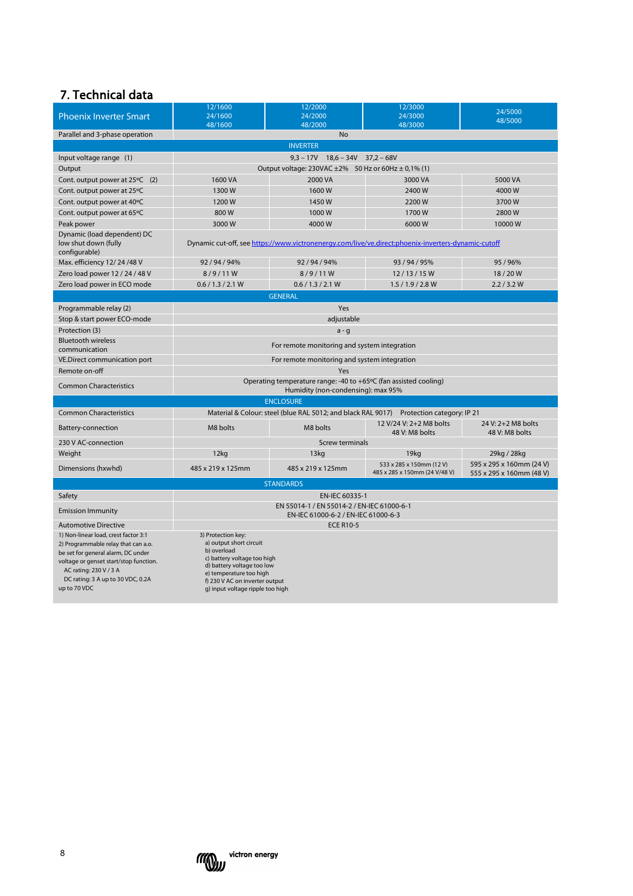## 7. Technical data

| Phoenix Inverter Smart | 12/1600<br>24/1600<br>48/1600 | 12/2000<br>24/2000<br>48/2000 | 12/3000<br>24/3000<br>48/3000 | 24/5000<br>48/5000 |
|---|---|---|---|---|
| Parallel and 3-phase operation | No | | | |
| INVERTER | | | | |
| Input voltage range (1) | 9,3 – 17V 18,6 – 34V 37,2 – 68V | | | |
| Output | Output voltage: 230VAC ±2% 50 Hz or 60Hz ± 0,1% (1) | | | |
| Cont. output power at 25ºC (2) | 1600 VA | 2000 VA | 3000 VA | 5000 VA |
| Cont. output power at 25ºC | 1300 W | 1600 W | 2400 W | 4000 W |
| Cont. output power at 40ºC | 1200 W | 1450 W | 2200 W | 3700 W |
| Cont. output power at 65ºC | 800 W | 1000 W | 1700 W | 2800 W |
| Peak power | 3000 W | 4000 W | 6000 W | 10000 W |
| Dynamic (load dependent) DC low shut down (fully configurable) | Dynamic cut-off, see https://www.victronenergy.com/live/ve.direct:phoenix-inverters-dynamic-cutoff | | | |
| Max. efficiency 12/ 24 /48 V | 92 / 94 / 94% | 92 / 94 / 94% | 93 / 94 / 95% | 95 / 96% |
| Zero load power 12 / 24 / 48 V | 8 / 9 / 11 W | 8 / 9 / 11 W | 12 / 13 / 15 W | 18 / 20 W |
| Zero load power in ECO mode | 0.6 / 1.3 / 2.1 W | 0.6 / 1.3 / 2.1 W | 1.5 / 1.9 / 2.8 W | 2.2 / 3.2 W |
| GENERAL | | | | |
| Programmable relay (2) | Yes | | | |
| Stop & start power ECO-mode | adjustable | | | |
| Protection (3) | a - g | | | |
| Bluetooth wireless communication | For remote monitoring and system integration | | | |
| VE.Direct communication port | For remote monitoring and system integration | | | |
| Remote on-off | Yes | | | |
| Common Characteristics | Operating temperature range: -40 to +65ºC (fan assisted cooling)<br>Humidity (non-condensing): max 95% | | | |
| ENCLOSURE | | | | |
| Common Characteristics | Material & Colour: steel (blue RAL 5012; and black RAL 9017) Protection category: IP 21 | | | |
| Battery-connection | M8 bolts | M8 bolts | 12 V/24 V: 2+2 M8 bolts<br>48 V: M8 bolts | 24 V: 2+2 M8 bolts<br>48 V: M8 bolts |
| 230 V AC-connection | Screw terminals | | | |
| Weight | 12kg | 13kg | 19kg | 29kg / 28kg |
| Dimensions (hxwhd) | 485 x 219 x 125mm | 485 x 219 x 125mm | 533 x 285 x 150mm (12 V)<br>485 x 285 x 150mm (24 V/48 V) | 595 x 295 x 160mm (24 V)<br>555 x 295 x 160mm (48 V) |
| STANDARDS | | | | |
| Safety | EN-IEC 60335-1 | | | |
| Emission Immunity | EN 55014-1 / EN 55014-2 / EN-IEC 61000-6-1<br>EN-IEC 61000-6-2 / EN-IEC 61000-6-3 | | | |
| Automotive Directive | ECE R10-5 | | | |

1) Non-linear load, crest factor 3:1
2) Programmable relay that can a.o. be set for general alarm, DC under voltage or genset start/stop function.
AC rating: 230 V / 3 A
DC rating: 3 A up to 30 VDC, 0.2A up to 70 VDC

3) Protection key:
a) output short circuit
b) overload
c) battery voltage too high
d) battery voltage too low
e) temperature too high
f) 230 V AC on inverter output
g) input voltage ripple too high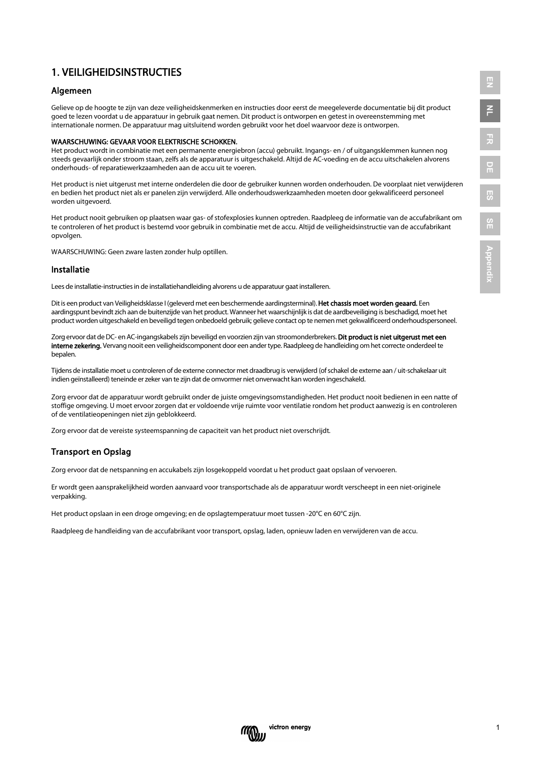# 1. VEILIGHEIDSINSTRUCTIES

## Algemeen

Gelieve op de hoogte te zijn van deze veiligheidskenmerken en instructies door eerst de meegeleverde documentatie bij dit product goed te lezen voordat u de apparatuur in gebruik gaat nemen. Dit product is ontworpen en getest in overeenstemming met internationale normen. De apparatuur mag uitsluitend worden gebruikt voor het doel waarvoor deze is ontworpen.

**WAARSCHUWING: GEVAAR VOOR ELEKTRISCHE SCHOKKEN.**
Het product wordt in combinatie met een permanente energiebron (accu) gebruikt. Ingangs- en / of uitgangsklemmen kunnen nog steeds gevaarlijk onder stroom staan, zelfs als de apparatuur is uitgeschakeld. Altijd de AC-voeding en de accu uitschakelen alvorens onderhouds- of reparatiewerkzaamheden aan de accu uit te voeren.

Het product is niet uitgerust met interne onderdelen die door de gebruiker kunnen worden onderhouden. De voorplaat niet verwijderen en bedien het product niet als er panelen zijn verwijderd. Alle onderhoudswerkzaamheden moeten door gekwalificeerd personeel worden uitgevoerd.

Het product nooit gebruiken op plaatsen waar gas- of stofexplosies kunnen optreden. Raadpleeg de informatie van de accufabrikant om te controleren of het product is bestemd voor gebruik in combinatie met de accu. Altijd de veiligheidsinstructie van de accufabrikant opvolgen.

WAARSCHUWING: Geen zware lasten zonder hulp optillen.

## Installatie

Lees de installatie-instructies in de installatiehandleiding alvorens u de apparatuur gaat installeren.

Dit is een product van Veiligheidsklasse I (geleverd met een beschermende aardingsterminal). **Het chassis moet worden geaard.** Een aardingspunt bevindt zich aan de buitenzijde van het product. Wanneer het waarschijnlijk is dat de aardbeveiliging is beschadigd, moet het product worden uitgeschakeld en beveiligd tegen onbedoeld gebruik; gelieve contact op te nemen met gekwalificeerd onderhoudspersoneel.

Zorg ervoor dat de DC- en AC-ingangskabels zijn beveiligd en voorzien zijn van stroomonderbrekers. **Dit product is niet uitgerust met een interne zekering.** Vervang nooit een veiligheidscomponent door een ander type. Raadpleeg de handleiding om het correcte onderdeel te bepalen.

Tijdens de installatie moet u controleren of de externe connector met draadbrug is verwijderd (of schakel de externe aan / uit-schakelaar uit indien geïnstalleerd) teneinde er zeker van te zijn dat de omvormer niet onverwacht kan worden ingeschakeld.

Zorg ervoor dat de apparatuur wordt gebruikt onder de juiste omgevingsomstandigheden. Het product nooit bedienen in een natte of stoffige omgeving. U moet ervoor zorgen dat er voldoende vrije ruimte voor ventilatie rondom het product aanwezig is en controleren of de ventilatieopeningen niet zijn geblokkeerd.

Zorg ervoor dat de vereiste systeemspanning de capaciteit van het product niet overschrijdt.

## Transport en Opslag

Zorg ervoor dat de netspanning en accukabels zijn losgekoppeld voordat u het product gaat opslaan of vervoeren.

Er wordt geen aansprakelijkheid worden aanvaard voor transportschade als de apparatuur wordt verscheept in een niet-originele verpakking.

Het product opslaan in een droge omgeving; en de opslagtemperatuur moet tussen -20°C en 60°C zijn.

Raadpleeg de handleiding van de accufabrikant voor transport, opslag, laden, opnieuw laden en verwijderen van de accu.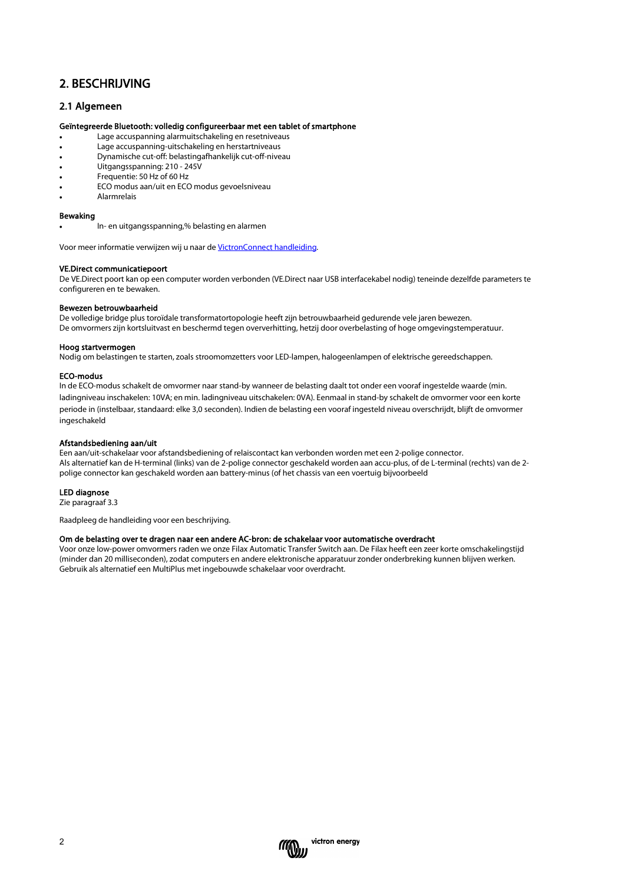# 2. BESCHRIJVING

## 2.1 Algemeen

**Geïntegreerde Bluetooth: volledig configureerbaar met een tablet of smartphone**

- Lage accuspanning alarmuitschakeling en resetniveaus
- Lage accuspanning-uitschakeling en herstartniveaus
- Dynamische cut-off: belastingafhankelijk cut-off-niveau
- Uitgangsspanning: 210 - 245V
- Frequentie: 50 Hz of 60 Hz
- ECO modus aan/uit en ECO modus gevoelsniveau
- Alarmrelais

**Bewaking**

- In- en uitgangsspanning,% belasting en alarmen

Voor meer informatie verwijzen wij u naar de VictronConnect handleiding.

**VE.Direct communicatiepoort**
De VE.Direct poort kan op een computer worden verbonden (VE.Direct naar USB interfacekabel nodig) teneinde dezelfde parameters te configureren en te bewaken.

**Bewezen betrouwbaarheid**
De volledige bridge plus toroïdale transformatortopologie heeft zijn betrouwbaarheid gedurende vele jaren bewezen.
De omvormers zijn kortsluitvast en beschermd tegen oververhitting, hetzij door overbelasting of hoge omgevingstemperatuur.

**Hoog startvermogen**
Nodig om belastingen te starten, zoals stroomomzetters voor LED-lampen, halogeenlampen of elektrische gereedschappen.

**ECO-modus**
In de ECO-modus schakelt de omvormer naar stand-by wanneer de belasting daalt tot onder een vooraf ingestelde waarde (min. ladingniveau inschakelen: 10VA; en min. ladingniveau uitschakelen: 0VA). Eenmaal in stand-by schakelt de omvormer voor een korte periode in (instelbaar, standaard: elke 3,0 seconden). Indien de belasting een vooraf ingesteld niveau overschrijdt, blijft de omvormer ingeschakeld

**Afstandsbediening aan/uit**
Een aan/uit-schakelaar voor afstandsbediening of relaiscontact kan verbonden worden met een 2-polige connector.
Als alternatief kan de H-terminal (links) van de 2-polige connector geschakeld worden aan accu-plus, of de L-terminal (rechts) van de 2-polige connector kan geschakeld worden aan battery-minus (of het chassis van een voertuig bijvoorbeeld

**LED diagnose**
Zie paragraaf 3.3

Raadpleeg de handleiding voor een beschrijving.

**Om de belasting over te dragen naar een andere AC-bron: de schakelaar voor automatische overdracht**
Voor onze low-power omvormers raden we onze Filax Automatic Transfer Switch aan. De Filax heeft een zeer korte omschakelingstijd (minder dan 20 milliseconden), zodat computers en andere elektronische apparatuur zonder onderbreking kunnen blijven werken.
Gebruik als alternatief een MultiPlus met ingebouwde schakelaar voor overdracht.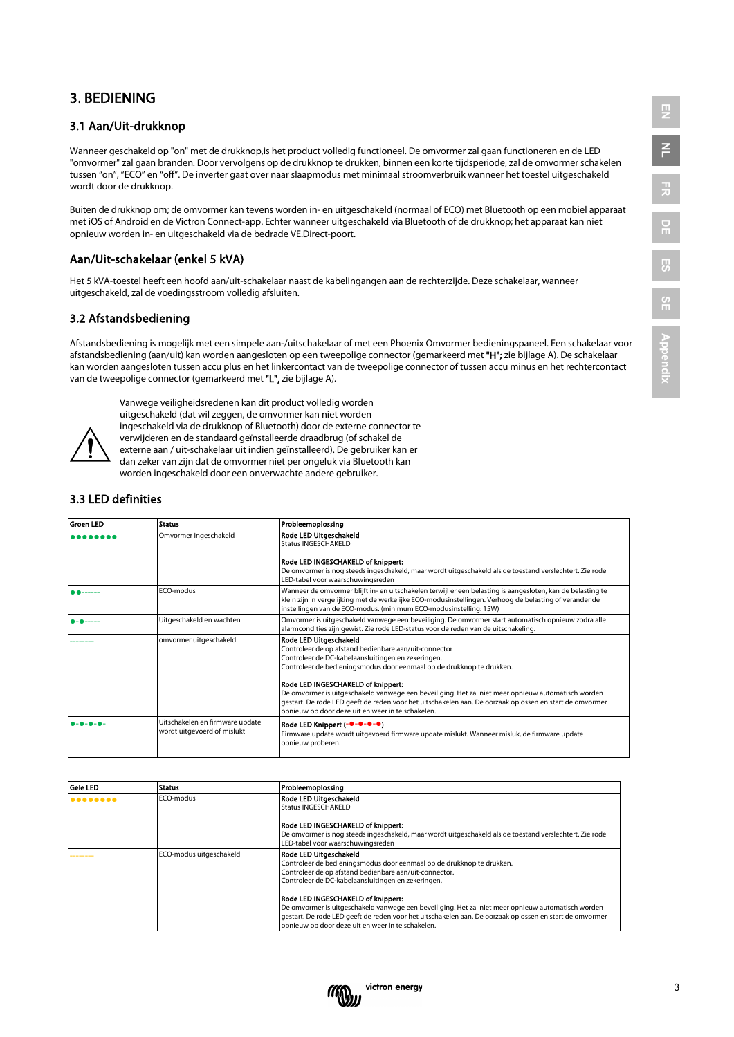# 3. BEDIENING

## 3.1 Aan/Uit-drukknop

Wanneer geschakeld op "on" met de drukknop,is het product volledig functioneel. De omvormer zal gaan functioneren en de LED "omvormer" zal gaan branden. Door vervolgens op de drukknop te drukken, binnen een korte tijdsperiode, zal de omvormer schakelen tussen "on", "ECO" en "off". De inverter gaat over naar slaapmodus met minimaal stroomverbruik wanneer het toestel uitgeschakeld wordt door de drukknop.

Buiten de drukknop om; de omvormer kan tevens worden in- en uitgeschakeld (normaal of ECO) met Bluetooth op een mobiel apparaat met iOS of Android en de Victron Connect-app. Echter wanneer uitgeschakeld via Bluetooth of de drukknop; het apparaat kan niet opnieuw worden in- en uitgeschakeld via de bedrade VE.Direct-poort.

### Aan/Uit-schakelaar (enkel 5 kVA)

Het 5 kVA-toestel heeft een hoofd aan/uit-schakelaar naast de kabelingangen aan de rechterzijde. Deze schakelaar, wanneer uitgeschakeld, zal de voedingsstroom volledig afsluiten.

## 3.2 Afstandsbediening

Afstandsbediening is mogelijk met een simpele aan-/uitschakelaar of met een Phoenix Omvormer bedieningspaneel. Een schakelaar voor afstandsbediening (aan/uit) kan worden aangesloten op een tweepolige connector (gemarkeerd met **"H";** zie bijlage A). De schakelaar kan worden aangesloten tussen accu plus en het linkercontact van de tweepolige connector of tussen accu minus en het rechtercontact van de tweepolige connector (gemarkeerd met **"L",** zie bijlage A).

Vanwege veiligheidsredenen kan dit product volledig worden uitgeschakeld (dat wil zeggen, de omvormer kan niet worden ingeschakeld via de drukknop of Bluetooth) door de externe connector te verwijderen en de standaard geïnstalleerde draadbrug (of schakel de externe aan / uit-schakelaar uit indien geïnstalleerd). De gebruiker kan er dan zeker van zijn dat de omvormer niet per ongeluk via Bluetooth kan worden ingeschakeld door een onverwachte andere gebruiker.

## 3.3 LED definities

| Groen LED | Status | Probleemoplossing |
|---|---|---|
| ●●●●●●●● | Omvormer ingeschakeld | **Rode LED Uitgeschakeld**<br>Status INGESCHAKELD<br><br>**Rode LED INGESCHAKELD of knippert:**<br>De omvormer is nog steeds ingeschakeld, maar wordt uitgeschakeld als de toestand verslechtert. Zie rode LED-tabel voor waarschuwingsreden |
| ●●------ | ECO-modus | Wanneer de omvormer blijft in- en uitschakelen terwijl er een belasting is aangesloten, kan de belasting te klein zijn in vergelijking met de werkelijke ECO-modusinstellingen. Verhoog de belasting of verander de instellingen van de ECO-modus. (minimum ECO-modusinstelling: 15W) |
| ●-●----- | Uitgeschakeld en wachten | Omvormer is uitgeschakeld vanwege een beveiliging. De omvormer start automatisch opnieuw zodra alle alarmcondities zijn gewist. Zie rode LED-status voor de reden van de uitschakeling. |
| -------- | omvormer uitgeschakeld | **Rode LED Uitgeschakeld**<br>Controleer de op afstand bedienbare aan/uit-connector<br>Controleer de DC-kabelaansluitingen en zekeringen.<br>Controleer de bedieningsmodus door eenmaal op de drukknop te drukken.<br><br>**Rode LED INGESCHAKELD of knippert:**<br>De omvormer is uitgeschakeld vanwege een beveiliging. Het zal niet meer opnieuw automatisch worden gestart. De rode LED geeft de reden voor het uitschakelen aan. De oorzaak oplossen en start de omvormer opnieuw op door deze uit en weer in te schakelen. |
| ●-●-●-●- | Uitschakelen en firmware update wordt uitgevoerd of mislukt | **Rode LED Knippert (-●-●-●-●)**<br>Firmware update wordt uitgevoerd firmware update mislukt. Wanneer misluk, de firmware update opnieuw proberen. |

| Gele LED | Status | Probleemoplossing |
|---|---|---|
| ●●●●●●●● | ECO-modus | **Rode LED Uitgeschakeld**<br>Status INGESCHAKELD<br><br>**Rode LED INGESCHAKELD of knippert:**<br>De omvormer is nog steeds ingeschakeld, maar wordt uitgeschakeld als de toestand verslechtert. Zie rode LED-tabel voor waarschuwingsreden |
| -------- | ECO-modus uitgeschakeld | **Rode LED Uitgeschakeld**<br>Controleer de bedieningsmodus door eenmaal op de drukknop te drukken.<br>Controleer de op afstand bedienbare aan/uit-connector.<br>Controleer de DC-kabelaansluitingen en zekeringen.<br><br>**Rode LED INGESCHAKELD of knippert:**<br>De omvormer is uitgeschakeld vanwege een beveiliging. Het zal niet meer opnieuw automatisch worden gestart. De rode LED geeft de reden voor het uitschakelen aan. De oorzaak oplossen en start de omvormer opnieuw op door deze uit en weer in te schakelen. |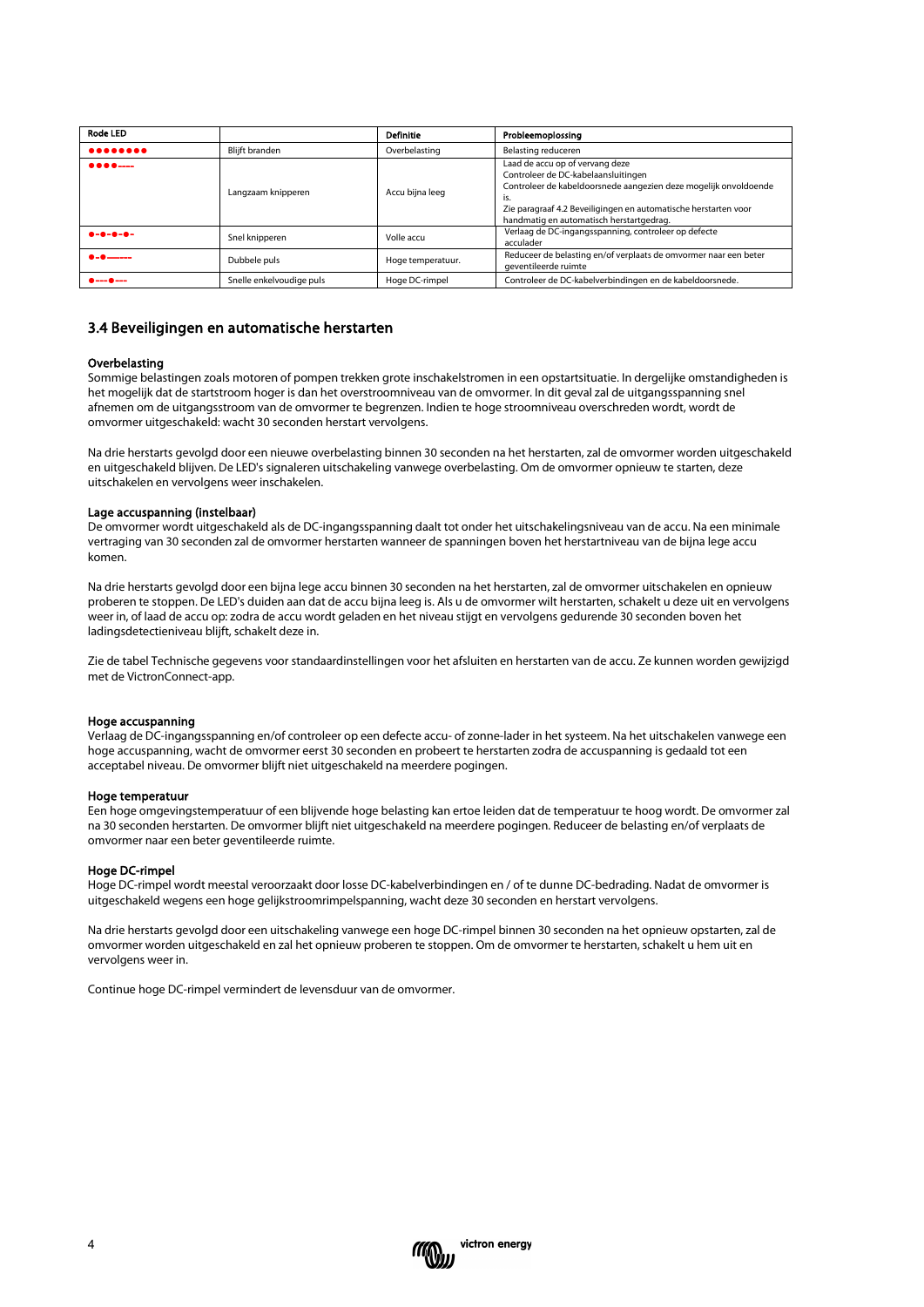| Rode LED | | Definitie | Probleemoplossing |
|---|---|---|---|
| ●●●●●●●● | Blijft branden | Overbelasting | Belasting reduceren |
| ●●●●---- | Langzaam knipperen | Accu bijna leeg | Laad de accu op of vervang deze<br>Controleer de DC-kabelaansluitingen<br>Controleer de kabeldoorsnede aangezien deze mogelijk onvoldoende is.<br>Zie paragraaf 4.2 Beveiligingen en automatisch herstarten voor handmatig en automatisch herstartgedrag. |
| ●-●-●-●- | Snel knipperen | Volle accu | Verlaag de DC-ingangsspanning, controleer op defecte acculader |
| ●-●------ | Dubbele puls | Hoge temperatuur. | Reduceer de belasting en/of verplaats de omvormer naar een beter geventileerde ruimte |
| ●---●--- | Snelle enkelvoudige puls | Hoge DC-rimpel | Controleer de DC-kabelverbindingen en de kabeldoorsnede. |

## 3.4 Beveiligingen en automatische herstarten

### Overbelasting

Sommige belastingen zoals motoren of pompen trekken grote inschakelstromen in een opstartsituatie. In dergelijke omstandigheden is het mogelijk dat de startstroom hoger is dan het overstroomniveau van de omvormer. In dit geval zal de uitgangsspanning snel afnemen om de uitgangsstroom van de omvormer te begrenzen. Indien te hoge stroomniveau overschreden wordt, wordt de omvormer uitgeschakeld: wacht 30 seconden herstart vervolgens.

Na drie herstarts gevolgd door een nieuwe overbelasting binnen 30 seconden na het herstarten, zal de omvormer worden uitgeschakeld en uitgeschakeld blijven. De LED's signaleren uitschakeling vanwege overbelasting. Om de omvormer opnieuw te starten, deze uitschakelen en vervolgens weer inschakelen.

### Lage accuspanning (instelbaar)

De omvormer wordt uitgeschakeld als de DC-ingangsspanning daalt tot onder het uitschakelingsniveau van de accu. Na een minimale vertraging van 30 seconden zal de omvormer herstarten wanneer de spanningen boven het herstartniveau van de bijna lege accu komen.

Na drie herstarts gevolgd door een bijna lege accu binnen 30 seconden na het herstarten, zal de omvormer uitschakelen en opnieuw proberen te stoppen. De LED's duiden aan dat de accu bijna leeg is. Als u de omvormer wilt herstarten, schakelt u deze uit en vervolgens weer in, of laad de accu op: zodra de accu wordt geladen en het niveau stijgt en vervolgens gedurende 30 seconden boven het ladingsdetectieniveau blijft, schakelt deze in.

Zie de tabel Technische gegevens voor standaardinstellingen voor het afsluiten en herstarten van de accu. Ze kunnen worden gewijzigd met de VictronConnect-app.

### Hoge accuspanning

Verlaag de DC-ingangsspanning en/of controleer op een defecte accu- of zonne-lader in het systeem. Na het uitschakelen vanwege een hoge accuspanning, wacht de omvormer eerst 30 seconden en probeert te herstarten zodra de accuspanning is gedaald tot een acceptabel niveau. De omvormer blijft niet uitgeschakeld na meerdere pogingen.

### Hoge temperatuur

Een hoge omgevingstemperatuur of een blijvende hoge belasting kan ertoe leiden dat de temperatuur te hoog wordt. De omvormer zal na 30 seconden herstarten. De omvormer blijft niet uitgeschakeld na meerdere pogingen. Reduceer de belasting en/of verplaats de omvormer naar een beter geventileerde ruimte.

### Hoge DC-rimpel

Hoge DC-rimpel wordt meestal veroorzaakt door losse DC-kabelverbindingen en / of te dunne DC-bedrading. Nadat de omvormer is uitgeschakeld wegens een hoge gelijkstroomrimpelspanning, wacht deze 30 seconden en herstart vervolgens.

Na drie herstarts gevolgd door een uitschakeling vanwege een hoge DC-rimpel binnen 30 seconden na het opnieuw opstarten, zal de omvormer worden uitgeschakeld en zal het opnieuw proberen te stoppen. Om de omvormer te herstarten, schakelt u hem uit en vervolgens weer in.

Continue hoge DC-rimpel vermindert de levensduur van de omvormer.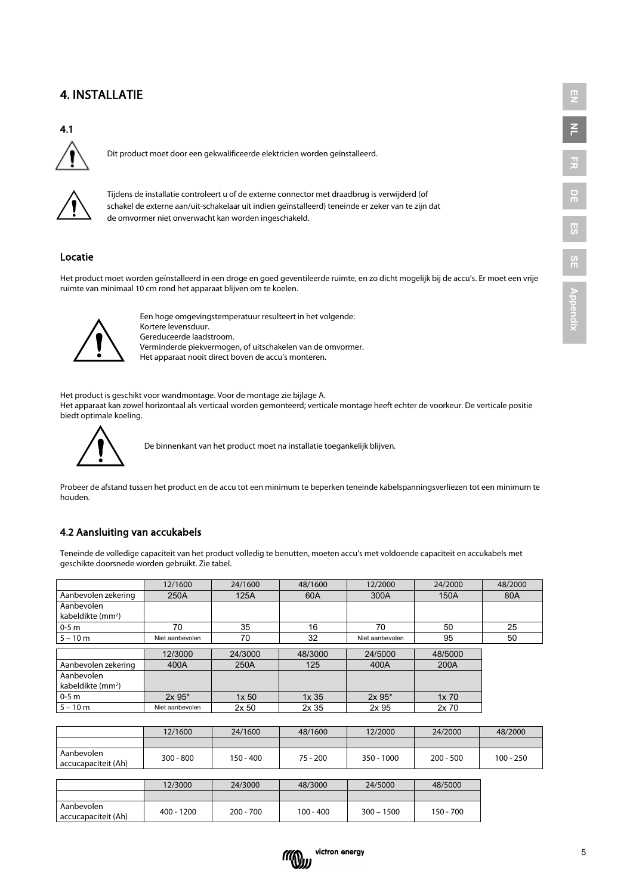# 4. INSTALLATIE

## 4.1

Dit product moet door een gekwalificeerde elektricien worden geïnstalleerd.

Tijdens de installatie controleert u of de externe connector met draadbrug is verwijderd (of schakel de externe aan/uit-schakelaar uit indien geïnstalleerd) teneinde er zeker van te zijn dat de omvormer niet onverwacht kan worden ingeschakeld.

### Locatie

Het product moet worden geïnstalleerd in een droge en goed geventileerde ruimte, en zo dicht mogelijk bij de accu's. Er moet een vrije ruimte van minimaal 10 cm rond het apparaat blijven om te koelen.

Een hoge omgevingstemperatuur resulteert in het volgende:
Kortere levensduur.
Gereduceerde laadstroom.
Verminderde piekvermogen, of uitschakelen van de omvormer.
Het apparaat nooit direct boven de accu's monteren.

Het product is geschikt voor wandmontage. Voor de montage zie bijlage A.
Het apparaat kan zowel horizontaal als verticaal worden gemonteerd; verticale montage heeft echter de voorkeur. De verticale positie biedt optimale koeling.

De binnenkant van het product moet na installatie toegankelijk blijven.

Probeer de afstand tussen het product en de accu tot een minimum te beperken teneinde kabelspanningsverliezen tot een minimum te houden.

## 4.2 Aansluiting van accukabels

Teneinde de volledige capaciteit van het product volledig te benutten, moeten accu's met voldoende capaciteit en accukabels met geschikte doorsnede worden gebruikt. Zie tabel.

| | 12/1600 | 24/1600 | 48/1600 | 12/2000 | 24/2000 | 48/2000 |
|---|---|---|---|---|---|---|
| Aanbevolen zekering | 250A | 125A | 60A | 300A | 150A | 80A |
| Aanbevolen kabeldikte (mm²) | | | | | | |
| 0-5 m | 70 | 35 | 16 | 70 | 50 | 25 |
| 5 – 10 m | Niet aanbevolen | 70 | 32 | Niet aanbevolen | 95 | 50 |

| | 12/3000 | 24/3000 | 48/3000 | 24/5000 | 48/5000 |
|---|---|---|---|---|---|
| Aanbevolen zekering | 400A | 250A | 125 | 400A | 200A |
| Aanbevolen kabeldikte (mm²) | | | | | |
| 0-5 m | 2x 95* | 1x 50 | 1x 35 | 2x 95* | 1x 70 |
| 5 – 10 m | Niet aanbevolen | 2x 50 | 2x 35 | 2x 95 | 2x 70 |

| | 12/1600 | 24/1600 | 48/1600 | 12/2000 | 24/2000 | 48/2000 |
|---|---|---|---|---|---|---|
| | | | | | | |
| Aanbevolen accucapaciteit (Ah) | 300 - 800 | 150 - 400 | 75 - 200 | 350 - 1000 | 200 - 500 | 100 - 250 |

| | 12/3000 | 24/3000 | 48/3000 | 24/5000 | 48/5000 |
|---|---|---|---|---|---|
| | | | | | |
| Aanbevolen accucapaciteit (Ah) | 400 - 1200 | 200 - 700 | 100 - 400 | 300 – 1500 | 150 - 700 |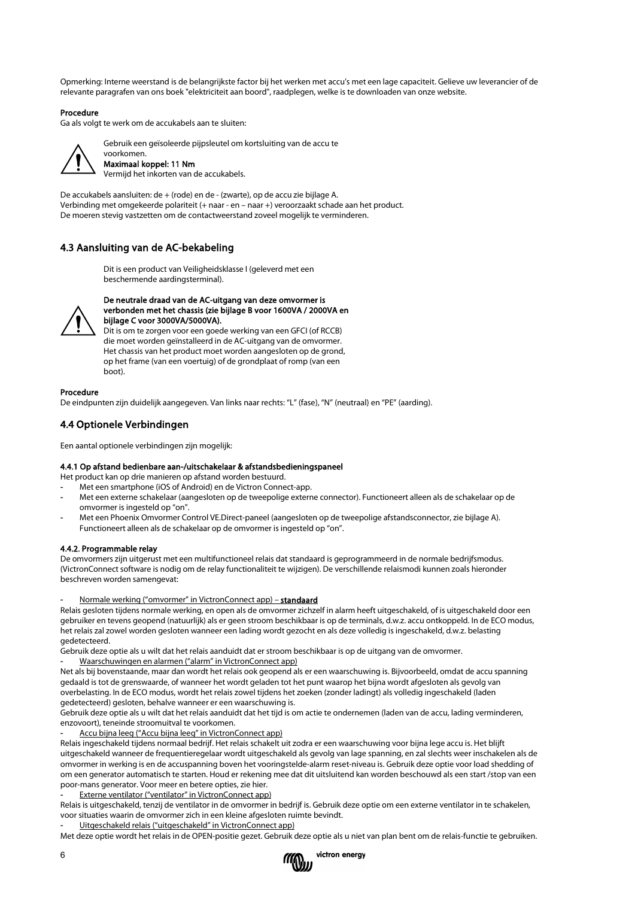Opmerking: Interne weerstand is de belangrijkste factor bij het werken met accu's met een lage capaciteit. Gelieve uw leverancier of de relevante paragrafen van ons boek "elektriciteit aan boord", raadplegen, welke is te downloaden van onze website.

**Procedure**

Ga als volgt te werk om de accukabels aan te sluiten:

Gebruik een geïsoleerde pijpsleutel om kortsluiting van de accu te voorkomen.
**Maximaal koppel: 11 Nm**
Vermijd het inkorten van de accukabels.

De accukabels aansluiten: de + (rode) en de - (zwarte), op de accu zie bijlage A.
Verbinding met omgekeerde polariteit (+ naar - en – naar +) veroorzaakt schade aan het product.
De moeren stevig vastzetten om de contactweerstand zoveel mogelijk te verminderen.

## 4.3 Aansluiting van de AC-bekabeling

Dit is een product van Veiligheidsklasse I (geleverd met een beschermende aardingsterminal).

**De neutrale draad van de AC-uitgang van deze omvormer is verbonden met het chassis (zie bijlage B voor 1600VA / 2000VA en bijlage C voor 3000VA/5000VA).**
Dit is om te zorgen voor een goede werking van een GFCI (of RCCB) die moet worden geïnstalleerd in de AC-uitgang van de omvormer. Het chassis van het product moet worden aangesloten op de grond, op het frame (van een voertuig) of de grondplaat of romp (van een boot).

**Procedure**

De eindpunten zijn duidelijk aangegeven. Van links naar rechts: "L" (fase), "N" (neutraal) en "PE" (aarding).

## 4.4 Optionele Verbindingen

Een aantal optionele verbindingen zijn mogelijk:

### 4.4.1 Op afstand bedienbare aan-/uitschakelaar & afstandsbedieningspaneel

Het product kan op drie manieren op afstand worden bestuurd.

- Met een smartphone (iOS of Android) en de Victron Connect-app.
- Met een externe schakelaar (aangesloten op de tweepolige externe connector). Functioneert alleen als de schakelaar op de omvormer is ingesteld op "on".
- Met een Phoenix Omvormer Control VE.Direct-paneel (aangesloten op de tweepolige afstandsconnector, zie bijlage A). Functioneert alleen als de schakelaar op de omvormer is ingesteld op "on".

### 4.4.2. Programmable relay

De omvormers zijn uitgerust met een multifunctioneel relais dat standaard is geprogrammeerd in de normale bedrijfsmodus. (VictronConnect software is nodig om de relay functionaliteit te wijzigen). De verschillende relaismodi kunnen zoals hieronder beschreven worden samengevat:

- Normale werking ("omvormer" in VictronConnect app) – **standaard**

Relais gesloten tijdens normale werking, en open als de omvormer zichzelf in alarm heeft uitgeschakeld, of is uitgeschakeld door een gebruiker en tevens geopend (natuurlijk) als er geen stroom beschikbaar is op de terminals, d.w.z. accu ontkoppeld. In de ECO modus, het relais zal zowel worden gesloten wanneer een lading wordt gezocht en als deze volledig is ingeschakeld, d.w.z. belasting gedetecteerd.
Gebruik deze optie als u wilt dat het relais aanduidt dat er stroom beschikbaar is op de uitgang van de omvormer.

- Waarschuwingen en alarmen ("alarm" in VictronConnect app)

Net als bij bovenstaande, maar dan wordt het relais ook geopend als er een waarschuwing is. Bijvoorbeeld, omdat de accu spanning gedaald is tot de grenswaarde, of wanneer het wordt geladen tot het punt waarop het bijna wordt afgesloten als gevolg van overbelasting. In de ECO modus, wordt het relais zowel tijdens het zoeken (zonder ladingt) als volledig ingeschakeld (laden gedetecteerd) gesloten, behalve wanneer er een waarschuwing is.
Gebruik deze optie als u wilt dat het relais aanduidt dat het tijd is om actie te ondernemen (laden van de accu, lading verminderen, enzovoort), teneinde stroomuitval te voorkomen.

- Accu bijna leeg ("Accu bijna leeg" in VictronConnect app)

Relais ingeschakeld tijdens normaal bedrijf. Het relais schakelt uit zodra er een waarschuwing voor bijna lege accu is. Het blijft uitgeschakeld wanneer de frequentieregelaar wordt uitgeschakeld als gevolg van lage spanning, en zal slechts weer inschakelen als de omvormer in werking is en de accuspanning boven het vooringstelde-alarm reset-niveau is. Gebruik deze optie voor load shedding of om een generator automatisch te starten. Houd er rekening mee dat dit uitsluitend kan worden beschouwd als een start /stop van een poor-mans generator. Voor meer en betere opties, zie hier.

- Externe ventilator ("ventilator" in VictronConnect app)

Relais is uitgeschakeld, tenzij de ventilator in de omvormer in bedrijf is. Gebruik deze optie om een externe ventilator in te schakelen, voor situaties waarin de omvormer zich in een kleine afgesloten ruimte bevindt.

- Uitgeschakeld relais ("uitgeschakeld" in VictronConnect app)

Met deze optie wordt het relais in de OPEN-positie gezet. Gebruik deze optie als u niet van plan bent om de relais-functie te gebruiken.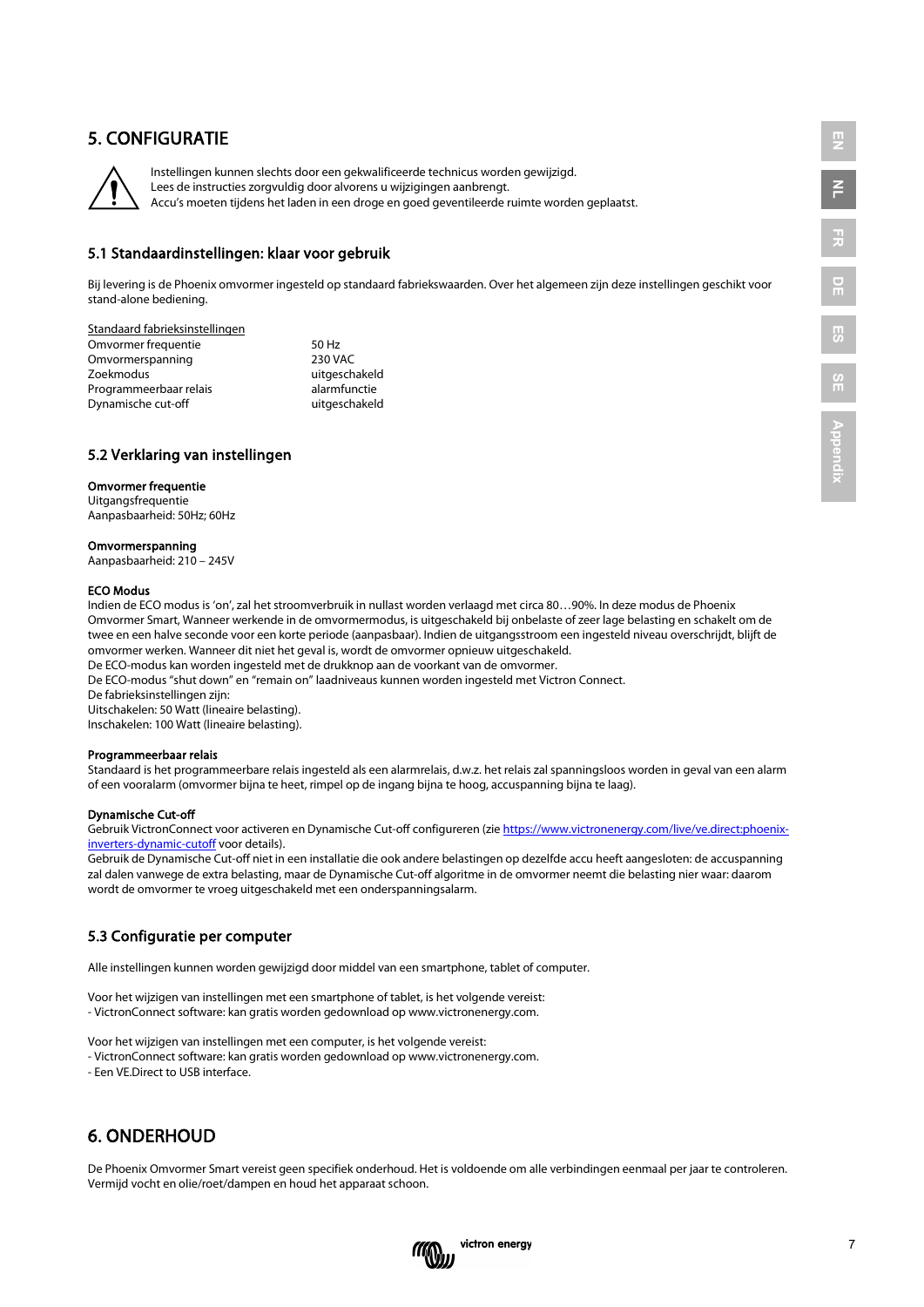# 5. CONFIGURATIE

Instellingen kunnen slechts door een gekwalificeerde technicus worden gewijzigd.
Lees de instructies zorgvuldig door alvorens u wijzigingen aanbrengt.
Accu's moeten tijdens het laden in een droge en goed geventileerde ruimte worden geplaatst.

## 5.1 Standaardinstellingen: klaar voor gebruik

Bij levering is de Phoenix omvormer ingesteld op standaard fabriekswaarden. Over het algemeen zijn deze instellingen geschikt voor stand-alone bediening.

Standaard fabrieksinstellingen

| | |
|---|---|
| Omvormer frequentie | 50 Hz |
| Omvormerspanning | 230 VAC |
| Zoekmodus | uitgeschakeld |
| Programmeerbaar relais | alarmfunctie |
| Dynamische cut-off | uitgeschakeld |

## 5.2 Verklaring van instellingen

**Omvormer frequentie**
Uitgangsfrequentie
Aanpasbaarheid: 50Hz; 60Hz

**Omvormerspanning**
Aanpasbaarheid: 210 – 245V

**ECO Modus**
Indien de ECO modus is 'on', zal het stroomverbruik in nullast worden verlaagd met circa 80…90%. In deze modus de Phoenix Omvormer Smart, Wanneer werkende in de omvormermodus, is uitgeschakeld bij onbelaste of zeer lage belasting en schakelt om de twee en een halve seconde voor een korte periode (aanpasbaar). Indien de uitgangsstroom een ingesteld niveau overschrijdt, blijft de omvormer werken. Wanneer dit niet het geval is, wordt de omvormer opnieuw uitgeschakeld.
De ECO-modus kan worden ingesteld met de drukknop aan de voorkant van de omvormer.
De ECO-modus "shut down" en "remain on" laadniveaus kunnen worden ingesteld met Victron Connect.
De fabrieksinstellingen zijn:
Uitschakelen: 50 Watt (lineaire belasting).
Inschakelen: 100 Watt (lineaire belasting).

**Programmeerbaar relais**
Standaard is het programmeerbare relais ingesteld als een alarmrelais, d.w.z. het relais zal spanningsloos worden in geval van een alarm of een vooralarm (omvormer bijna te heet, rimpel op de ingang bijna te hoog, accuspanning bijna te laag).

**Dynamische Cut-off**
Gebruik VictronConnect voor activeren en Dynamische Cut-off configureren (zie https://www.victronenergy.com/live/ve.direct:phoenix-inverters-dynamic-cutoff voor details).
Gebruik de Dynamische Cut-off niet in een installatie die ook andere belastingen op dezelfde accu heeft aangesloten: de accuspanning zal dalen vanwege de extra belasting, maar de Dynamische Cut-off algoritme in de omvormer neemt die belasting nier waar: daarom wordt de omvormer te vroeg uitgeschakeld met een onderspanningsalarm.

## 5.3 Configuratie per computer

Alle instellingen kunnen worden gewijzigd door middel van een smartphone, tablet of computer.

Voor het wijzigen van instellingen met een smartphone of tablet, is het volgende vereist:
- VictronConnect software: kan gratis worden gedownload op www.victronenergy.com.

Voor het wijzigen van instellingen met een computer, is het volgende vereist:
- VictronConnect software: kan gratis worden gedownload op www.victronenergy.com.
- Een VE.Direct to USB interface.

# 6. ONDERHOUD

De Phoenix Omvormer Smart vereist geen specifiek onderhoud. Het is voldoende om alle verbindingen eenmaal per jaar te controleren. Vermijd vocht en olie/roet/dampen en houd het apparaat schoon.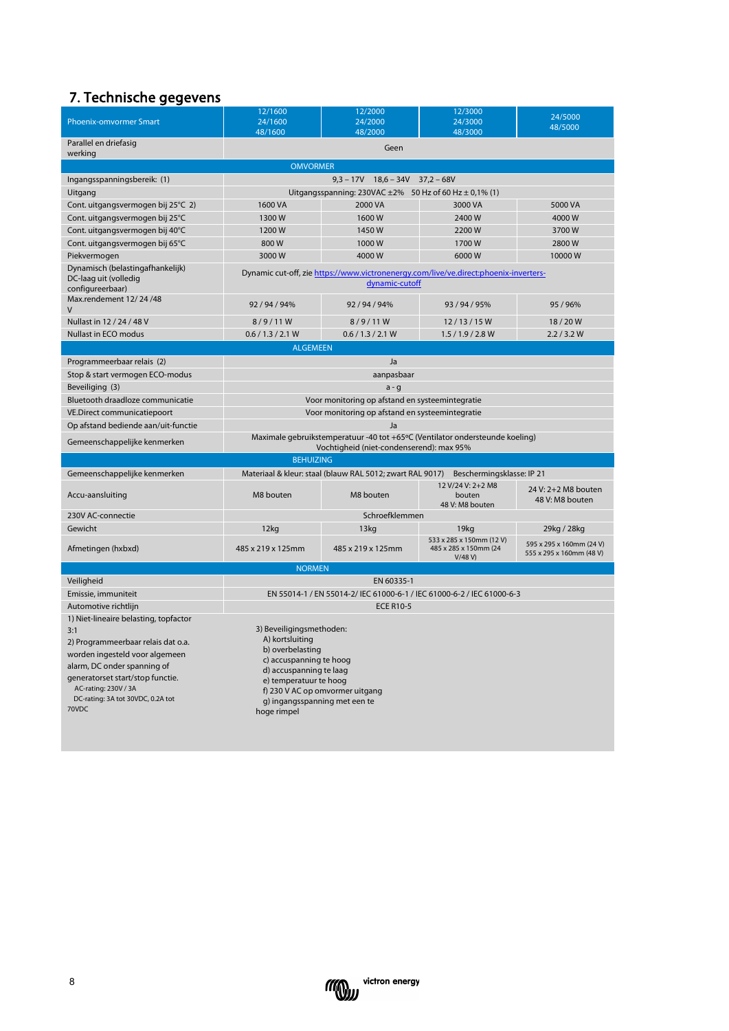## 7. Technische gegevens

| Phoenix-omvormer Smart | 12/1600 24/1600 48/1600 | 12/2000 24/2000 48/2000 | 12/3000 24/3000 48/3000 | 24/5000 48/5000 |
|---|---|---|---|---|
| Parallel en driefasig werking | Geen | | | |
| OMVORMER | | | | |
| Ingangsspanningsbereik: (1) | 9,3 – 17V 18,6 – 34V 37,2 – 68V | | | |
| Uitgang | Uitgangsspanning: 230VAC ±2% 50 Hz of 60 Hz ± 0,1% (1) | | | |
| Cont. uitgangsvermogen bij 25°C 2) | 1600 VA | 2000 VA | 3000 VA | 5000 VA |
| Cont. uitgangsvermogen bij 25°C | 1300 W | 1600 W | 2400 W | 4000 W |
| Cont. uitgangsvermogen bij 40°C | 1200 W | 1450 W | 2200 W | 3700 W |
| Cont. uitgangsvermogen bij 65°C | 800 W | 1000 W | 1700 W | 2800 W |
| Piekvermogen | 3000 W | 4000 W | 6000 W | 10000 W |
| Dynamisch (belastingafhankelijk) DC-laag uit (volledig configureerbaar) | Dynamic cut-off, zie https://www.victronenergy.com/live/ve.direct:phoenix-inverters-dynamic-cutoff | | | |
| Max.rendement 12/ 24 /48 V | 92 / 94 / 94% | 92 / 94 / 94% | 93 / 94 / 95% | 95 / 96% |
| Nullast in 12 / 24 / 48 V | 8 / 9 / 11 W | 8 / 9 / 11 W | 12 / 13 / 15 W | 18 / 20 W |
| Nullast in ECO modus | 0.6 / 1.3 / 2.1 W | 0.6 / 1.3 / 2.1 W | 1.5 / 1.9 / 2.8 W | 2.2 / 3.2 W |
| ALGEMEEN | | | | |
| Programmeerbaar relais (2) | Ja | | | |
| Stop & start vermogen ECO-modus | aanpasbaar | | | |
| Beveiliging (3) | a - g | | | |
| Bluetooth draadloze communicatie | Voor monitoring op afstand en systeemintegratie | | | |
| VE.Direct communicatiepoort | Voor monitoring op afstand en systeemintegratie | | | |
| Op afstand bediende aan/uit-functie | Ja | | | |
| Gemeenschappelijke kenmerken | Maximale gebruikstemperatuur -40 tot +65ºC (Ventilator ondersteunde koeling) Vochtigheid (niet-condenserend): max 95% | | | |
| BEHUIZING | | | | |
| Gemeenschappelijke kenmerken | Materiaal & kleur: staal (blauw RAL 5012; zwart RAL 9017) Beschermingsklasse: IP 21 | | | |
| Accu-aansluiting | M8 bouten | M8 bouten | 12 V/24 V: 2+2 M8 bouten 48 V: M8 bouten | 24 V: 2+2 M8 bouten 48 V: M8 bouten |
| 230V AC-connectie | Schroefklemmen | | | |
| Gewicht | 12kg | 13kg | 19kg | 29kg / 28kg |
| Afmetingen (hxbxd) | 485 x 219 x 125mm | 485 x 219 x 125mm | 533 x 285 x 150mm (12 V) 485 x 285 x 150mm (24 V/48 V) | 595 x 295 x 160mm (24 V) 555 x 295 x 160mm (48 V) |
| NORMEN | | | | |
| Veiligheid | EN 60335-1 | | | |
| Emissie, immuniteit | EN 55014-1 / EN 55014-2/ IEC 61000-6-1 / IEC 61000-6-2 / IEC 61000-6-3 | | | |
| Automotive richtlijn | ECE R10-5 | | | |

1) Niet-lineaire belasting, topfactor 3:1

2) Programmeerbaar relais dat o.a. worden ingesteld voor algemeen alarm, DC onder spanning of generatorset start/stop functie.
AC-rating: 230V / 3A
DC-rating: 3A tot 30VDC, 0.2A tot 70VDC

3) Beveiligingsmethoden:
A) kortsluiting
b) overbelasting
c) accuspanning te hoog
d) accuspanning te laag
e) temperatuur te hoog
f) 230 V AC op omvormer uitgang
g) ingangsspanning met een te hoge rimpel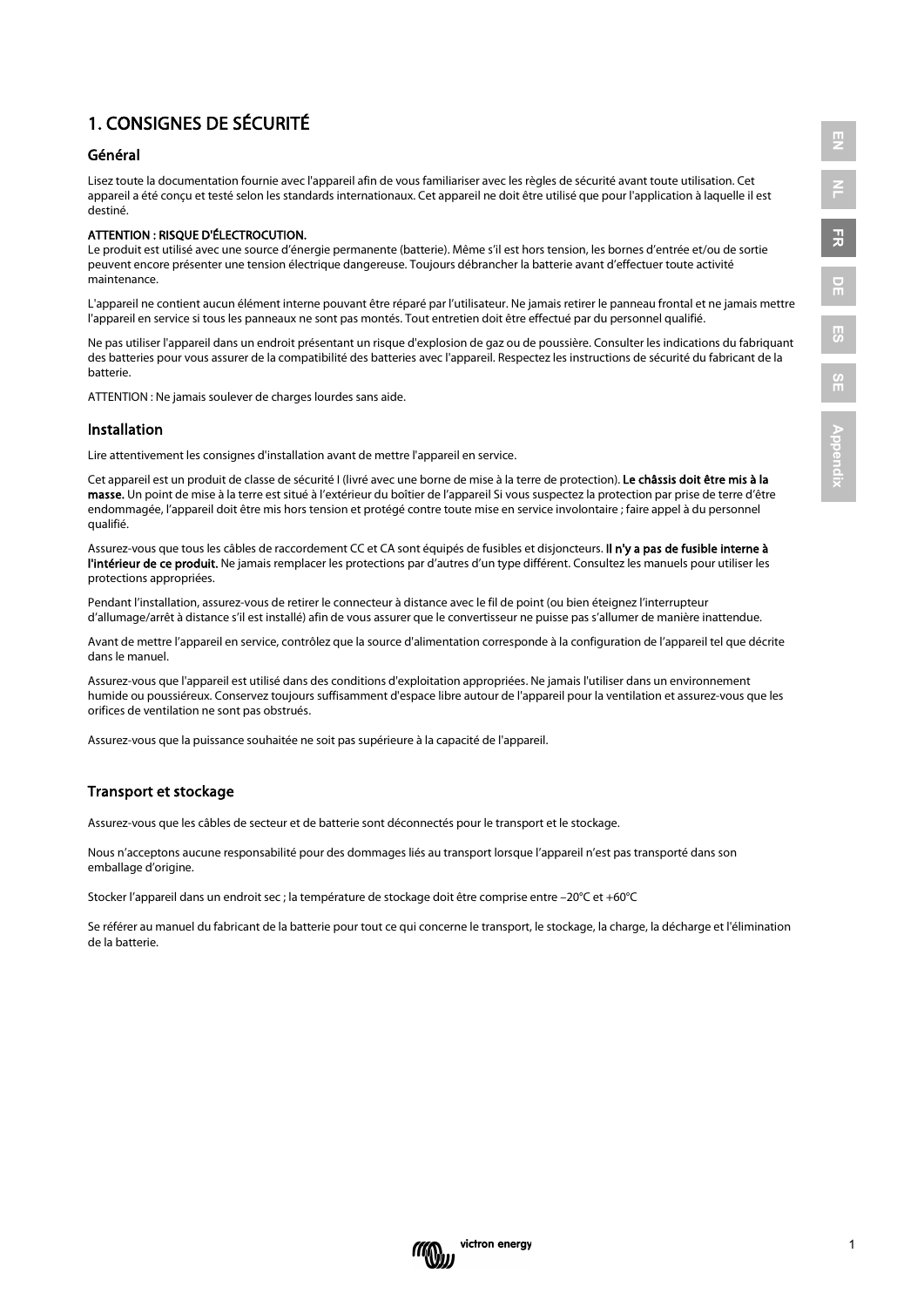# 1. CONSIGNES DE SÉCURITÉ

## Général

Lisez toute la documentation fournie avec l'appareil afin de vous familiariser avec les règles de sécurité avant toute utilisation. Cet appareil a été conçu et testé selon les standards internationaux. Cet appareil ne doit être utilisé que pour l'application à laquelle il est destiné.

**ATTENTION : RISQUE D'ÉLECTROCUTION.**
Le produit est utilisé avec une source d'énergie permanente (batterie). Même s'il est hors tension, les bornes d'entrée et/ou de sortie peuvent encore présenter une tension électrique dangereuse. Toujours débrancher la batterie avant d'effectuer toute activité maintenance.

L'appareil ne contient aucun élément interne pouvant être réparé par l'utilisateur. Ne jamais retirer le panneau frontal et ne jamais mettre l'appareil en service si tous les panneaux ne sont pas montés. Tout entretien doit être effectué par du personnel qualifié.

Ne pas utiliser l'appareil dans un endroit présentant un risque d'explosion de gaz ou de poussière. Consulter les indications du fabriquant des batteries pour vous assurer de la compatibilité des batteries avec l'appareil. Respectez les instructions de sécurité du fabricant de la batterie.

ATTENTION : Ne jamais soulever de charges lourdes sans aide.

## Installation

Lire attentivement les consignes d'installation avant de mettre l'appareil en service.

Cet appareil est un produit de classe de sécurité I (livré avec une borne de mise à la terre de protection). **Le châssis doit être mis à la masse.** Un point de mise à la terre est situé à l'extérieur du boîtier de l'appareil Si vous suspectez la protection par prise de terre d'être endommagée, l'appareil doit être mis hors tension et protégé contre toute mise en service involontaire ; faire appel à du personnel qualifié.

Assurez-vous que tous les câbles de raccordement CC et CA sont équipés de fusibles et disjoncteurs. **Il n'y a pas de fusible interne à l'intérieur de ce produit.** Ne jamais remplacer les protections par d'autres d'un type différent. Consultez les manuels pour utiliser les protections appropriées.

Pendant l'installation, assurez-vous de retirer le connecteur à distance avec le fil de point (ou bien éteignez l'interrupteur d'allumage/arrêt à distance s'il est installé) afin de vous assurer que le convertisseur ne puisse pas s'allumer de manière inattendue.

Avant de mettre l'appareil en service, contrôlez que la source d'alimentation corresponde à la configuration de l'appareil tel que décrite dans le manuel.

Assurez-vous que l'appareil est utilisé dans des conditions d'exploitation appropriées. Ne jamais l'utiliser dans un environnement humide ou poussiéreux. Conservez toujours suffisamment d'espace libre autour de l'appareil pour la ventilation et assurez-vous que les orifices de ventilation ne sont pas obstrués.

Assurez-vous que la puissance souhaitée ne soit pas supérieure à la capacité de l'appareil.

## Transport et stockage

Assurez-vous que les câbles de secteur et de batterie sont déconnectés pour le transport et le stockage.

Nous n'acceptons aucune responsabilité pour des dommages liés au transport lorsque l'appareil n'est pas transporté dans son emballage d'origine.

Stocker l'appareil dans un endroit sec ; la température de stockage doit être comprise entre –20°C et +60°C

Se référer au manuel du fabricant de la batterie pour tout ce qui concerne le transport, le stockage, la charge, la décharge et l'élimination de la batterie.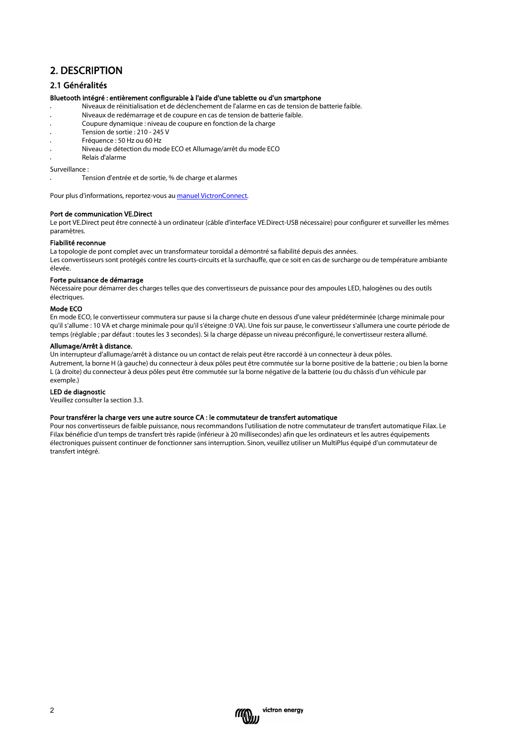# 2. DESCRIPTION

## 2.1 Généralités

**Bluetooth intégré : entièrement configurable à l'aide d'une tablette ou d'un smartphone**

- Niveaux de réinitialisation et de déclenchement de l'alarme en cas de tension de batterie faible.
- Niveaux de redémarrage et de coupure en cas de tension de batterie faible.
- Coupure dynamique : niveau de coupure en fonction de la charge
- Tension de sortie : 210 - 245 V
- Fréquence : 50 Hz ou 60 Hz
- Niveau de détection du mode ECO et Allumage/arrêt du mode ECO
- Relais d'alarme

Surveillance :

- Tension d'entrée et de sortie, % de charge et alarmes

Pour plus d'informations, reportez-vous au manuel VictronConnect.

**Port de communication VE.Direct**

Le port VE.Direct peut être connecté à un ordinateur (câble d'interface VE.Direct-USB nécessaire) pour configurer et surveiller les mêmes paramètres.

**Fiabilité reconnue**

La topologie de pont complet avec un transformateur toroïdal a démontré sa fiabilité depuis des années.
Les convertisseurs sont protégés contre les courts-circuits et la surchauffe, que ce soit en cas de surcharge ou de température ambiante élevée.

**Forte puissance de démarrage**

Nécessaire pour démarrer des charges telles que des convertisseurs de puissance pour des ampoules LED, halogènes ou des outils électriques.

**Mode ECO**

En mode ECO, le convertisseur commutera sur pause si la charge chute en dessous d'une valeur prédéterminée (charge minimale pour qu'il s'allume : 10 VA et charge minimale pour qu'il s'éteigne :0 VA). Une fois sur pause, le convertisseur s'allumera une courte période de temps (réglable ; par défaut : toutes les 3 secondes). Si la charge dépasse un niveau préconfiguré, le convertisseur restera allumé.

**Allumage/Arrêt à distance.**

Un interrupteur d'allumage/arrêt à distance ou un contact de relais peut être raccordé à un connecteur à deux pôles.
Autrement, la borne H (à gauche) du connecteur à deux pôles peut être commutée sur la borne positive de la batterie ; ou bien la borne L (à droite) du connecteur à deux pôles peut être commutée sur la borne négative de la batterie (ou du châssis d'un véhicule par exemple.)

**LED de diagnostic**

Veuillez consulter la section 3.3.

**Pour transférer la charge vers une autre source CA : le commutateur de transfert automatique**

Pour nos convertisseurs de faible puissance, nous recommandons l'utilisation de notre commutateur de transfert automatique Filax. Le Filax bénéficie d'un temps de transfert très rapide (inférieur à 20 millisecondes) afin que les ordinateurs et les autres équipements électroniques puissent continuer de fonctionner sans interruption. Sinon, veuillez utiliser un MultiPlus équipé d'un commutateur de transfert intégré.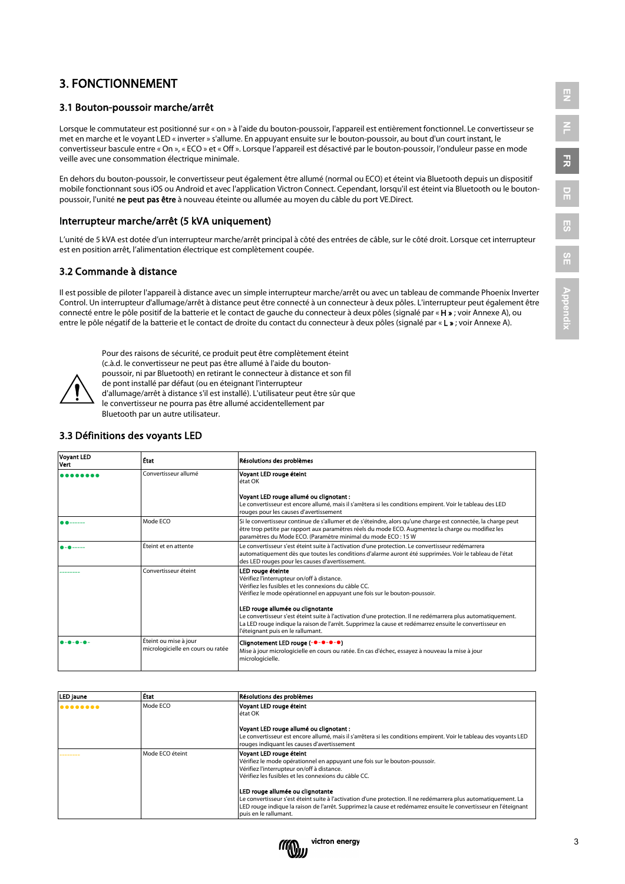# 3. FONCTIONNEMENT

## 3.1 Bouton-poussoir marche/arrêt

Lorsque le commutateur est positionné sur « on » à l'aide du bouton-poussoir, l'appareil est entièrement fonctionnel. Le convertisseur se met en marche et le voyant LED « inverter » s'allume. En appuyant ensuite sur le bouton-poussoir, au bout d'un court instant, le convertisseur bascule entre « On », « ECO » et « Off ». Lorsque l'appareil est désactivé par le bouton-poussoir, l'onduleur passe en mode veille avec une consommation électrique minimale.

En dehors du bouton-poussoir, le convertisseur peut également être allumé (normal ou ECO) et éteint via Bluetooth depuis un dispositif mobile fonctionnant sous iOS ou Android et avec l'application Victron Connect. Cependant, lorsqu'il est éteint via Bluetooth ou le bouton-poussoir, l'unité **ne peut pas être** à nouveau éteinte ou allumée au moyen du câble du port VE.Direct.

## Interrupteur marche/arrêt (5 kVA uniquement)

L'unité de 5 kVA est dotée d'un interrupteur marche/arrêt principal à côté des entrées de câble, sur le côté droit. Lorsque cet interrupteur est en position arrêt, l'alimentation électrique est complètement coupée.

## 3.2 Commande à distance

Il est possible de piloter l'appareil à distance avec un simple interrupteur marche/arrêt ou avec un tableau de commande Phoenix Inverter Control. Un interrupteur d'allumage/arrêt à distance peut être connecté à un connecteur à deux pôles. L'interrupteur peut également être connecté entre le pôle positif de la batterie et le contact de gauche du connecteur à deux pôles (signalé par « **H »** ; voir Annexe A), ou entre le pôle négatif de la batterie et le contact de droite du contact du connecteur à deux pôles (signalé par « **L »** ; voir Annexe A).

Pour des raisons de sécurité, ce produit peut être complètement éteint (c.à.d. le convertisseur ne peut pas être allumé à l'aide du bouton-poussoir, ni par Bluetooth) en retirant le connecteur à distance et son fil de pont installé par défaut (ou en éteignant l'interrupteur d'allumage/arrêt à distance s'il est installé). L'utilisateur peut être sûr que le convertisseur ne pourra pas être allumé accidentellement par Bluetooth par un autre utilisateur.

## 3.3 Définitions des voyants LED

| Voyant LED Vert | État | Résolutions des problèmes |
|---|---|---|
| ●●●●●●●● | Convertisseur allumé | **Voyant LED rouge éteint**<br>état OK<br><br>**Voyant LED rouge allumé ou clignotant :**<br>Le convertisseur est encore allumé, mais il s'arrêtera si les conditions empirent. Voir le tableau des LED rouges pour les causes d'avertissement |
| ●●------ | Mode ECO | Si le convertisseur continue de s'allumer et de s'éteindre, alors qu'une charge est connectée, la charge peut être trop petite par rapport aux paramètres réels du mode ECO. Augmentez la charge ou modifiez les paramètres du Mode ECO. (Paramètre minimal du mode ECO : 15 W |
| ●-●----- | Éteint et en attente | Le convertisseur s'est éteint suite à l'activation d'une protection. Le convertisseur redémarrera automatiquement dès que toutes les conditions d'alarme auront été supprimées. Voir le tableau de l'état des LED rouges pour les causes d'avertissement. |
| -------- | Convertisseur éteint | **LED rouge éteinte**<br>Vérifiez l'interrupteur on/off à distance.<br>Vérifiez les fusibles et les connexions du câble CC.<br>Vérifiez le mode opérationnel en appuyant une fois sur le bouton-poussoir.<br><br>**LED rouge allumée ou clignotante**<br>Le convertisseur s'est éteint suite à l'activation d'une protection. Il ne redémarrera plus automatiquement. La LED rouge indique la raison de l'arrêt. Supprimez la cause et redémarrez ensuite le convertisseur en l'éteignant puis en le rallumant. |
| ●-●-●-●- | Éteint ou mise à jour micrologicielle en cours ou ratée | **Clignotement LED rouge (-●-●-●-●)**<br>Mise à jour micrologicielle en cours ou ratée. En cas d'échec, essayez à nouveau la mise à jour micrologicielle. |

| LED jaune | État | Résolutions des problèmes |
|---|---|---|
| ●●●●●●●● | Mode ECO | **Voyant LED rouge éteint**<br>état OK<br><br>**Voyant LED rouge allumé ou clignotant :**<br>Le convertisseur est encore allumé, mais il s'arrêtera si les conditions empirent. Voir le tableau des voyants LED rouges indiquant les causes d'avertissement |
| -------- | Mode ECO éteint | **Voyant LED rouge éteint**<br>Vérifiez le mode opérationnel en appuyant une fois sur le bouton-poussoir.<br>Vérifiez l'interrupteur on/off à distance.<br>Vérifiez les fusibles et les connexions du câble CC.<br><br>**LED rouge allumée ou clignotante**<br>Le convertisseur s'est éteint suite à l'activation d'une protection. Il ne redémarrera plus automatiquement. La LED rouge indique la raison de l'arrêt. Supprimez la cause et redémarrez ensuite le convertisseur en l'éteignant puis en le rallumant. |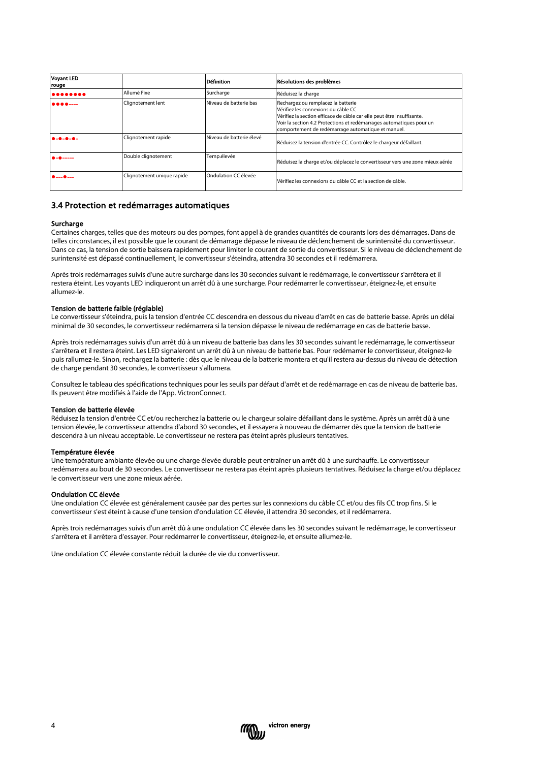| Voyant LED rouge | | Définition | Résolutions des problèmes |
|---|---|---|---|
| ●●●●●●●● | Allumé Fixe | Surcharge | Réduisez la charge |
| ●●●●---- | Clignotement lent | Niveau de batterie bas | Rechargez ou remplacez la batterie<br>Vérifiez les connexions du câble CC<br>Vérifiez la section efficace de câble car elle peut être insuffisante.<br>Voir la section 4.2 Protections et redémarrages automatiques pour un comportement de redémarrage automatique et manuel. |
| ●-●-●-●- | Clignotement rapide | Niveau de batterie élevé | Réduisez la tension d'entrée CC. Contrôlez le chargeur défaillant. |
| ●-●------ | Double clignotement | Temp.élevée | Réduisez la charge et/ou déplacez le convertisseur vers une zone mieux aérée |
| ●---●--- | Clignotement unique rapide | Ondulation CC élevée | Vérifiez les connexions du câble CC et la section de câble. |

## 3.4 Protection et redémarrages automatiques

### Surcharge

Certaines charges, telles que des moteurs ou des pompes, font appel à de grandes quantités de courants lors des démarrages. Dans de telles circonstances, il est possible que le courant de démarrage dépasse le niveau de déclenchement de surintensité du convertisseur. Dans ce cas, la tension de sortie baissera rapidement pour limiter le courant de sortie du convertisseur. Si le niveau de déclenchement de surintensité est dépassé continuellement, le convertisseur s'éteindra, attendra 30 secondes et il redémarrera.

Après trois redémarrages suivis d'une autre surcharge dans les 30 secondes suivant le redémarrage, le convertisseur s'arrêtera et il restera éteint. Les voyants LED indiqueront un arrêt dû à une surcharge. Pour redémarrer le convertisseur, éteignez-le, et ensuite allumez-le.

### Tension de batterie faible (réglable)

Le convertisseur s'éteindra, puis la tension d'entrée CC descendra en dessous du niveau d'arrêt en cas de batterie basse. Après un délai minimal de 30 secondes, le convertisseur redémarrera si la tension dépasse le niveau de redémarrage en cas de batterie basse.

Après trois redémarrages suivis d'un arrêt dû à un niveau de batterie bas dans les 30 secondes suivant le redémarrage, le convertisseur s'arrêtera et il restera éteint. Les LED signaleront un arrêt dû à un niveau de batterie bas. Pour redémarrer le convertisseur, éteignez-le puis rallumez-le. Sinon, rechargez la batterie : dès que le niveau de la batterie montera et qu'il restera au-dessus du niveau de détection de charge pendant 30 secondes, le convertisseur s'allumera.

Consultez le tableau des spécifications techniques pour les seuils par défaut d'arrêt et de redémarrage en cas de niveau de batterie bas. Ils peuvent être modifiés à l'aide de l'App. VictronConnect.

### Tension de batterie élevée

Réduisez la tension d'entrée CC et/ou recherchez la batterie ou le chargeur solaire défaillant dans le système. Après un arrêt dû à une tension élevée, le convertisseur attendra d'abord 30 secondes, et il essayera à nouveau de démarrer dès que la tension de batterie descendra à un niveau acceptable. Le convertisseur ne restera pas éteint après plusieurs tentatives.

### Température élevée

Une température ambiante élevée ou une charge élevée durable peut entraîner un arrêt dû à une surchauffe. Le convertisseur redémarrera au bout de 30 secondes. Le convertisseur ne restera pas éteint après plusieurs tentatives. Réduisez la charge et/ou déplacez le convertisseur vers une zone mieux aérée.

### Ondulation CC élevée

Une ondulation CC élevée est généralement causée par des pertes sur les connexions du câble CC et/ou des fils CC trop fins. Si le convertisseur s'est éteint à cause d'une tension d'ondulation CC élevée, il attendra 30 secondes, et il redémarrera.

Après trois redémarrages suivis d'un arrêt dû à une ondulation CC élevée dans les 30 secondes suivant le redémarrage, le convertisseur s'arrêtera et il arrêtera d'essayer. Pour redémarrer le convertisseur, éteignez-le, et ensuite allumez-le.

Une ondulation CC élevée constante réduit la durée de vie du convertisseur.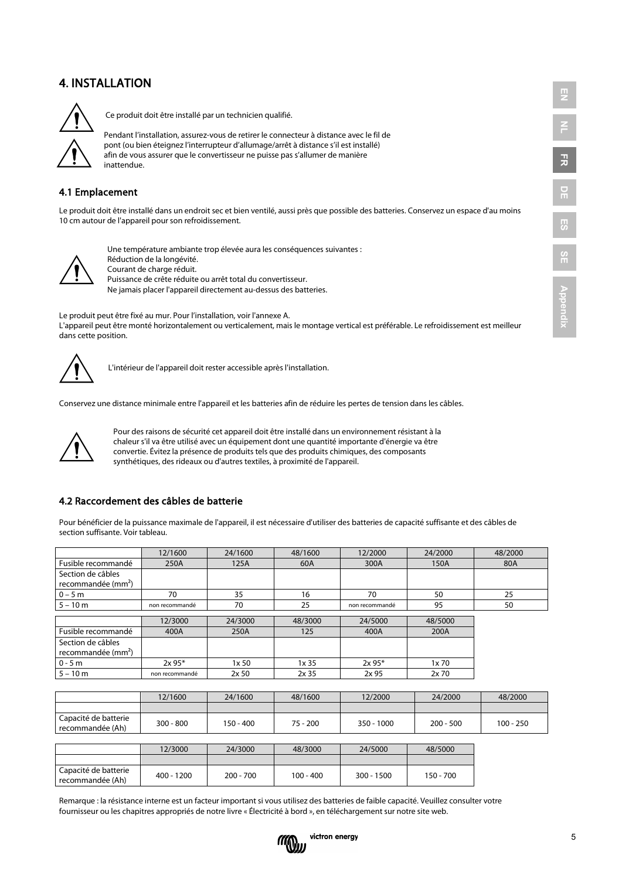# 4. INSTALLATION

Ce produit doit être installé par un technicien qualifié.

Pendant l'installation, assurez-vous de retirer le connecteur à distance avec le fil de pont (ou bien éteignez l'interrupteur d'allumage/arrêt à distance s'il est installé) afin de vous assurer que le convertisseur ne puisse pas s'allumer de manière inattendue.

## 4.1 Emplacement

Le produit doit être installé dans un endroit sec et bien ventilé, aussi près que possible des batteries. Conservez un espace d'au moins 10 cm autour de l'appareil pour son refroidissement.

Une température ambiante trop élevée aura les conséquences suivantes :
Réduction de la longévité.
Courant de charge réduit.
Puissance de crête réduite ou arrêt total du convertisseur.
Ne jamais placer l'appareil directement au-dessus des batteries.

Le produit peut être fixé au mur. Pour l'installation, voir l'annexe A.
L'appareil peut être monté horizontalement ou verticalement, mais le montage vertical est préférable. Le refroidissement est meilleur dans cette position.

L'intérieur de l'appareil doit rester accessible après l'installation.

Conservez une distance minimale entre l'appareil et les batteries afin de réduire les pertes de tension dans les câbles.

Pour des raisons de sécurité cet appareil doit être installé dans un environnement résistant à la chaleur s'il va être utilisé avec un équipement dont une quantité importante d'énergie va être convertie. Évitez la présence de produits tels que des produits chimiques, des composants synthétiques, des rideaux ou d'autres textiles, à proximité de l'appareil.

## 4.2 Raccordement des câbles de batterie

Pour bénéficier de la puissance maximale de l'appareil, il est nécessaire d'utiliser des batteries de capacité suffisante et des câbles de section suffisante. Voir tableau.

| | 12/1600 | 24/1600 | 48/1600 | 12/2000 | 24/2000 | 48/2000 |
|---|---|---|---|---|---|---|
| Fusible recommandé | 250A | 125A | 60A | 300A | 150A | 80A |
| Section de câbles recommandée (mm²) | | | | | | |
| 0 – 5 m | 70 | 35 | 16 | 70 | 50 | 25 |
| 5 – 10 m | non recommandé | 70 | 25 | non recommandé | 95 | 50 |

| | 12/3000 | 24/3000 | 48/3000 | 24/5000 | 48/5000 |
|---|---|---|---|---|---|
| Fusible recommandé | 400A | 250A | 125 | 400A | 200A |
| Section de câbles recommandée (mm²) | | | | | |
| 0 - 5 m | 2x 95* | 1x 50 | 1x 35 | 2x 95* | 1x 70 |
| 5 – 10 m | non recommandé | 2x 50 | 2x 35 | 2x 95 | 2x 70 |

| | 12/1600 | 24/1600 | 48/1600 | 12/2000 | 24/2000 | 48/2000 |
|---|---|---|---|---|---|---|
| | | | | | | |
| Capacité de batterie recommandée (Ah) | 300 - 800 | 150 - 400 | 75 - 200 | 350 - 1000 | 200 - 500 | 100 - 250 |

| | 12/3000 | 24/3000 | 48/3000 | 24/5000 | 48/5000 |
|---|---|---|---|---|---|
| | | | | | |
| Capacité de batterie recommandée (Ah) | 400 - 1200 | 200 - 700 | 100 - 400 | 300 - 1500 | 150 - 700 |

Remarque : la résistance interne est un facteur important si vous utilisez des batteries de faible capacité. Veuillez consulter votre fournisseur ou les chapitres appropriés de notre livre « Électricité à bord », en téléchargement sur notre site web.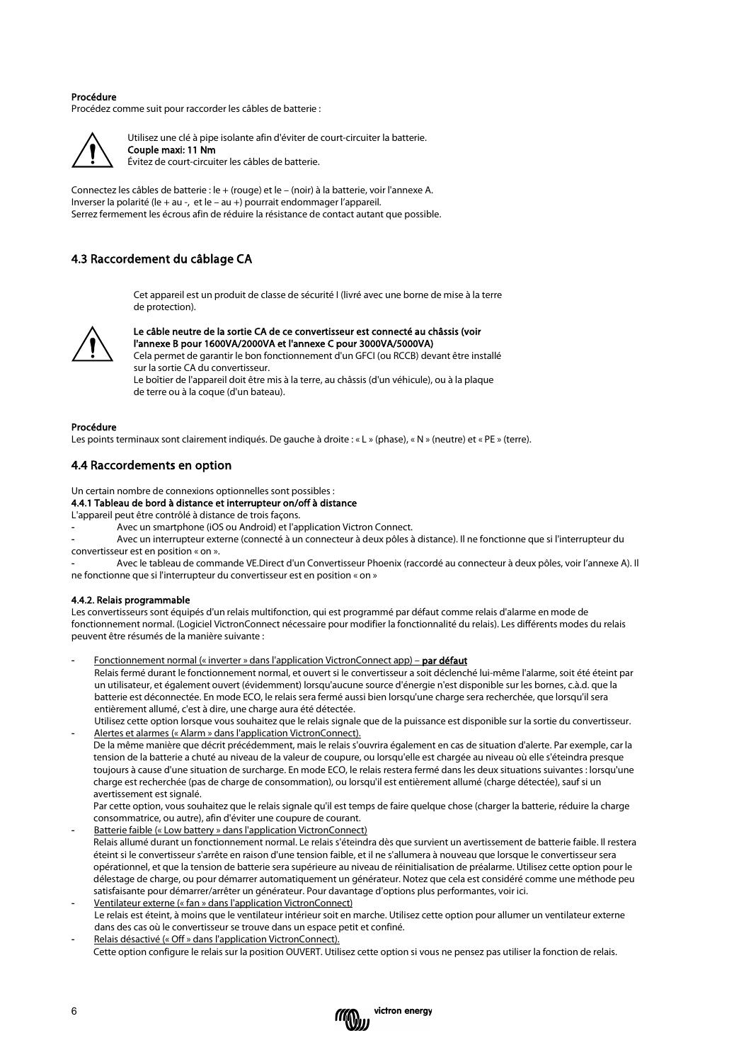**Procédure**
Procédez comme suit pour raccorder les câbles de batterie :

Utilisez une clé à pipe isolante afin d'éviter de court-circuiter la batterie.
**Couple maxi: 11 Nm**
Évitez de court-circuiter les câbles de batterie.

Connectez les câbles de batterie : le + (rouge) et le – (noir) à la batterie, voir l'annexe A.
Inverser la polarité (le + au -, et le – au +) pourrait endommager l'appareil.
Serrez fermement les écrous afin de réduire la résistance de contact autant que possible.

## 4.3 Raccordement du câblage CA

Cet appareil est un produit de classe de sécurité I (livré avec une borne de mise à la terre de protection).

**Le câble neutre de la sortie CA de ce convertisseur est connecté au châssis (voir l'annexe B pour 1600VA/2000VA et l'annexe C pour 3000VA/5000VA)**
Cela permet de garantir le bon fonctionnement d'un GFCI (ou RCCB) devant être installé sur la sortie CA du convertisseur.
Le boîtier de l'appareil doit être mis à la terre, au châssis (d'un véhicule), ou à la plaque de terre ou à la coque (d'un bateau).

**Procédure**
Les points terminaux sont clairement indiqués. De gauche à droite : « L » (phase), « N » (neutre) et « PE » (terre).

## 4.4 Raccordements en option

Un certain nombre de connexions optionnelles sont possibles :
**4.4.1 Tableau de bord à distance et interrupteur on/off à distance**
L'appareil peut être contrôlé à distance de trois façons.
- Avec un smartphone (iOS ou Android) et l'application Victron Connect.
- Avec un interrupteur externe (connecté à un connecteur à deux pôles à distance). Il ne fonctionne que si l'interrupteur du convertisseur est en position « on ».
- Avec le tableau de commande VE.Direct d'un Convertisseur Phoenix (raccordé au connecteur à deux pôles, voir l'annexe A). Il ne fonctionne que si l'interrupteur du convertisseur est en position « on »

**4.4.2. Relais programmable**
Les convertisseurs sont équipés d'un relais multifonction, qui est programmé par défaut comme relais d'alarme en mode de fonctionnement normal. (Logiciel VictronConnect nécessaire pour modifier la fonctionnalité du relais). Les différents modes du relais peuvent être résumés de la manière suivante :

- Fonctionnement normal (« inverter » dans l'application VictronConnect app) – **par défaut**
  Relais fermé durant le fonctionnement normal, et ouvert si le convertisseur a soit déclenché lui-même l'alarme, soit été éteint par un utilisateur, et également ouvert (évidemment) lorsqu'aucune source d'énergie n'est disponible sur les bornes, c.à.d. que la batterie est déconnectée. En mode ECO, le relais sera fermé aussi bien lorsqu'une charge sera recherchée, que lorsqu'il sera entièrement allumé, c'est à dire, une charge aura été détectée.
  Utilisez cette option lorsque vous souhaitez que le relais signale que de la puissance est disponible sur la sortie du convertisseur.
- Alertes et alarmes (« Alarm » dans l'application VictronConnect).
  De la même manière que décrit précédemment, mais le relais s'ouvrira également en cas de situation d'alerte. Par exemple, car la tension de la batterie a chuté au niveau de la valeur de coupure, ou lorsqu'elle est chargée au niveau où elle s'éteindra presque toujours à cause d'une situation de surcharge. En mode ECO, le relais restera fermé dans les deux situations suivantes : lorsqu'une charge est recherchée (pas de charge de consommation), ou lorsqu'il est entièrement allumé (charge détectée), sauf si un avertissement est signalé.
  Par cette option, vous souhaitez que le relais signale qu'il est temps de faire quelque chose (charger la batterie, réduire la charge consommatrice, ou autre), afin d'éviter une coupure de courant.
- Batterie faible (« Low battery » dans l'application VictronConnect)
  Relais allumé durant un fonctionnement normal. Le relais s'éteindra dès que survient un avertissement de batterie faible. Il restera éteint si le convertisseur s'arrête en raison d'une tension faible, et il ne s'allumera à nouveau que lorsque le convertisseur sera opérationnel, et que la tension de batterie sera supérieure au niveau de réinitialisation de préalarme. Utilisez cette option pour le délestage de charge, ou pour démarrer automatiquement un générateur. Notez que cela est considéré comme une méthode peu satisfaisante pour démarrer/arrêter un générateur. Pour davantage d'options plus performantes, voir ici.
- Ventilateur externe (« fan » dans l'application VictronConnect)
  Le relais est éteint, à moins que le ventilateur intérieur soit en marche. Utilisez cette option pour allumer un ventilateur externe dans des cas où le convertisseur se trouve dans un espace petit et confiné.
- Relais désactivé (« Off » dans l'application VictronConnect).
  Cette option configure le relais sur la position OUVERT. Utilisez cette option si vous ne pensez pas utiliser la fonction de relais.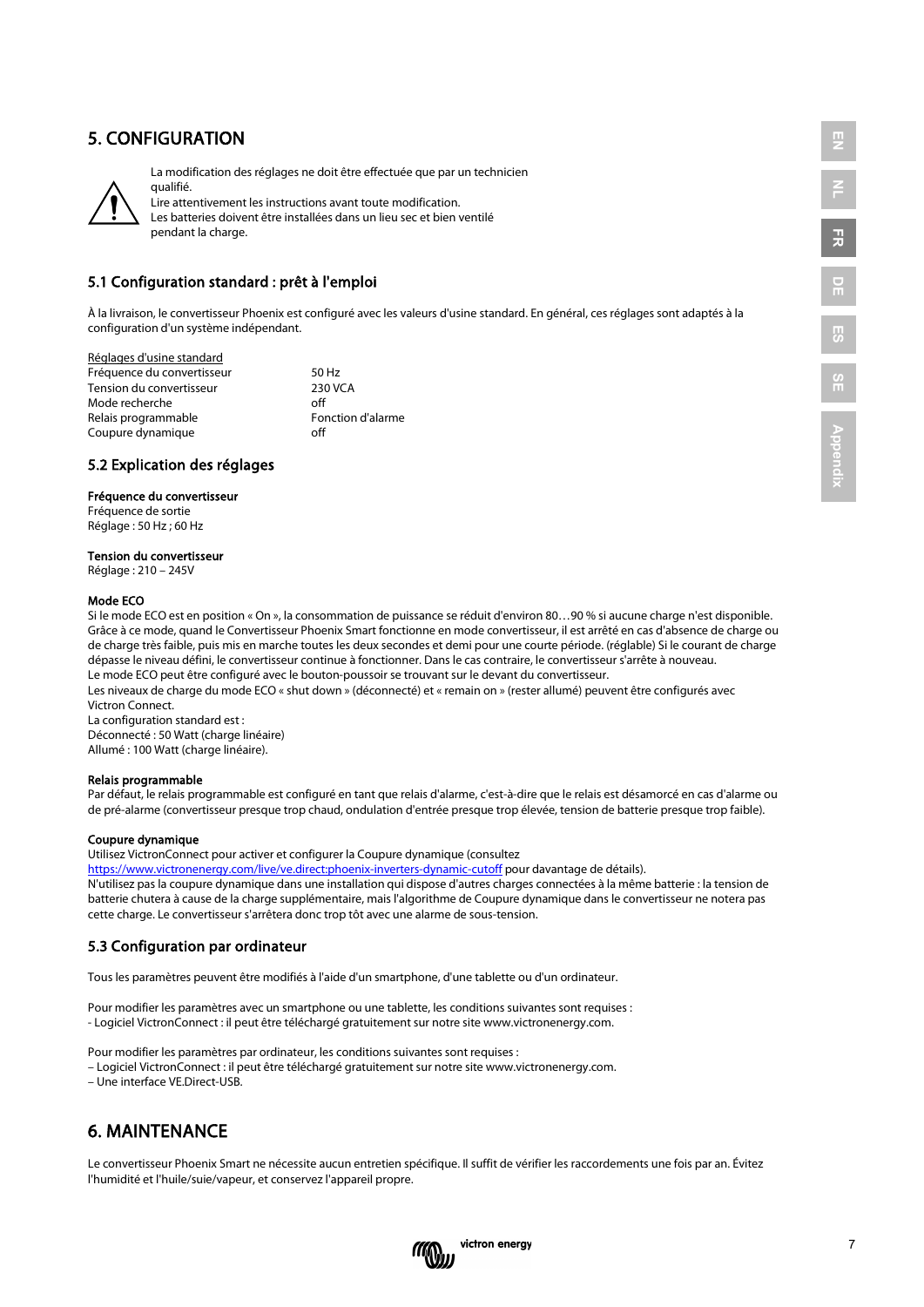# 5. CONFIGURATION

La modification des réglages ne doit être effectuée que par un technicien qualifié.
Lire attentivement les instructions avant toute modification.
Les batteries doivent être installées dans un lieu sec et bien ventilé pendant la charge.

## 5.1 Configuration standard : prêt à l'emploi

À la livraison, le convertisseur Phoenix est configuré avec les valeurs d'usine standard. En général, ces réglages sont adaptés à la configuration d'un système indépendant.

Réglages d'usine standard

| | |
|---|---|
| Fréquence du convertisseur | 50 Hz |
| Tension du convertisseur | 230 VCA |
| Mode recherche | off |
| Relais programmable | Fonction d'alarme |
| Coupure dynamique | off |

## 5.2 Explication des réglages

**Fréquence du convertisseur**
Fréquence de sortie
Réglage : 50 Hz ; 60 Hz

**Tension du convertisseur**
Réglage : 210 – 245V

**Mode ECO**
Si le mode ECO est en position « On », la consommation de puissance se réduit d'environ 80…90 % si aucune charge n'est disponible. Grâce à ce mode, quand le Convertisseur Phoenix Smart fonctionne en mode convertisseur, il est arrêté en cas d'absence de charge ou de charge très faible, puis mis en marche toutes les deux secondes et demi pour une courte période. (réglable) Si le courant de charge dépasse le niveau défini, le convertisseur continue à fonctionner. Dans le cas contraire, le convertisseur s'arrête à nouveau.
Le mode ECO peut être configuré avec le bouton-poussoir se trouvant sur le devant du convertisseur.
Les niveaux de charge du mode ECO « shut down » (déconnecté) et « remain on » (rester allumé) peuvent être configurés avec Victron Connect.
La configuration standard est :
Déconnecté : 50 Watt (charge linéaire)
Allumé : 100 Watt (charge linéaire).

**Relais programmable**
Par défaut, le relais programmable est configuré en tant que relais d'alarme, c'est-à-dire que le relais est désamorcé en cas d'alarme ou de pré-alarme (convertisseur presque trop chaud, ondulation d'entrée presque trop élevée, tension de batterie presque trop faible).

**Coupure dynamique**
Utilisez VictronConnect pour activer et configurer la Coupure dynamique (consultez https://www.victronenergy.com/live/ve.direct:phoenix-inverters-dynamic-cutoff pour davantage de détails).
N'utilisez pas la coupure dynamique dans une installation qui dispose d'autres charges connectées à la même batterie : la tension de batterie chutera à cause de la charge supplémentaire, mais l'algorithme de Coupure dynamique dans le convertisseur ne notera pas cette charge. Le convertisseur s'arrêtera donc trop tôt avec une alarme de sous-tension.

## 5.3 Configuration par ordinateur

Tous les paramètres peuvent être modifiés à l'aide d'un smartphone, d'une tablette ou d'un ordinateur.

Pour modifier les paramètres avec un smartphone ou une tablette, les conditions suivantes sont requises :
- Logiciel VictronConnect : il peut être téléchargé gratuitement sur notre site www.victronenergy.com.

Pour modifier les paramètres par ordinateur, les conditions suivantes sont requises :
– Logiciel VictronConnect : il peut être téléchargé gratuitement sur notre site www.victronenergy.com.
– Une interface VE.Direct-USB.

# 6. MAINTENANCE

Le convertisseur Phoenix Smart ne nécessite aucun entretien spécifique. Il suffit de vérifier les raccordements une fois par an. Évitez l'humidité et l'huile/suie/vapeur, et conservez l'appareil propre.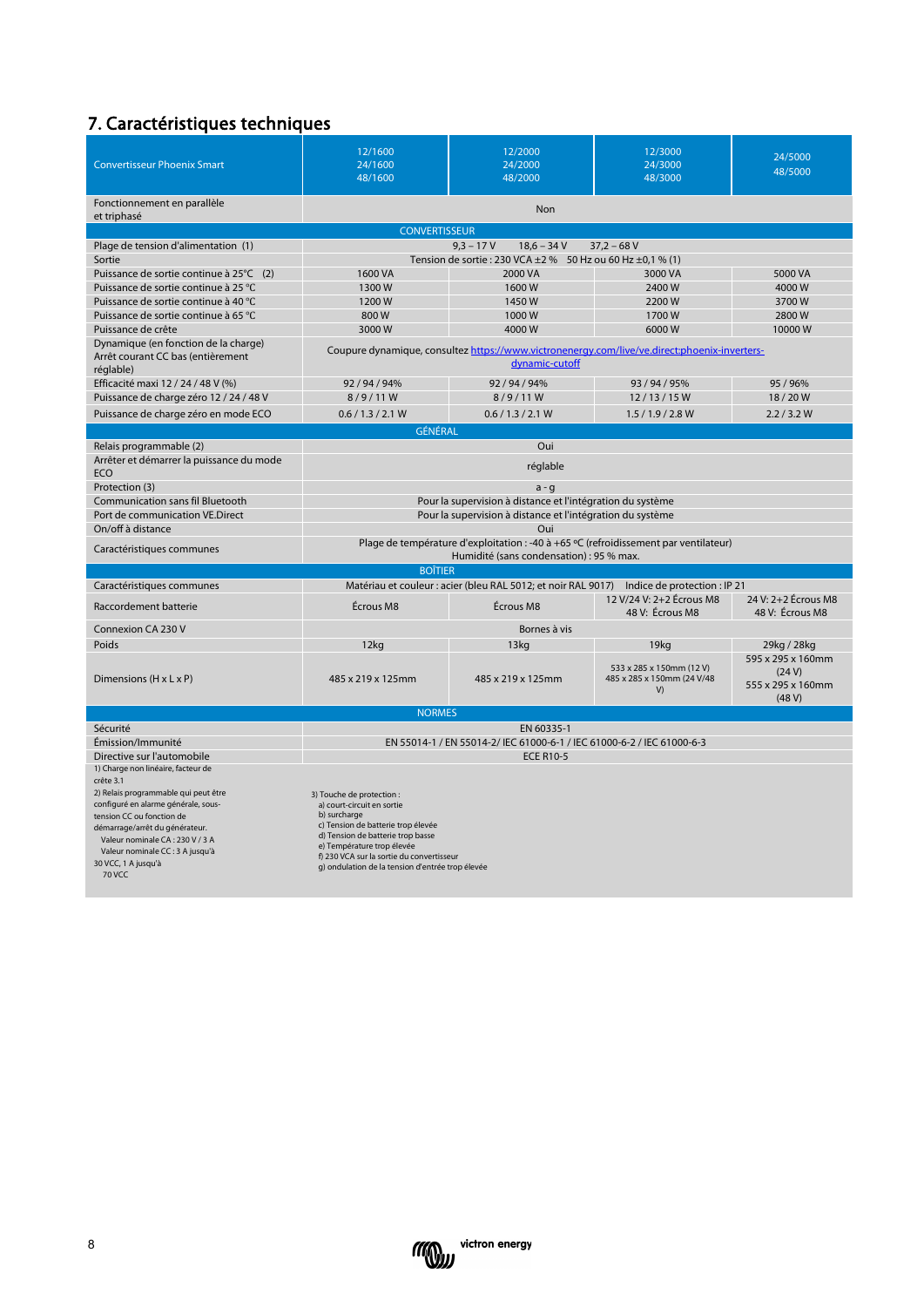## 7. Caractéristiques techniques

| Convertisseur Phoenix Smart | 12/1600<br>24/1600<br>48/1600 | 12/2000<br>24/2000<br>48/2000 | 12/3000<br>24/3000<br>48/3000 | 24/5000<br>48/5000 |
|---|---|---|---|---|
| Fonctionnement en parallèle et triphasé | Non | | | |
| CONVERTISSEUR | | | | |
| Plage de tension d'alimentation (1) | 9,3 – 17 V    18,6 – 34 V    37,2 – 68 V | | | |
| Sortie | Tension de sortie : 230 VCA ±2 %    50 Hz ou 60 Hz ±0,1 % (1) | | | |
| Puissance de sortie continue à 25°C (2) | 1600 VA | 2000 VA | 3000 VA | 5000 VA |
| Puissance de sortie continue à 25 °C | 1300 W | 1600 W | 2400 W | 4000 W |
| Puissance de sortie continue à 40 °C | 1200 W | 1450 W | 2200 W | 3700 W |
| Puissance de sortie continue à 65 °C | 800 W | 1000 W | 1700 W | 2800 W |
| Puissance de crête | 3000 W | 4000 W | 6000 W | 10000 W |
| Dynamique (en fonction de la charge) Arrêt courant CC bas (entièrement réglable) | Coupure dynamique, consultez https://www.victronenergy.com/live/ve.direct:phoenix-inverters-dynamic-cutoff | | | |
| Efficacité maxi 12 / 24 / 48 V (%) | 92 / 94 / 94% | 92 / 94 / 94% | 93 / 94 / 95% | 95 / 96% |
| Puissance de charge zéro 12 / 24 / 48 V | 8 / 9 / 11 W | 8 / 9 / 11 W | 12 / 13 / 15 W | 18 / 20 W |
| Puissance de charge zéro en mode ECO | 0.6 / 1.3 / 2.1 W | 0.6 / 1.3 / 2.1 W | 1.5 / 1.9 / 2.8 W | 2.2 / 3.2 W |
| GÉNÉRAL | | | | |
| Relais programmable (2) | Oui | | | |
| Arrêter et démarrer la puissance du mode ECO | réglable | | | |
| Protection (3) | a - g | | | |
| Communication sans fil Bluetooth | Pour la supervision à distance et l'intégration du système | | | |
| Port de communication VE.Direct | Pour la supervision à distance et l'intégration du système | | | |
| On/off à distance | Oui | | | |
| Caractéristiques communes | Plage de température d'exploitation : -40 à +65 °C (refroidissement par ventilateur)<br>Humidité (sans condensation) : 95 % max. | | | |
| BOÎTIER | | | | |
| Caractéristiques communes | Matériau et couleur : acier (bleu RAL 5012; et noir RAL 9017)    Indice de protection : IP 21 | | | |
| Raccordement batterie | Écrous M8 | Écrous M8 | 12 V/24 V: 2+2 Écrous M8<br>48 V: Écrous M8 | 24 V: 2+2 Écrous M8<br>48 V: Écrous M8 |
| Connexion CA 230 V | Bornes à vis | | | |
| Poids | 12kg | 13kg | 19kg | 29kg / 28kg |
| Dimensions (H x L x P) | 485 x 219 x 125mm | 485 x 219 x 125mm | 533 x 285 x 150mm (12 V)<br>485 x 285 x 150mm (24 V/48 V) | 595 x 295 x 160mm (24 V)<br>555 x 295 x 160mm (48 V) |
| NORMES | | | | |
| Sécurité | EN 60335-1 | | | |
| Émission/Immunité | EN 55014-1 / EN 55014-2/ IEC 61000-6-1 / IEC 61000-6-2 / IEC 61000-6-3 | | | |
| Directive sur l'automobile | ECE R10-5 | | | |

1) Charge non linéaire, facteur de crête 3.1
2) Relais programmable qui peut être configuré en alarme générale, sous-tension CC ou fonction de démarrage/arrêt du générateur.
Valeur nominale CA : 230 V / 3 A
Valeur nominale CC : 3 A jusqu'à 30 VCC, 1 A jusqu'à 70 VCC

3) Touche de protection :
a) court-circuit en sortie
b) surcharge
c) Tension de batterie trop élevée
d) Tension de batterie trop basse
e) Température trop élevée
f) 230 VCA sur la sortie du convertisseur
g) ondulation de la tension d'entrée trop élevée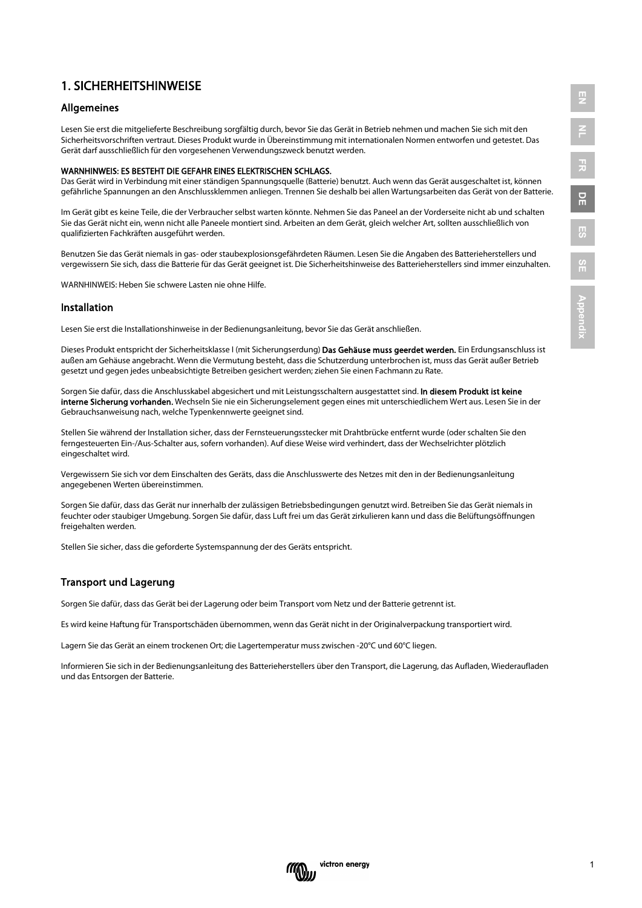# 1. SICHERHEITSHINWEISE

## Allgemeines

Lesen Sie erst die mitgelieferte Beschreibung sorgfältig durch, bevor Sie das Gerät in Betrieb nehmen und machen Sie sich mit den Sicherheitsvorschriften vertraut. Dieses Produkt wurde in Übereinstimmung mit internationalen Normen entworfen und getestet. Das Gerät darf ausschließlich für den vorgesehenen Verwendungszweck benutzt werden.

**WARNHINWEIS: ES BESTEHT DIE GEFAHR EINES ELEKTRISCHEN SCHLAGS.**
Das Gerät wird in Verbindung mit einer ständigen Spannungsquelle (Batterie) benutzt. Auch wenn das Gerät ausgeschaltet ist, können gefährliche Spannungen an den Anschlussklemmen anliegen. Trennen Sie deshalb bei allen Wartungsarbeiten das Gerät von der Batterie.

Im Gerät gibt es keine Teile, die der Verbraucher selbst warten könnte. Nehmen Sie das Paneel an der Vorderseite nicht ab und schalten Sie das Gerät nicht ein, wenn nicht alle Paneele montiert sind. Arbeiten an dem Gerät, gleich welcher Art, sollten ausschließlich von qualifizierten Fachkräften ausgeführt werden.

Benutzen Sie das Gerät niemals in gas- oder staubexplosionsgefährdeten Räumen. Lesen Sie die Angaben des Batterieherstellers und vergewissern Sie sich, dass die Batterie für das Gerät geeignet ist. Die Sicherheitshinweise des Batterieherstellers sind immer einzuhalten.

WARNHINWEIS: Heben Sie schwere Lasten nie ohne Hilfe.

## Installation

Lesen Sie erst die Installationshinweise in der Bedienungsanleitung, bevor Sie das Gerät anschließen.

Dieses Produkt entspricht der Sicherheitsklasse I (mit Sicherungserdung) **Das Gehäuse muss geerdet werden.** Ein Erdungsanschluss ist außen am Gehäuse angebracht. Wenn die Vermutung besteht, dass die Schutzerdung unterbrochen ist, muss das Gerät außer Betrieb gesetzt und gegen jedes unbeabsichtigte Betreiben gesichert werden; ziehen Sie einen Fachmann zu Rate.

Sorgen Sie dafür, dass die Anschlusskabel abgesichert und mit Leistungsschaltern ausgestattet sind. **In diesem Produkt ist keine interne Sicherung vorhanden.** Wechseln Sie nie ein Sicherungselement gegen eines mit unterschiedlichem Wert aus. Lesen Sie in der Gebrauchsanweisung nach, welche Typenkennwerte geeignet sind.

Stellen Sie während der Installation sicher, dass der Fernsteuerungsstecker mit Drahtbrücke entfernt wurde (oder schalten Sie den ferngesteuerten Ein-/Aus-Schalter aus, sofern vorhanden). Auf diese Weise wird verhindert, dass der Wechselrichter plötzlich eingeschaltet wird.

Vergewissern Sie sich vor dem Einschalten des Geräts, dass die Anschlusswerte des Netzes mit den in der Bedienungsanleitung angegebenen Werten übereinstimmen.

Sorgen Sie dafür, dass das Gerät nur innerhalb der zulässigen Betriebsbedingungen genutzt wird. Betreiben Sie das Gerät niemals in feuchter oder staubiger Umgebung. Sorgen Sie dafür, dass Luft frei um das Gerät zirkulieren kann und dass die Belüftungsöffnungen freigehalten werden.

Stellen Sie sicher, dass die geforderte Systemspannung der des Geräts entspricht.

## Transport und Lagerung

Sorgen Sie dafür, dass das Gerät bei der Lagerung oder beim Transport vom Netz und der Batterie getrennt ist.

Es wird keine Haftung für Transportschäden übernommen, wenn das Gerät nicht in der Originalverpackung transportiert wird.

Lagern Sie das Gerät an einem trockenen Ort; die Lagertemperatur muss zwischen -20°C und 60°C liegen.

Informieren Sie sich in der Bedienungsanleitung des Batterieherstellers über den Transport, die Lagerung, das Aufladen, Wiederaufladen und das Entsorgen der Batterie.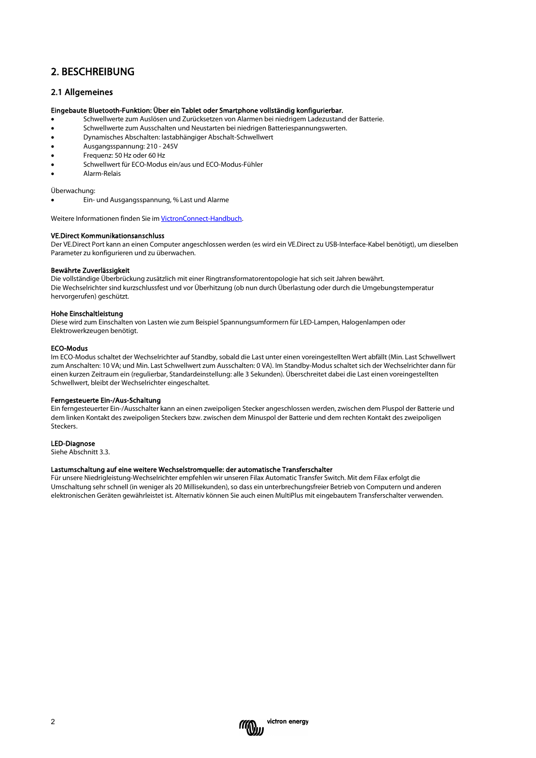# 2. BESCHREIBUNG

## 2.1 Allgemeines

**Eingebaute Bluetooth-Funktion: Über ein Tablet oder Smartphone vollständig konfigurierbar.**

- Schwellwerte zum Auslösen und Zurücksetzen von Alarmen bei niedrigem Ladezustand der Batterie.
- Schwellwerte zum Ausschalten und Neustarten bei niedrigen Batteriespannungswerten.
- Dynamisches Abschalten: lastabhängiger Abschalt-Schwellwert
- Ausgangsspannung: 210 - 245V
- Frequenz: 50 Hz oder 60 Hz
- Schwellwert für ECO-Modus ein/aus und ECO-Modus-Fühler
- Alarm-Relais

Überwachung:

- Ein- und Ausgangsspannung, % Last und Alarme

Weitere Informationen finden Sie im VictronConnect-Handbuch.

**VE.Direct Kommunikationsanschluss**
Der VE.Direct Port kann an einen Computer angeschlossen werden (es wird ein VE.Direct zu USB-Interface-Kabel benötigt), um dieselben Parameter zu konfigurieren und zu überwachen.

**Bewährte Zuverlässigkeit**
Die vollständige Überbrückung zusätzlich mit einer Ringtransformatorentopologie hat sich seit Jahren bewährt.
Die Wechselrichter sind kurzschlussfest und vor Überhitzung (ob nun durch Überlastung oder durch die Umgebungstemperatur hervorgerufen) geschützt.

**Hohe Einschaltleistung**
Diese wird zum Einschalten von Lasten wie zum Beispiel Spannungsumformern für LED-Lampen, Halogenlampen oder Elektrowerkzeugen benötigt.

**ECO-Modus**
Im ECO-Modus schaltet der Wechselrichter auf Standby, sobald die Last unter einen voreingestellten Wert abfällt (Min. Last Schwellwert zum Anschalten: 10 VA; und Min. Last Schwellwert zum Ausschalten: 0 VA). Im Standby-Modus schaltet sich der Wechselrichter dann für einen kurzen Zeitraum ein (regulierbar, Standardeinstellung: alle 3 Sekunden). Überschreitet dabei die Last einen voreingestellten Schwellwert, bleibt der Wechselrichter eingeschaltet.

**Ferngesteuerte Ein-/Aus-Schaltung**
Ein ferngesteuerter Ein-/Ausschalter kann an einen zweipoligen Stecker angeschlossen werden, zwischen dem Pluspol der Batterie und dem linken Kontakt des zweipoligen Steckers bzw. zwischen dem Minuspol der Batterie und dem rechten Kontakt des zweipoligen Steckers.

**LED-Diagnose**
Siehe Abschnitt 3.3.

**Lastumschaltung auf eine weitere Wechselstromquelle: der automatische Transferschalter**
Für unsere Niedrigleistung-Wechselrichter empfehlen wir unseren Filax Automatic Transfer Switch. Mit dem Filax erfolgt die Umschaltung sehr schnell (in weniger als 20 Millisekunden), so dass ein unterbrechungsfreier Betrieb von Computern und anderen elektronischen Geräten gewährleistet ist. Alternativ können Sie auch einen MultiPlus mit eingebautem Transferschalter verwenden.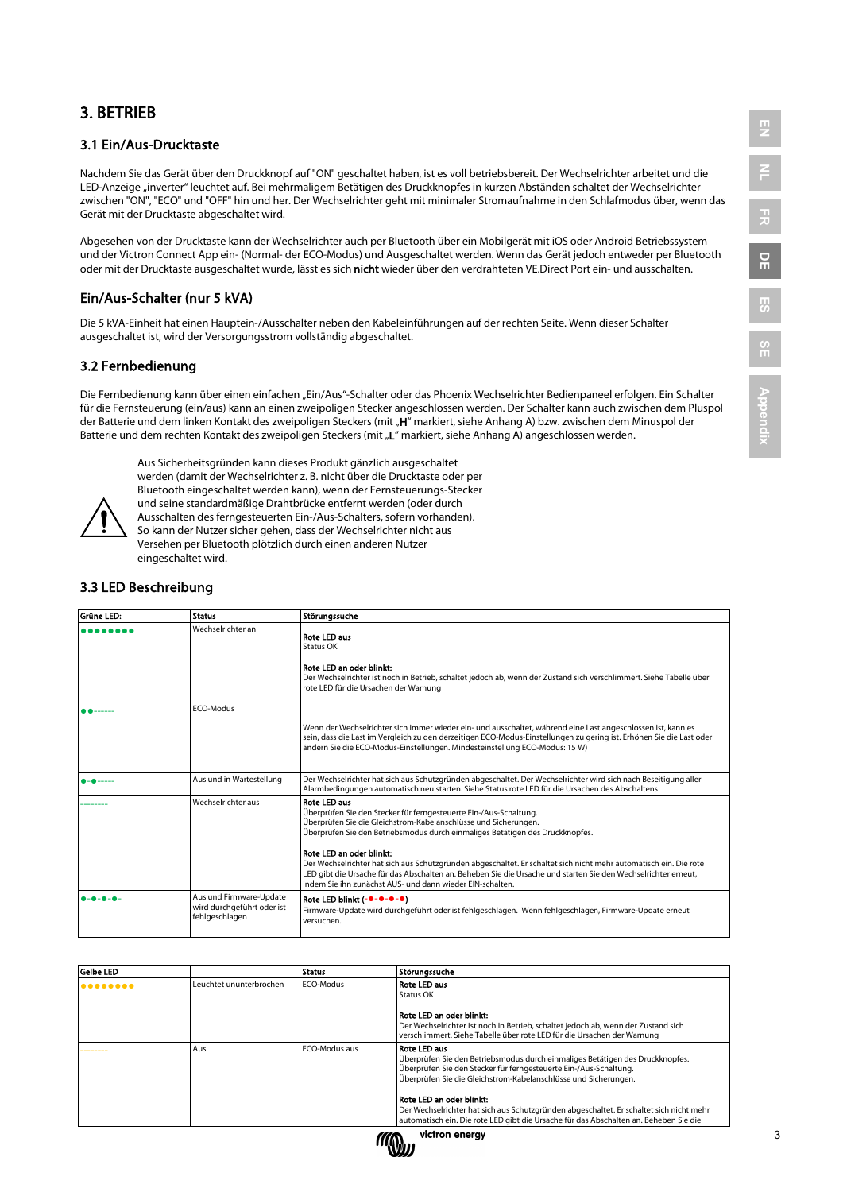# 3. BETRIEB

## 3.1 Ein/Aus-Drucktaste

Nachdem Sie das Gerät über den Druckknopf auf "ON" geschaltet haben, ist es voll betriebsbereit. Der Wechselrichter arbeitet und die LED-Anzeige „inverter" leuchtet auf. Bei mehrmaligem Betätigen des Druckknopfes in kurzen Abständen schaltet der Wechselrichter zwischen "ON", "ECO" und "OFF" hin und her. Der Wechselrichter geht mit minimaler Stromaufnahme in den Schlafmodus über, wenn das Gerät mit der Drucktaste abgeschaltet wird.

Abgesehen von der Drucktaste kann der Wechselrichter auch per Bluetooth über ein Mobilgerät mit iOS oder Android Betriebssystem und der Victron Connect App ein- (Normal- der ECO-Modus) und Ausgeschaltet werden. Wenn das Gerät jedoch entweder per Bluetooth oder mit der Drucktaste ausgeschaltet wurde, lässt es sich **nicht** wieder über den verdrahteten VE.Direct Port ein- und ausschalten.

## Ein/Aus-Schalter (nur 5 kVA)

Die 5 kVA-Einheit hat einen Hauptein-/Ausschalter neben den Kabeleinführungen auf der rechten Seite. Wenn dieser Schalter ausgeschaltet ist, wird der Versorgungsstrom vollständig abgeschaltet.

## 3.2 Fernbedienung

Die Fernbedienung kann über einen einfachen „Ein/Aus"-Schalter oder das Phoenix Wechselrichter Bedienpaneel erfolgen. Ein Schalter für die Fernsteuerung (ein/aus) kann an einen zweipoligen Stecker angeschlossen werden. Der Schalter kann auch zwischen dem Pluspol der Batterie und dem linken Kontakt des zweipoligen Steckers (mit „**H**" markiert, siehe Anhang A) bzw. zwischen dem Minuspol der Batterie und dem rechten Kontakt des zweipoligen Steckers (mit „**L**" markiert, siehe Anhang A) angeschlossen werden.

Aus Sicherheitsgründen kann dieses Produkt gänzlich ausgeschaltet werden (damit der Wechselrichter z. B. nicht über die Drucktaste oder per Bluetooth eingeschaltet werden kann), wenn der Fernsteuerungs-Stecker und seine standardmäßige Drahtbrücke entfernt werden (oder durch Ausschalten des ferngesteuerten Ein-/Aus-Schalters, sofern vorhanden). So kann der Nutzer sicher gehen, dass der Wechselrichter nicht aus Versehen per Bluetooth plötzlich durch einen anderen Nutzer eingeschaltet wird.

## 3.3 LED Beschreibung

| Grüne LED: | Status | Störungssuche |
|---|---|---|
| ●●●●●●●● | Wechselrichter an | **Rote LED aus**<br>Status OK<br><br>**Rote LED an oder blinkt:**<br>Der Wechselrichter ist noch in Betrieb, schaltet jedoch ab, wenn der Zustand sich verschlimmert. Siehe Tabelle über rote LED für die Ursachen der Warnung |
| ●●------ | ECO-Modus | Wenn der Wechselrichter sich immer wieder ein- und ausschaltet, während eine Last angeschlossen ist, kann es sein, dass die Last im Vergleich zu den derzeitigen ECO-Modus-Einstellungen zu gering ist. Erhöhen Sie die Last oder ändern Sie die ECO-Modus-Einstellungen. Mindesteinstellung ECO-Modus: 15 W) |
| ●-●----- | Aus und in Wartestellung | Der Wechselrichter hat sich aus Schutzgründen abgeschaltet. Der Wechselrichter wird sich nach Beseitigung aller Alarmbedingungen automatisch neu starten. Siehe Status rote LED für die Ursachen des Abschaltens. |
| -------- | Wechselrichter aus | **Rote LED aus**<br>Überprüfen Sie den Stecker für ferngesteuerte Ein-/Aus-Schaltung.<br>Überprüfen Sie die Gleichstrom-Kabelanschlüsse und Sicherungen.<br>Überprüfen Sie den Betriebsmodus durch einmaliges Betätigen des Druckknopfes.<br><br>**Rote LED an oder blinkt:**<br>Der Wechselrichter hat sich aus Schutzgründen abgeschaltet. Er schaltet sich nicht mehr automatisch ein. Die rote LED gibt die Ursache für das Abschalten an. Beheben Sie die Ursache und starten Sie den Wechselrichter erneut, indem Sie ihn zunächst AUS- und dann wieder EIN-schalten. |
| ●-●-●-●- | Aus und Firmware-Update wird durchgeführt oder ist fehlgeschlagen | **Rote LED blinkt (-●-●-●-●)**<br>Firmware-Update wird durchgeführt oder ist fehlgeschlagen. Wenn fehlgeschlagen, Firmware-Update erneut versuchen. |

| Gelbe LED | | Status | Störungssuche |
|---|---|---|---|
| ●●●●●●●● | Leuchtet ununterbrochen | ECO-Modus | **Rote LED aus**<br>Status OK<br><br>**Rote LED an oder blinkt:**<br>Der Wechselrichter ist noch in Betrieb, schaltet jedoch ab, wenn der Zustand sich verschlimmert. Siehe Tabelle über rote LED für die Ursachen der Warnung |
| -------- | Aus | ECO-Modus aus | **Rote LED aus**<br>Überprüfen Sie den Betriebsmodus durch einmaliges Betätigen des Druckknopfes.<br>Überprüfen Sie den Stecker für ferngesteuerte Ein-/Aus-Schaltung.<br>Überprüfen Sie die Gleichstrom-Kabelanschlüsse und Sicherungen.<br><br>**Rote LED an oder blinkt:**<br>Der Wechselrichter hat sich aus Schutzgründen abgeschaltet. Er schaltet sich nicht mehr automatisch ein. Die rote LED gibt die Ursache für das Abschalten an. Beheben Sie die |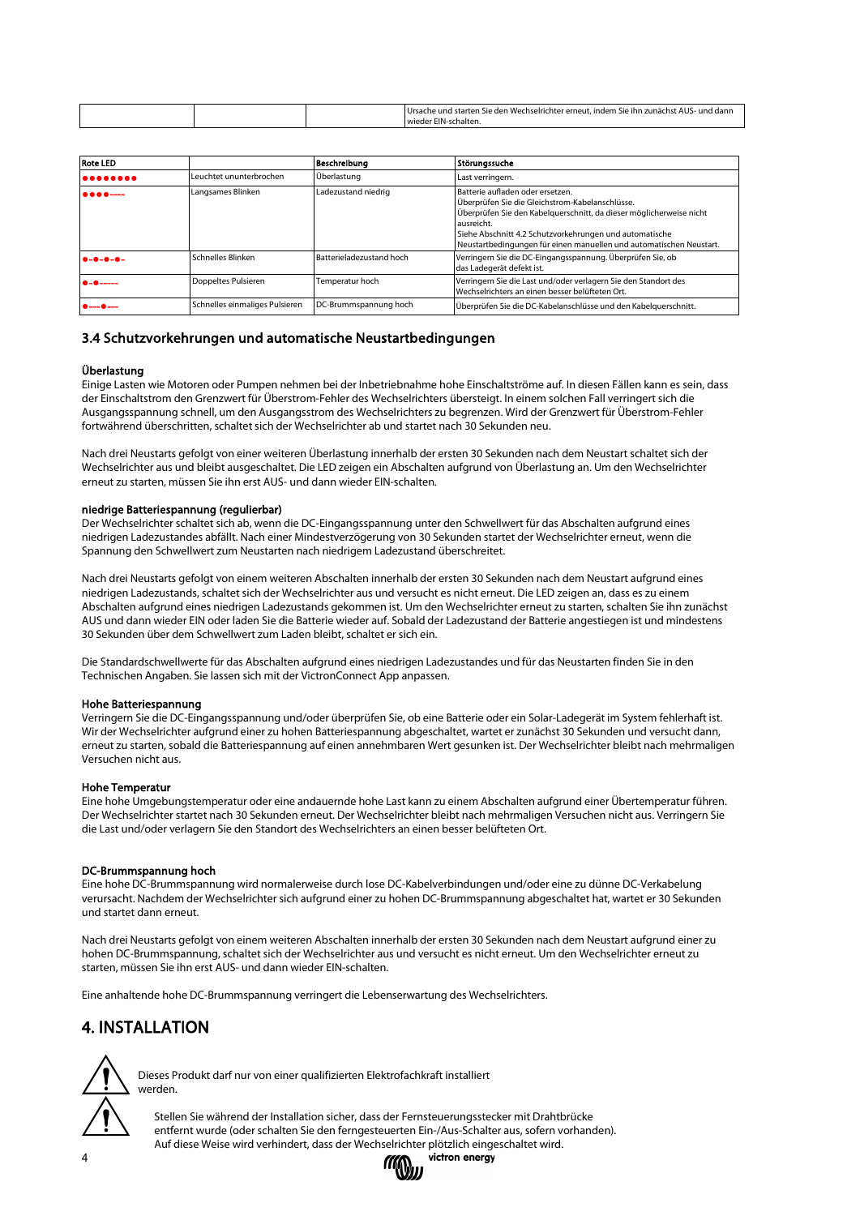| | | | |
|---|---|---|---|
| | | | Ursache und starten Sie den Wechselrichter erneut, indem Sie ihn zunächst AUS- und dann wieder EIN-schalten. |

| Rote LED | | Beschreibung | Störungssuche |
|---|---|---|---|
| ●●●●●●●● | Leuchtet ununterbrochen | Überlastung | Last verringern. |
| ●●●●---- | Langsames Blinken | Ladezustand niedrig | Batterie aufladen oder ersetzen.<br>Überprüfen Sie die Gleichstrom-Kabelanschlüsse.<br>Überprüfen Sie den Kabelquerschnitt, da dieser möglicherweise nicht ausreicht.<br>Siehe Abschnitt 4.2 Schutzvorkehrungen und automatische Neustartbedingungen für einen manuellen und automatischen Neustart. |
| ●-●-●-●- | Schnelles Blinken | Batterieladezustand hoch | Verringern Sie die DC-Eingangsspannung. Überprüfen Sie, ob das Ladegerät defekt ist. |
| ●-●------ | Doppeltes Pulsieren | Temperatur hoch | Verringern Sie die Last und/oder verlagern Sie den Standort des Wechselrichters an einen besser belüfteten Ort. |
| ●---●--- | Schnelles einmaliges Pulsieren | DC-Brummspannung hoch | Überprüfen Sie die DC-Kabelanschlüsse und den Kabelquerschnitt. |

## 3.4 Schutzvorkehrungen und automatische Neustartbedingungen

### Überlastung

Einige Lasten wie Motoren oder Pumpen nehmen bei der Inbetriebnahme hohe Einschaltströme auf. In diesen Fällen kann es sein, dass der Einschaltstrom den Grenzwert für Überstrom-Fehler des Wechselrichters übersteigt. In einem solchen Fall verringert sich die Ausgangsspannung schnell, um den Ausgangsstrom des Wechselrichters zu begrenzen. Wird der Grenzwert für Überstrom-Fehler fortwährend überschritten, schaltet sich der Wechselrichter ab und startet nach 30 Sekunden neu.

Nach drei Neustarts gefolgt von einer weiteren Überlastung innerhalb der ersten 30 Sekunden nach dem Neustart schaltet sich der Wechselrichter aus und bleibt ausgeschaltet. Die LED zeigen ein Abschalten aufgrund von Überlastung an. Um den Wechselrichter erneut zu starten, müssen Sie ihn erst AUS- und dann wieder EIN-schalten.

### niedrige Batteriespannung (regulierbar)

Der Wechselrichter schaltet sich ab, wenn die DC-Eingangsspannung unter den Schwellwert für das Abschalten aufgrund eines niedrigen Ladezustandes abfällt. Nach einer Mindestverzögerung von 30 Sekunden startet der Wechselrichter erneut, wenn die Spannung den Schwellwert zum Neustarten nach niedrigem Ladezustand überschreitet.

Nach drei Neustarts gefolgt von einem weiteren Abschalten innerhalb der ersten 30 Sekunden nach dem Neustart aufgrund eines niedrigen Ladezustands, schaltet sich der Wechselrichter aus und versucht es nicht erneut. Die LED zeigen an, dass es zu einem Abschalten aufgrund eines niedrigen Ladezustands gekommen ist. Um den Wechselrichter erneut zu starten, schalten Sie ihn zunächst AUS und dann wieder EIN oder laden Sie die Batterie wieder auf. Sobald der Ladezustand der Batterie angestiegen ist und mindestens 30 Sekunden über dem Schwellwert zum Laden bleibt, schaltet er sich ein.

Die Standardschwellwerte für das Abschalten aufgrund eines niedrigen Ladezustandes und für das Neustarten finden Sie in den Technischen Angaben. Sie lassen sich mit der VictronConnect App anpassen.

### Hohe Batteriespannung

Verringern Sie die DC-Eingangsspannung und/oder überprüfen Sie, ob eine Batterie oder ein Solar-Ladegerät im System fehlerhaft ist. Wir der Wechselrichter aufgrund einer zu hohen Batteriespannung abgeschaltet, wartet er zunächst 30 Sekunden und versucht dann, erneut zu starten, sobald die Batteriespannung auf einen annehmbaren Wert gesunken ist. Der Wechselrichter bleibt nach mehrmaligen Versuchen nicht aus.

### Hohe Temperatur

Eine hohe Umgebungstemperatur oder eine andauernde hohe Last kann zu einem Abschalten aufgrund einer Übertemperatur führen. Der Wechselrichter startet nach 30 Sekunden erneut. Der Wechselrichter bleibt nach mehrmaligen Versuchen nicht aus. Verringern Sie die Last und/oder verlagern Sie den Standort des Wechselrichters an einen besser belüfteten Ort.

### DC-Brummspannung hoch

Eine hohe DC-Brummspannung wird normalerweise durch lose DC-Kabelverbindungen und/oder eine zu dünne DC-Verkabelung verursacht. Nachdem der Wechselrichter sich aufgrund einer zu hohen DC-Brummspannung abgeschaltet hat, wartet er 30 Sekunden und startet dann erneut.

Nach drei Neustarts gefolgt von einem weiteren Abschalten innerhalb der ersten 30 Sekunden nach dem Neustart aufgrund einer zu hohen DC-Brummspannung, schaltet sich der Wechselrichter aus und versucht es nicht erneut. Um den Wechselrichter erneut zu starten, müssen Sie ihn erst AUS- und dann wieder EIN-schalten.

Eine anhaltende hohe DC-Brummspannung verringert die Lebenserwartung des Wechselrichters.

# 4. INSTALLATION

Dieses Produkt darf nur von einer qualifizierten Elektrofachkraft installiert werden.

Stellen Sie während der Installation sicher, dass der Fernsteuerungsstecker mit Drahtbrücke entfernt wurde (oder schalten Sie den ferngesteuerten Ein-/Aus-Schalter aus, sofern vorhanden). Auf diese Weise wird verhindert, dass der Wechselrichter plötzlich eingeschaltet wird.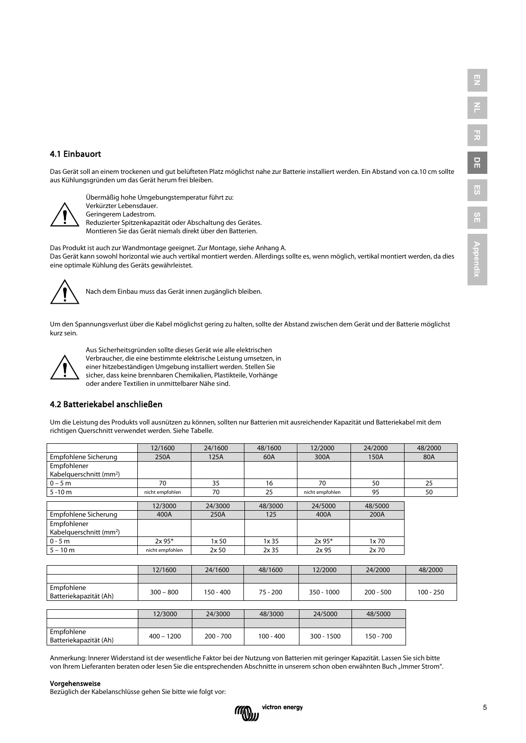## 4.1 Einbauort

Das Gerät soll an einem trockenen und gut belüfteten Platz möglichst nahe zur Batterie installiert werden. Ein Abstand von ca.10 cm sollte aus Kühlungsgründen um das Gerät herum frei bleiben.

Übermäßig hohe Umgebungstemperatur führt zu:
Verkürzter Lebensdauer.
Geringerem Ladestrom.
Reduzierter Spitzenkapazität oder Abschaltung des Gerätes.
Montieren Sie das Gerät niemals direkt über den Batterien.

Das Produkt ist auch zur Wandmontage geeignet. Zur Montage, siehe Anhang A.
Das Gerät kann sowohl horizontal wie auch vertikal montiert werden. Allerdings sollte es, wenn möglich, vertikal montiert werden, da dies eine optimale Kühlung des Geräts gewährleistet.

Nach dem Einbau muss das Gerät innen zugänglich bleiben.

Um den Spannungsverlust über die Kabel möglichst gering zu halten, sollte der Abstand zwischen dem Gerät und der Batterie möglichst kurz sein.

Aus Sicherheitsgründen sollte dieses Gerät wie alle elektrischen Verbraucher, die eine bestimmte elektrische Leistung umsetzen, in einer hitzebeständigen Umgebung installiert werden. Stellen Sie sicher, dass keine brennbaren Chemikalien, Plastikteile, Vorhänge oder andere Textilien in unmittelbarer Nähe sind.

## 4.2 Batteriekabel anschließen

Um die Leistung des Produkts voll ausnützen zu können, sollten nur Batterien mit ausreichender Kapazität und Batteriekabel mit dem richtigen Querschnitt verwendet werden. Siehe Tabelle.

| | 12/1600 | 24/1600 | 48/1600 | 12/2000 | 24/2000 | 48/2000 |
|---|---|---|---|---|---|---|
| Empfohlene Sicherung | 250A | 125A | 60A | 300A | 150A | 80A |
| Empfohlener Kabelquerschnitt (mm²) | | | | | | |
| 0 – 5 m | 70 | 35 | 16 | 70 | 50 | 25 |
| 5 -10 m | nicht empfohlen | 70 | 25 | nicht empfohlen | 95 | 50 |

| | 12/3000 | 24/3000 | 48/3000 | 24/5000 | 48/5000 |
|---|---|---|---|---|---|
| Empfohlene Sicherung | 400A | 250A | 125 | 400A | 200A |
| Empfohlener Kabelquerschnitt (mm²) | | | | | |
| 0 - 5 m | 2x 95* | 1x 50 | 1x 35 | 2x 95* | 1x 70 |
| 5 – 10 m | nicht empfohlen | 2x 50 | 2x 35 | 2x 95 | 2x 70 |

| | 12/1600 | 24/1600 | 48/1600 | 12/2000 | 24/2000 | 48/2000 |
|---|---|---|---|---|---|---|
| | | | | | | |
| Empfohlene Batteriekapazität (Ah) | 300 – 800 | 150 - 400 | 75 - 200 | 350 - 1000 | 200 - 500 | 100 - 250 |

| | 12/3000 | 24/3000 | 48/3000 | 24/5000 | 48/5000 |
|---|---|---|---|---|---|
| | | | | | |
| Empfohlene Batteriekapazität (Ah) | 400 – 1200 | 200 - 700 | 100 - 400 | 300 - 1500 | 150 - 700 |

Anmerkung: Innerer Widerstand ist der wesentliche Faktor bei der Nutzung von Batterien mit geringer Kapazität. Lassen Sie sich bitte von Ihrem Lieferanten beraten oder lesen Sie die entsprechenden Abschnitte in unserem schon oben erwähnten Buch „Immer Strom".

**Vorgehensweise**
Bezüglich der Kabelanschlüsse gehen Sie bitte wie folgt vor: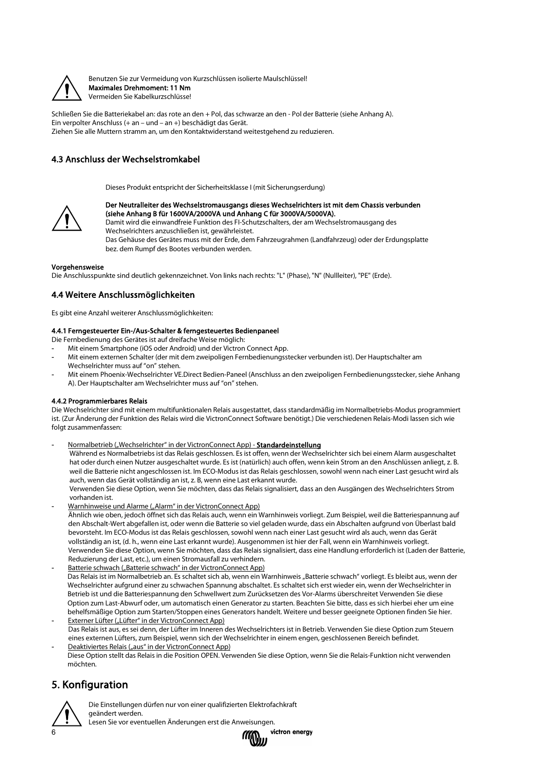Benutzen Sie zur Vermeidung von Kurzschlüssen isolierte Maulschlüssel!
**Maximales Drehmoment: 11 Nm**
Vermeiden Sie Kabelkurzschlüsse!

Schließen Sie die Batteriekabel an: das rote an den + Pol, das schwarze an den - Pol der Batterie (siehe Anhang A).
Ein verpolter Anschluss (+ an – und – an +) beschädigt das Gerät.
Ziehen Sie alle Muttern stramm an, um den Kontaktwiderstand weitestgehend zu reduzieren.

## 4.3 Anschluss der Wechselstromkabel

Dieses Produkt entspricht der Sicherheitsklasse I (mit Sicherungserdung)

**Der Neutralleiter des Wechselstromausgangs dieses Wechselrichters ist mit dem Chassis verbunden (siehe Anhang B für 1600VA/2000VA und Anhang C für 3000VA/5000VA).**
Damit wird die einwandfreie Funktion des FI-Schutzschalters, der am Wechselstromausgang des Wechselrichters anzuschließen ist, gewährleistet.
Das Gehäuse des Gerätes muss mit der Erde, dem Fahrzeugrahmen (Landfahrzeug) oder der Erdungsplatte bez. dem Rumpf des Bootes verbunden werden.

**Vorgehensweise**
Die Anschlusspunkte sind deutlich gekennzeichnet. Von links nach rechts: "L" (Phase), "N" (Nullleiter), "PE" (Erde).

## 4.4 Weitere Anschlussmöglichkeiten

Es gibt eine Anzahl weiterer Anschlussmöglichkeiten:

### 4.4.1 Ferngesteuerter Ein-/Aus-Schalter & ferngesteuertes Bedienpaneel

Die Fernbedienung des Gerätes ist auf dreifache Weise möglich:

- Mit einem Smartphone (iOS oder Android) und der Victron Connect App.
- Mit einem externen Schalter (der mit dem zweipoligen Fernbedienungsstecker verbunden ist). Der Hauptschalter am Wechselrichter muss auf “on” stehen.
- Mit einem Phoenix-Wechselrichter VE.Direct Bedien-Paneel (Anschluss an den zweipoligen Fernbedienungsstecker, siehe Anhang A). Der Hauptschalter am Wechselrichter muss auf “on” stehen.

### 4.4.2 Programmierbares Relais

Die Wechselrichter sind mit einem multifunktionalen Relais ausgestattet, dass standardmäßig im Normalbetriebs-Modus programmiert ist. (Zur Änderung der Funktion des Relais wird die VictronConnect Software benötigt.) Die verschiedenen Relais-Modi lassen sich wie folgt zusammenfassen:

- Normalbetrieb („Wechselrichter“ in der VictronConnect App) - **Standardeinstellung**
  Während es Normalbetriebs ist das Relais geschlossen. Es ist offen, wenn der Wechselrichter sich bei einem Alarm ausgeschaltet hat oder durch einen Nutzer ausgeschaltet wurde. Es ist (natürlich) auch offen, wenn kein Strom an den Anschlüssen anliegt, z. B. weil die Batterie nicht angeschlossen ist. Im ECO-Modus ist das Relais geschlossen, sowohl wenn nach einer Last gesucht wird als auch, wenn das Gerät vollständig an ist, z. B, wenn eine Last erkannt wurde.
  Verwenden Sie diese Option, wenn Sie möchten, dass das Relais signalisiert, dass an den Ausgängen des Wechselrichters Strom vorhanden ist.
- Warnhinweise und Alarme („Alarm“ in der VictronConnect App)
  Ähnlich wie oben, jedoch öffnet sich das Relais auch, wenn ein Warnhinweis vorliegt. Zum Beispiel, weil die Batteriespannung auf den Abschalt-Wert abgefallen ist, oder wenn die Batterie so viel geladen wurde, dass ein Abschalten aufgrund von Überlast bald bevorsteht. Im ECO-Modus ist das Relais geschlossen, sowohl wenn nach einer Last gesucht wird als auch, wenn das Gerät vollständig an ist, (d. h., wenn eine Last erkannt wurde). Ausgenommen ist hier der Fall, wenn ein Warnhinweis vorliegt.
  Verwenden Sie diese Option, wenn Sie möchten, dass das Relais signalisiert, dass eine Handlung erforderlich ist (Laden der Batterie, Reduzierung der Last, etc.), um einen Stromausfall zu verhindern.
- Batterie schwach („Batterie schwach“ in der VictronConnect App)
  Das Relais ist im Normalbetrieb an. Es schaltet sich ab, wenn ein Warnhinweis „Batterie schwach“ vorliegt. Es bleibt aus, wenn der Wechselrichter aufgrund einer zu schwachen Spannung abschaltet. Es schaltet sich erst wieder ein, wenn der Wechselrichter in Betrieb ist und die Batteriespannung den Schwellwert zum Zurücksetzen des Vor-Alarms überschreitet Verwenden Sie diese Option zum Last-Abwurf oder, um automatisch einen Generator zu starten. Beachten Sie bitte, dass es sich hierbei eher um eine behelfsmäßige Option zum Starten/Stoppen eines Generators handelt. Weitere und besser geeignete Optionen finden Sie hier.
- Externer Lüfter („Lüfter“ in der VictronConnect App)
  Das Relais ist aus, es sei denn, der Lüfter im Inneren des Wechselrichters ist in Betrieb. Verwenden Sie diese Option zum Steuern eines externen Lüfters, zum Beispiel, wenn sich der Wechselrichter in einem engen, geschlossenen Bereich befindet.
- Deaktiviertes Relais („aus“ in der VictronConnect App)
  Diese Option stellt das Relais in die Position OPEN. Verwenden Sie diese Option, wenn Sie die Relais-Funktion nicht verwenden möchten.

# 5. Konfiguration

Die Einstellungen dürfen nur von einer qualifizierten Elektrofachkraft geändert werden.
Lesen Sie vor eventuellen Änderungen erst die Anweisungen.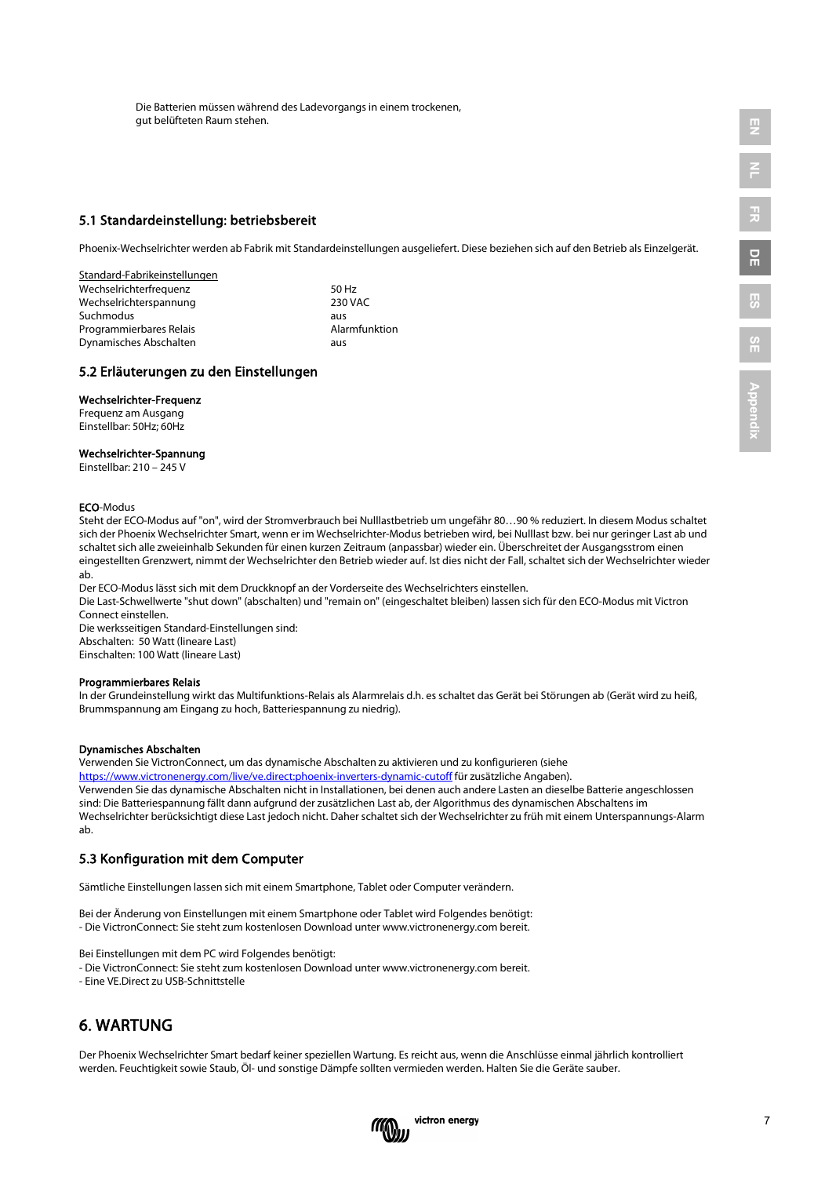Die Batterien müssen während des Ladevorgangs in einem trockenen, gut belüfteten Raum stehen.

## 5.1 Standardeinstellung: betriebsbereit

Phoenix-Wechselrichter werden ab Fabrik mit Standardeinstellungen ausgeliefert. Diese beziehen sich auf den Betrieb als Einzelgerät.

Standard-Fabrikeinstellungen

| | |
|---|---|
| Wechselrichterfrequenz | 50 Hz |
| Wechselrichterspannung | 230 VAC |
| Suchmodus | aus |
| Programmierbares Relais | Alarmfunktion |
| Dynamisches Abschalten | aus |

## 5.2 Erläuterungen zu den Einstellungen

**Wechselrichter-Frequenz**
Frequenz am Ausgang
Einstellbar: 50Hz; 60Hz

**Wechselrichter-Spannung**
Einstellbar: 210 – 245 V

**ECO**-Modus
Steht der ECO-Modus auf "on", wird der Stromverbrauch bei Nulllastbetrieb um ungefähr 80…90 % reduziert. In diesem Modus schaltet sich der Phoenix Wechselrichter Smart, wenn er im Wechselrichter-Modus betrieben wird, bei Nulllast bzw. bei nur geringer Last ab und schaltet sich alle zweieinhalb Sekunden für einen kurzen Zeitraum (anpassbar) wieder ein. Überschreitet der Ausgangsstrom einen eingestellten Grenzwert, nimmt der Wechselrichter den Betrieb wieder auf. Ist dies nicht der Fall, schaltet sich der Wechselrichter wieder ab.
Der ECO-Modus lässt sich mit dem Druckknopf an der Vorderseite des Wechselrichters einstellen.
Die Last-Schwellwerte "shut down" (abschalten) und "remain on" (eingeschaltet bleiben) lassen sich für den ECO-Modus mit Victron Connect einstellen.
Die werksseitigen Standard-Einstellungen sind:
Abschalten: 50 Watt (lineare Last)
Einschalten: 100 Watt (lineare Last)

**Programmierbares Relais**
In der Grundeinstellung wirkt das Multifunktions-Relais als Alarmrelais d.h. es schaltet das Gerät bei Störungen ab (Gerät wird zu heiß, Brummspannung am Eingang zu hoch, Batteriespannung zu niedrig).

**Dynamisches Abschalten**
Verwenden Sie VictronConnect, um das dynamische Abschalten zu aktivieren und zu konfigurieren (siehe https://www.victronenergy.com/live/ve.direct:phoenix-inverters-dynamic-cutoff für zusätzliche Angaben).
Verwenden Sie das dynamische Abschalten nicht in Installationen, bei denen auch andere Lasten an dieselbe Batterie angeschlossen sind: Die Batteriespannung fällt dann aufgrund der zusätzlichen Last ab, der Algorithmus des dynamischen Abschaltens im Wechselrichter berücksichtigt diese Last jedoch nicht. Daher schaltet sich der Wechselrichter zu früh mit einem Unterspannungs-Alarm ab.

## 5.3 Konfiguration mit dem Computer

Sämtliche Einstellungen lassen sich mit einem Smartphone, Tablet oder Computer verändern.

Bei der Änderung von Einstellungen mit einem Smartphone oder Tablet wird Folgendes benötigt:
- Die VictronConnect: Sie steht zum kostenlosen Download unter www.victronenergy.com bereit.

Bei Einstellungen mit dem PC wird Folgendes benötigt:
- Die VictronConnect: Sie steht zum kostenlosen Download unter www.victronenergy.com bereit.
- Eine VE.Direct zu USB-Schnittstelle

# 6. WARTUNG

Der Phoenix Wechselrichter Smart bedarf keiner speziellen Wartung. Es reicht aus, wenn die Anschlüsse einmal jährlich kontrolliert werden. Feuchtigkeit sowie Staub, Öl- und sonstige Dämpfe sollten vermieden werden. Halten Sie die Geräte sauber.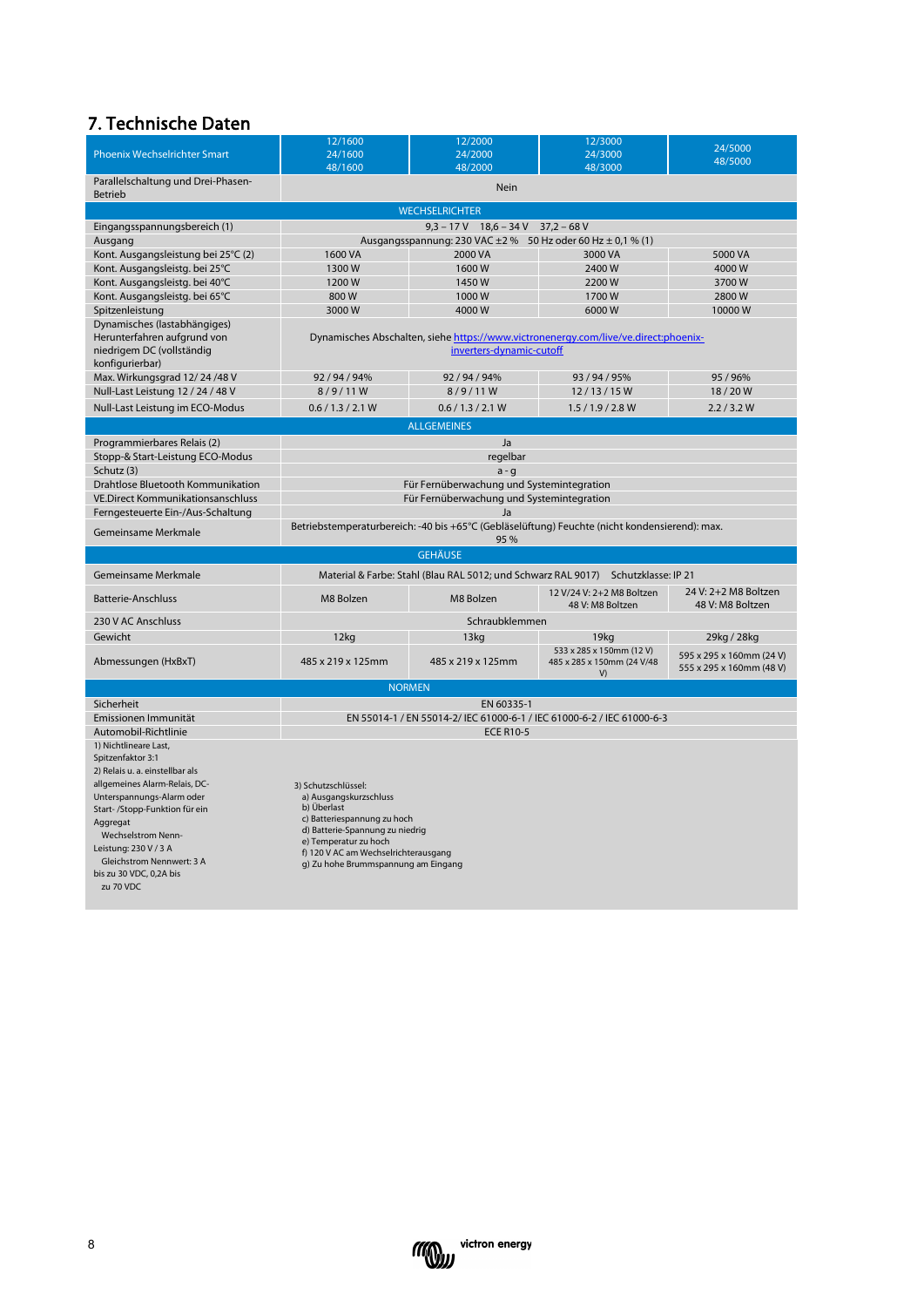## 7. Technische Daten

| Phoenix Wechselrichter Smart | 12/1600<br>24/1600<br>48/1600 | 12/2000<br>24/2000<br>48/2000 | 12/3000<br>24/3000<br>48/3000 | 24/5000<br>48/5000 |
|---|---|---|---|---|
| Parallelschaltung und Drei-Phasen-Betrieb | Nein | | | |
| **WECHSELRICHTER** | | | | |
| Eingangsspannungsbereich (1) | 9,3 – 17 V 18,6 – 34 V 37,2 – 68 V | | | |
| Ausgang | Ausgangsspannung: 230 VAC ±2 % 50 Hz oder 60 Hz ± 0,1 % (1) | | | |
| Kont. Ausgangsleistung bei 25°C (2) | 1600 VA | 2000 VA | 3000 VA | 5000 VA |
| Kont. Ausgangsleistg. bei 25°C | 1300 W | 1600 W | 2400 W | 4000 W |
| Kont. Ausgangsleistg. bei 40°C | 1200 W | 1450 W | 2200 W | 3700 W |
| Kont. Ausgangsleistg. bei 65°C | 800 W | 1000 W | 1700 W | 2800 W |
| Spitzenleistung | 3000 W | 4000 W | 6000 W | 10000 W |
| Dynamisches (lastabhängiges) Herunterfahren aufgrund von niedrigem DC (vollständig konfigurierbar) | Dynamisches Abschalten, siehe [https://www.victronenergy.com/live/ve.direct:phoenix-inverters-dynamic-cutoff](https://www.victronenergy.com/live/ve.direct:phoenix-inverters-dynamic-cutoff) | | | |
| Max. Wirkungsgrad 12/ 24 /48 V | 92 / 94 / 94% | 92 / 94 / 94% | 93 / 94 / 95% | 95 / 96% |
| Null-Last Leistung 12 / 24 / 48 V | 8 / 9 / 11 W | 8 / 9 / 11 W | 12 / 13 / 15 W | 18 / 20 W |
| Null-Last Leistung im ECO-Modus | 0.6 / 1.3 / 2.1 W | 0.6 / 1.3 / 2.1 W | 1.5 / 1.9 / 2.8 W | 2.2 / 3.2 W |
| **ALLGEMEINES** | | | | |
| Programmierbares Relais (2) | Ja | | | |
| Stopp-& Start-Leistung ECO-Modus | regelbar | | | |
| Schutz (3) | a - g | | | |
| Drahtlose Bluetooth Kommunikation | Für Fernüberwachung und Systemintegration | | | |
| VE.Direct Kommunikationsanschluss | Für Fernüberwachung und Systemintegration | | | |
| Ferngesteuerte Ein-/Aus-Schaltung | Ja | | | |
| Gemeinsame Merkmale | Betriebstemperaturbereich: -40 bis +65°C (Gebläselüftung) Feuchte (nicht kondensierend): max. 95 % | | | |
| **GEHÄUSE** | | | | |
| Gemeinsame Merkmale | Material & Farbe: Stahl (Blau RAL 5012; und Schwarz RAL 9017) Schutzklasse: IP 21 | | | |
| Batterie-Anschluss | M8 Bolzen | M8 Bolzen | 12 V/24 V: 2+2 M8 Bolzen<br>48 V: M8 Bolzen | 24 V: 2+2 M8 Boltzen<br>48 V: M8 Boltzen |
| 230 V AC Anschluss | Schraubklemmen | | | |
| Gewicht | 12kg | 13kg | 19kg | 29kg / 28kg |
| Abmessungen (HxBxT) | 485 x 219 x 125mm | 485 x 219 x 125mm | 533 x 285 x 150mm (12 V)<br>485 x 285 x 150mm (24 V/48 V) | 595 x 295 x 160mm (24 V)<br>555 x 295 x 160mm (48 V) |
| **NORMEN** | | | | |
| Sicherheit | EN 60335-1 | | | |
| Emissionen Immunität | EN 55014-1 / EN 55014-2/ IEC 61000-6-1 / IEC 61000-6-2 / IEC 61000-6-3 | | | |
| Automobil-Richtlinie | ECE R10-5 | | | |

1) Nichtlineare Last, Spitzenfaktor 3:1
2) Relais u. a. einstellbar als allgemeines Alarm-Relais, DC-Unterspannungs-Alarm oder Start- /Stopp-Funktion für ein Aggregat
Wechselstrom Nenn-Leistung: 230 V / 3 A
Gleichstrom Nennwert: 3 A bis zu 30 VDC, 0,2A bis zu 70 VDC

3) Schutzschlüssel:
a) Ausgangskurzschluss
b) Überlast
c) Batteriespannung zu hoch
d) Batterie-Spannung zu niedrig
e) Temperatur zu hoch
f) 120 V AC am Wechselrichterausgang
g) Zu hohe Brummspannung am Eingang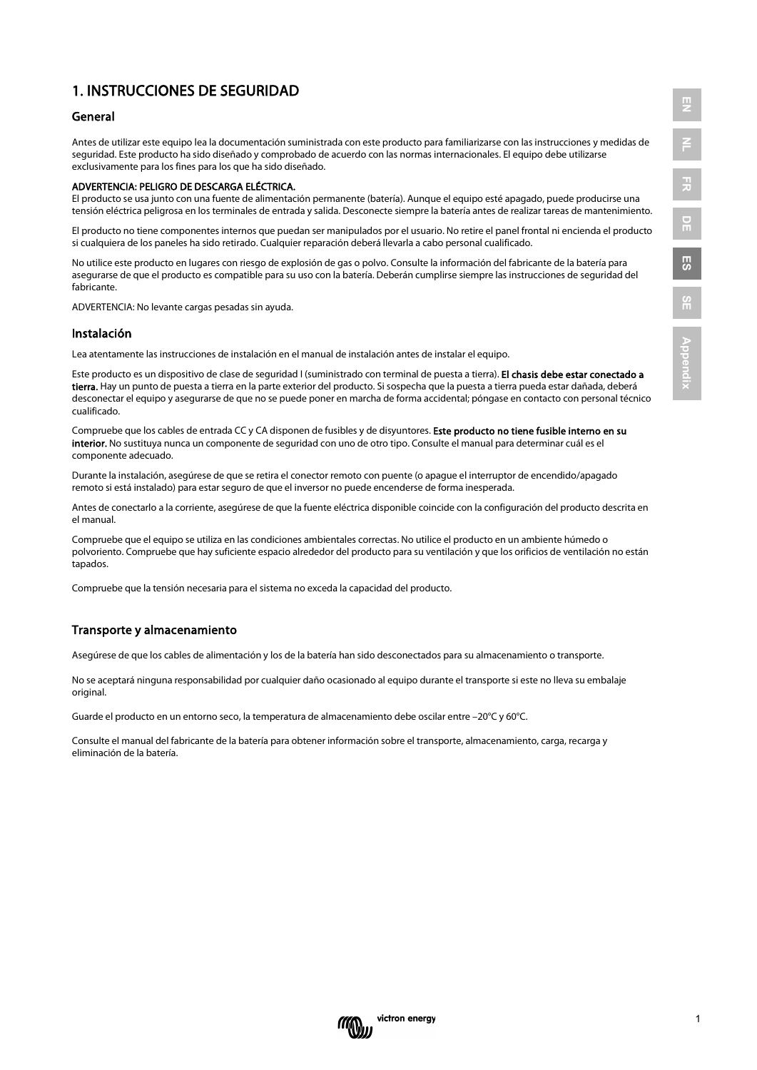# 1. INSTRUCCIONES DE SEGURIDAD

## General

Antes de utilizar este equipo lea la documentación suministrada con este producto para familiarizarse con las instrucciones y medidas de seguridad. Este producto ha sido diseñado y comprobado de acuerdo con las normas internacionales. El equipo debe utilizarse exclusivamente para los fines para los que ha sido diseñado.

**ADVERTENCIA: PELIGRO DE DESCARGA ELÉCTRICA.**
El producto se usa junto con una fuente de alimentación permanente (batería). Aunque el equipo esté apagado, puede producirse una tensión eléctrica peligrosa en los terminales de entrada y salida. Desconecte siempre la batería antes de realizar tareas de mantenimiento.

El producto no tiene componentes internos que puedan ser manipulados por el usuario. No retire el panel frontal ni encienda el producto si cualquiera de los paneles ha sido retirado. Cualquier reparación deberá llevarla a cabo personal cualificado.

No utilice este producto en lugares con riesgo de explosión de gas o polvo. Consulte la información del fabricante de la batería para asegurarse de que el producto es compatible para su uso con la batería. Deberán cumplirse siempre las instrucciones de seguridad del fabricante.

ADVERTENCIA: No levante cargas pesadas sin ayuda.

## Instalación

Lea atentamente las instrucciones de instalación en el manual de instalación antes de instalar el equipo.

Este producto es un dispositivo de clase de seguridad I (suministrado con terminal de puesta a tierra). **El chasis debe estar conectado a tierra.** Hay un punto de puesta a tierra en la parte exterior del producto. Si sospecha que la puesta a tierra pueda estar dañada, deberá desconectar el equipo y asegurarse de que no se puede poner en marcha de forma accidental; póngase en contacto con personal técnico cualificado.

Compruebe que los cables de entrada CC y CA disponen de fusibles y de disyuntores. **Este producto no tiene fusible interno en su interior.** No sustituya nunca un componente de seguridad con uno de otro tipo. Consulte el manual para determinar cuál es el componente adecuado.

Durante la instalación, asegúrese de que se retira el conector remoto con puente (o apague el interruptor de encendido/apagado remoto si está instalado) para estar seguro de que el inversor no puede encenderse de forma inesperada.

Antes de conectarlo a la corriente, asegúrese de que la fuente eléctrica disponible coincide con la configuración del producto descrita en el manual.

Compruebe que el equipo se utiliza en las condiciones ambientales correctas. No utilice el producto en un ambiente húmedo o polvoriento. Compruebe que hay suficiente espacio alrededor del producto para su ventilación y que los orificios de ventilación no están tapados.

Compruebe que la tensión necesaria para el sistema no exceda la capacidad del producto.

## Transporte y almacenamiento

Asegúrese de que los cables de alimentación y los de la batería han sido desconectados para su almacenamiento o transporte.

No se aceptará ninguna responsabilidad por cualquier daño ocasionado al equipo durante el transporte si este no lleva su embalaje original.

Guarde el producto en un entorno seco, la temperatura de almacenamiento debe oscilar entre –20°C y 60°C.

Consulte el manual del fabricante de la batería para obtener información sobre el transporte, almacenamiento, carga, recarga y eliminación de la batería.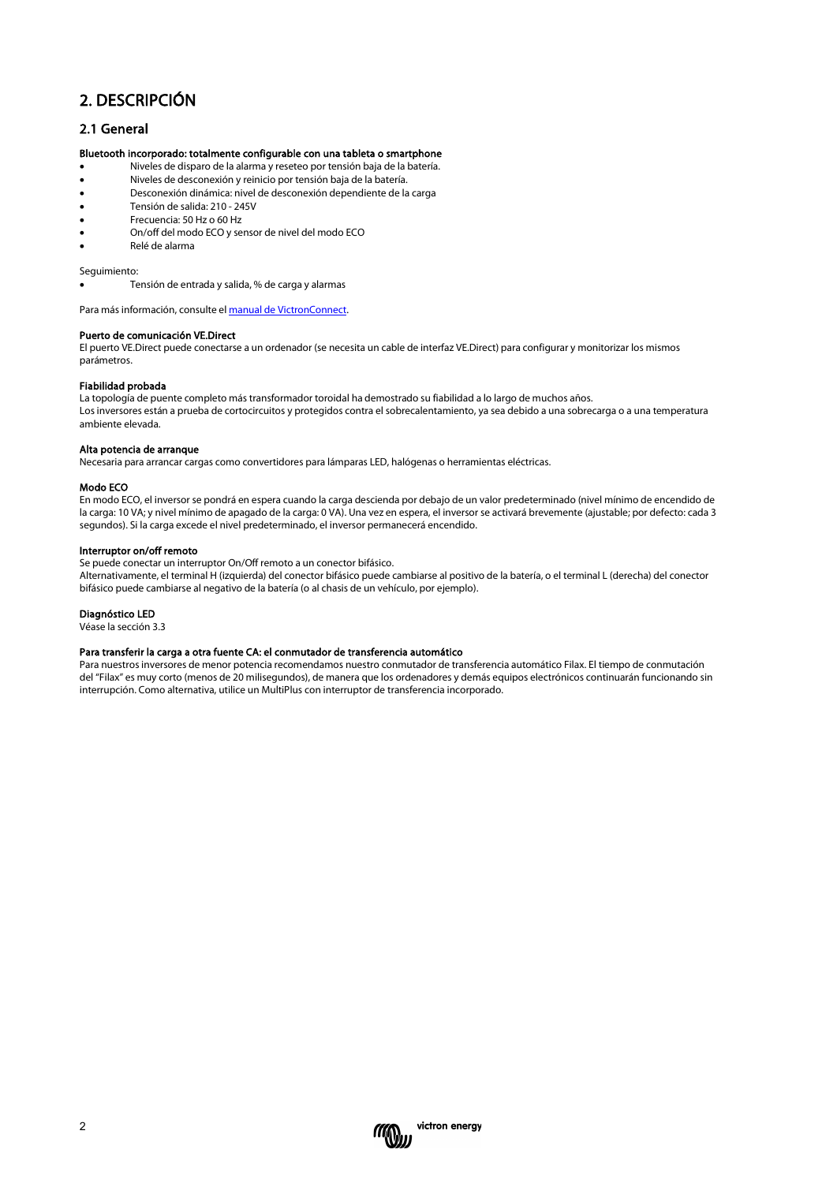# 2. DESCRIPCIÓN

## 2.1 General

**Bluetooth incorporado: totalmente configurable con una tableta o smartphone**

- Niveles de disparo de la alarma y reseteo por tensión baja de la batería.
- Niveles de desconexión y reinicio por tensión baja de la batería.
- Desconexión dinámica: nivel de desconexión dependiente de la carga
- Tensión de salida: 210 - 245V
- Frecuencia: 50 Hz o 60 Hz
- On/off del modo ECO y sensor de nivel del modo ECO
- Relé de alarma

Seguimiento:

- Tensión de entrada y salida, % de carga y alarmas

Para más información, consulte el manual de VictronConnect.

**Puerto de comunicación VE.Direct**

El puerto VE.Direct puede conectarse a un ordenador (se necesita un cable de interfaz VE.Direct) para configurar y monitorizar los mismos parámetros.

**Fiabilidad probada**

La topología de puente completo más transformador toroidal ha demostrado su fiabilidad a lo largo de muchos años.
Los inversores están a prueba de cortocircuitos y protegidos contra el sobrecalentamiento, ya sea debido a una sobrecarga o a una temperatura ambiente elevada.

**Alta potencia de arranque**

Necesaria para arrancar cargas como convertidores para lámparas LED, halógenas o herramientas eléctricas.

**Modo ECO**

En modo ECO, el inversor se pondrá en espera cuando la carga descienda por debajo de un valor predeterminado (nivel mínimo de encendido de la carga: 10 VA; y nivel mínimo de apagado de la carga: 0 VA). Una vez en espera, el inversor se activará brevemente (ajustable; por defecto: cada 3 segundos). Si la carga excede el nivel predeterminado, el inversor permanecerá encendido.

**Interruptor on/off remoto**

Se puede conectar un interruptor On/Off remoto a un conector bifásico.
Alternativamente, el terminal H (izquierda) del conector bifásico puede cambiarse al positivo de la batería, o el terminal L (derecha) del conector bifásico puede cambiarse al negativo de la batería (o al chasis de un vehículo, por ejemplo).

**Diagnóstico LED**

Véase la sección 3.3

**Para transferir la carga a otra fuente CA: el conmutador de transferencia automático**

Para nuestros inversores de menor potencia recomendamos nuestro conmutador de transferencia automático Filax. El tiempo de conmutación del "Filax" es muy corto (menos de 20 milisegundos), de manera que los ordenadores y demás equipos electrónicos continuarán funcionando sin interrupción. Como alternativa, utilice un MultiPlus con interruptor de transferencia incorporado.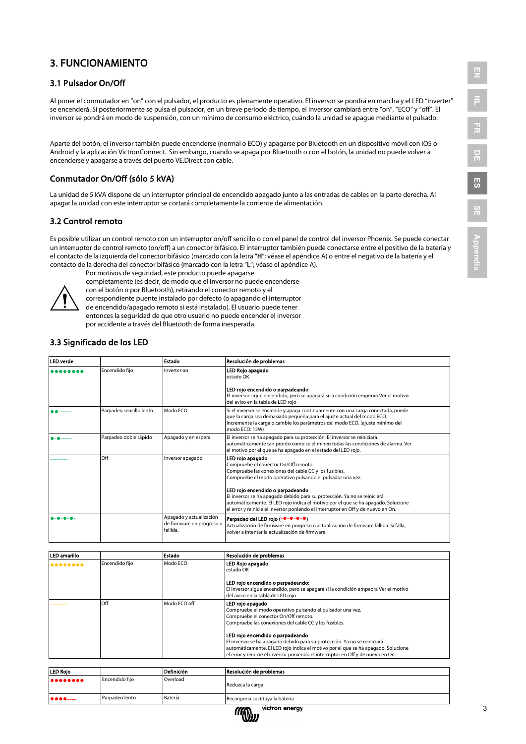# 3. FUNCIONAMIENTO

## 3.1 Pulsador On/Off

Al poner el conmutador en "on" con el pulsador, el producto es plenamente operativo. El inversor se pondrá en marcha y el LED "inverter" se encenderá. Si posteriormente se pulsa el pulsador, en un breve periodo de tiempo, el inversor cambiará entre "on", "ECO" y "off". El inversor se pondrá en modo de suspensión, con un mínimo de consumo eléctrico, cuándo la unidad se apague mediante el pulsado.

Aparte del botón, el inversor también puede encenderse (normal o ECO) y apagarse por Bluetooth en un dispositivo móvil con iOS o Android y la aplicación VictronConnect. Sin embargo, cuando se apaga por Bluetooth o con el botón, la unidad no puede volver a encenderse y apagarse a través del puerto VE.Direct con cable.

### Conmutador On/Off (sólo 5 kVA)

La unidad de 5 kVA dispone de un interruptor principal de encendido apagado junto a las entradas de cables en la parte derecha. Al apagar la unidad con este interruptor se cortará completamente la corriente de alimentación.

## 3.2 Control remoto

Es posible utilizar un control remoto con un interruptor on/off sencillo o con el panel de control del inversor Phoenix. Se puede conectar un interruptor de control remoto (on/off) a un conector bifásico. El interruptor también puede conectarse entre el positivo de la batería y el contacto de la izquierda del conector bifásico (marcado con la letra "**H**"; véase el apéndice A) o entre el negativo de la batería y el contacto de la derecha del conector bifásico (marcado con la letra "**L**"; véase el apéndice A).

Por motivos de seguridad, este producto puede apagarse completamente (es decir, de modo que el inversor no puede encenderse con el botón o por Bluetooth), retirando el conector remoto y el correspondiente puente instalado por defecto (o apagando el interruptor de encendido/apagado remoto si está instalado). El usuario puede tener entonces la seguridad de que otro usuario no puede encender el inversor por accidente a través del Bluetooth de forma inesperada.

## 3.3 Significado de los LED

| LED verde | | Estado | Resolución de problemas |
|---|---|---|---|
| ●●●●●●●● | Encendido fijo | Inverter on | **LED Rojo apagado**<br>estado OK<br><br>**LED rojo encendido o parpadeando:**<br>El inversor sigue encendido, pero se apagará si la condición empeora Ver el motivo del aviso en la tabla de LED rojo |
| ●●------ | Parpadeo sencillo lento | Modo ECO | Si el inversor se enciende y apaga continuamente con una carga conectada, puede que la carga sea demasiado pequeña para el ajuste actual del modo ECO. Incremente la carga o cambie los parámetros del modo ECO. (ajuste mínimo del modo ECO: 15W) |
| ●-●----- | Parpadeo doble rápido | Apagado y en espera | El inversor se ha apagado para su protección. El inversor se reiniciará automáticamente tan pronto como se eliminen todas las condiciones de alarma. Ver el motivo por el que se ha apagado en el estado del LED rojo. |
| -------- | Off | Inversor apagado | **LED rojo apagado**<br>Compruebe el conector On/Off remoto.<br>Compruebe las conexiones del cable CC y los fusibles.<br>Compruebe el modo operativo pulsando el pulsador una vez.<br><br>**LED rojo encendido o parpadeando**<br>El inversor se ha apagado debido para su protección. Ya no se reiniciará automáticamente. El LED rojo indica el motivo por el que se ha apagado. Solucione el error y reinicie el inversor poniendo el interruptor en Off y de nuevo en On. |
| ●-●-●-●- | | Apagado y actualización de firmware en progreso o fallida. | **Parpadeo del LED rojo (-●-●-●-●)**<br>Actualización de firmware en progreso o actualización de firmware fallida. Si falla, volver a intentar la actualización de firmware. |

| LED amarillo | | Estado | Resolución de problemas |
|---|---|---|---|
| ●●●●●●●● | Encendido fijo | Modo ECO | **LED Rojo apagado**<br>estado OK<br><br>**LED rojo encendido o parpadeando:**<br>El inversor sigue encendido, pero se apagará si la condición empeora Ver el motivo del aviso en la tabla de LED rojo |
| -------- | Off | Modo ECO off | **LED rojo apagado**<br>Compruebe el modo operativo pulsando el pulsador una vez.<br>Compruebe el conector On/Off remoto.<br>Compruebe las conexiones del cable CC y los fusibles.<br><br>**LED rojo encendido o parpadeando**<br>El inversor se ha apagado debido para su protección. Ya no se reiniciará automáticamente. El LED rojo indica el motivo por el que se ha apagado. Solucione el error y reinicie el inversor poniendo el interruptor en Off y de nuevo en On. |

| LED Rojo | | Definición | Resolución de problemas |
|---|---|---|---|
| ●●●●●●●● | Encendido fijo | Overload | Reduzca la carga |
| ●●●●---- | Parpadeo lento | Batería | Recargue o sustituya la batería |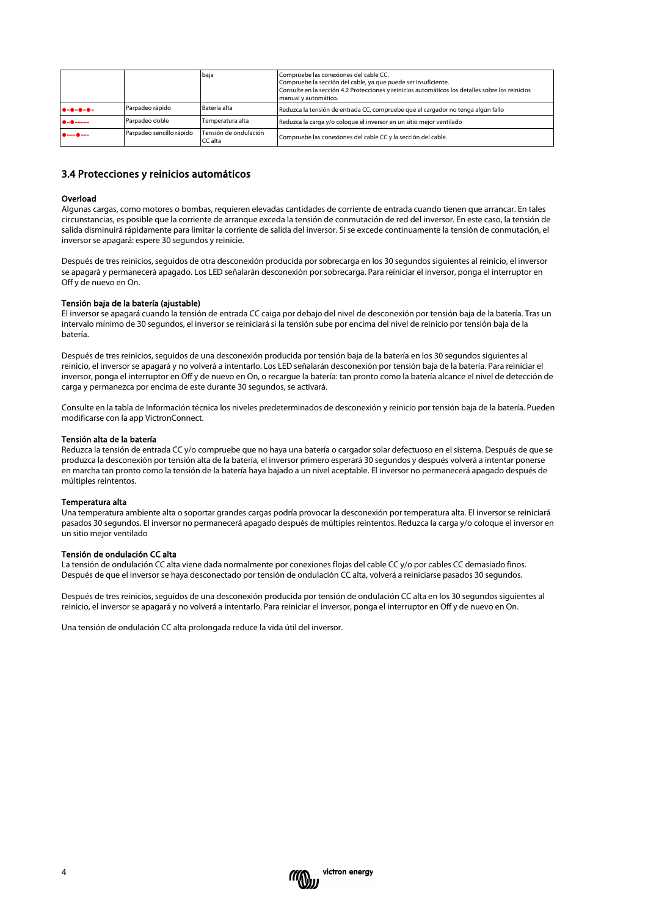| | | | |
|---|---|---|---|
| | | baja | Compruebe las conexiones del cable CC.<br>Compruebe la sección del cable, ya que puede ser insuficiente.<br>Consulte en la sección 4.2 Protecciones y reinicios automáticos los detalles sobre los reinicios manual y automático. |
| ●-●-●-●- | Parpadeo rápido | Batería alta | Reduzca la tensión de entrada CC, compruebe que el cargador no tenga algún fallo |
| ●-●----- | Parpadeo doble | Temperatura alta | Reduzca la carga y/o coloque el inversor en un sitio mejor ventilado |
| ●---●--- | Parpadeo sencillo rápido | Tensión de ondulación CC alta | Compruebe las conexiones del cable CC y la sección del cable. |

## 3.4 Protecciones y reinicios automáticos

**Overload**

Algunas cargas, como motores o bombas, requieren elevadas cantidades de corriente de entrada cuando tienen que arrancar. En tales circunstancias, es posible que la corriente de arranque exceda la tensión de conmutación de red del inversor. En este caso, la tensión de salida disminuirá rápidamente para limitar la corriente de salida del inversor. Si se excede continuamente la tensión de conmutación, el inversor se apagará: espere 30 segundos y reinicie.

Después de tres reinicios, seguidos de otra desconexión producida por sobrecarga en los 30 segundos siguientes al reinicio, el inversor se apagará y permanecerá apagado. Los LED señalarán desconexión por sobrecarga. Para reiniciar el inversor, ponga el interruptor en Off y de nuevo en On.

**Tensión baja de la batería (ajustable)**

El inversor se apagará cuando la tensión de entrada CC caiga por debajo del nivel de desconexión por tensión baja de la batería. Tras un intervalo mínimo de 30 segundos, el inversor se reiniciará si la tensión sube por encima del nivel de reinicio por tensión baja de la batería.

Después de tres reinicios, seguidos de una desconexión producida por tensión baja de la batería en los 30 segundos siguientes al reinicio, el inversor se apagará y no volverá a intentarlo. Los LED señalarán desconexión por tensión baja de la batería. Para reiniciar el inversor, ponga el interruptor en Off y de nuevo en On, o recargue la batería: tan pronto como la batería alcance el nivel de detección de carga y permanezca por encima de este durante 30 segundos, se activará.

Consulte en la tabla de Información técnica los niveles predeterminados de desconexión y reinicio por tensión baja de la batería. Pueden modificarse con la app VictronConnect.

**Tensión alta de la batería**

Reduzca la tensión de entrada CC y/o compruebe que no haya una batería o cargador solar defectuoso en el sistema. Después de que se produzca la desconexión por tensión alta de la batería, el inversor primero esperará 30 segundos y después volverá a intentar ponerse en marcha tan pronto como la tensión de la batería haya bajado a un nivel aceptable. El inversor no permanecerá apagado después de múltiples reintentos.

**Temperatura alta**

Una temperatura ambiente alta o soportar grandes cargas podría provocar la desconexión por temperatura alta. El inversor se reiniciará pasados 30 segundos. El inversor no permanecerá apagado después de múltiples reintentos. Reduzca la carga y/o coloque el inversor en un sitio mejor ventilado

**Tensión de ondulación CC alta**

La tensión de ondulación CC alta viene dada normalmente por conexiones flojas del cable CC y/o por cables CC demasiado finos. Después de que el inversor se haya desconectado por tensión de ondulación CC alta, volverá a reiniciarse pasados 30 segundos.

Después de tres reinicios, seguidos de una desconexión producida por tensión de ondulación CC alta en los 30 segundos siguientes al reinicio, el inversor se apagará y no volverá a intentarlo. Para reiniciar el inversor, ponga el interruptor en Off y de nuevo en On.

Una tensión de ondulación CC alta prolongada reduce la vida útil del inversor.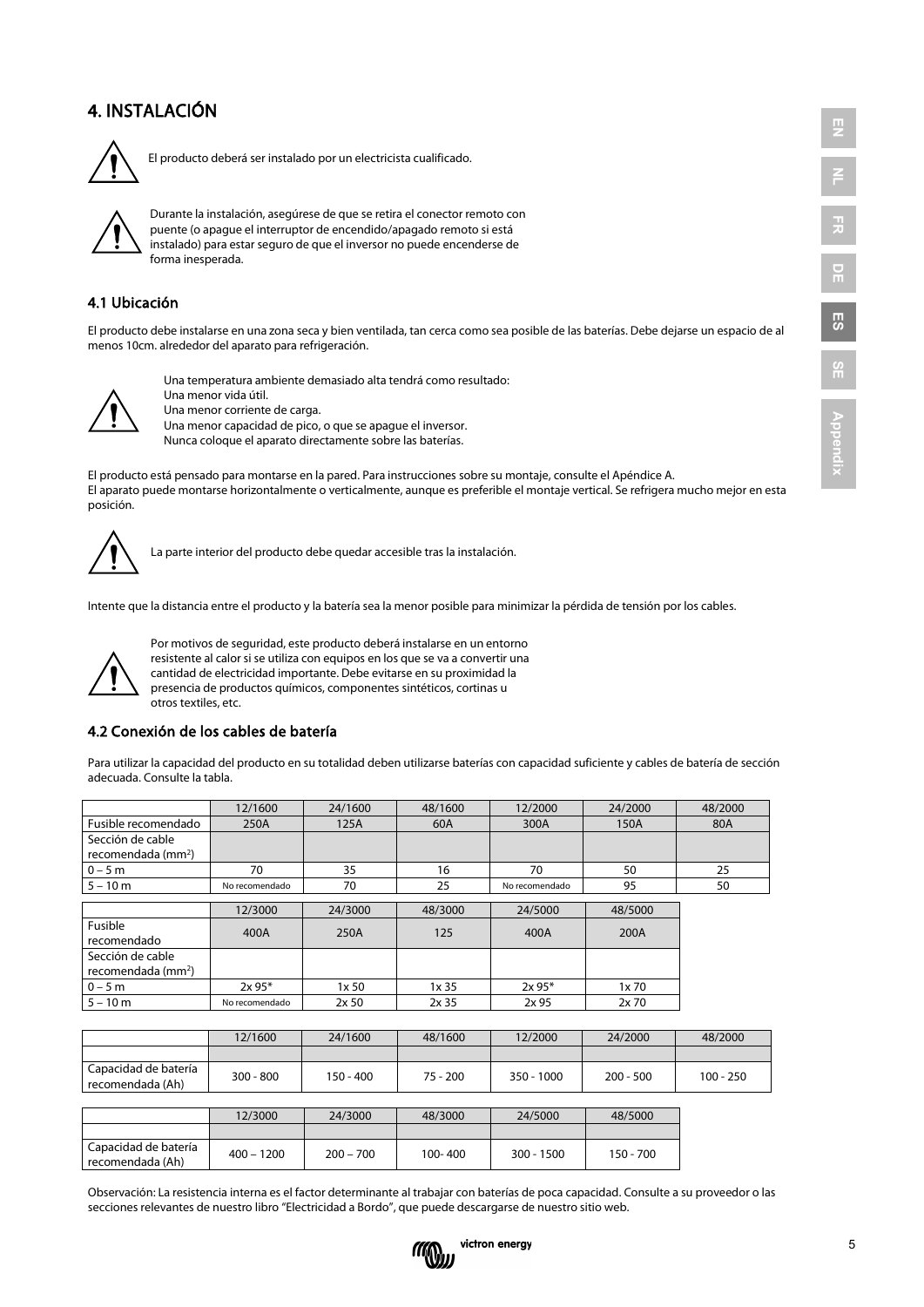# 4. INSTALACIÓN

El producto deberá ser instalado por un electricista cualificado.

Durante la instalación, asegúrese de que se retira el conector remoto con puente (o apague el interruptor de encendido/apagado remoto si está instalado) para estar seguro de que el inversor no puede encenderse de forma inesperada.

## 4.1 Ubicación

El producto debe instalarse en una zona seca y bien ventilada, tan cerca como sea posible de las baterías. Debe dejarse un espacio de al menos 10cm. alrededor del aparato para refrigeración.

Una temperatura ambiente demasiado alta tendrá como resultado:
Una menor vida útil.
Una menor corriente de carga.
Una menor capacidad de pico, o que se apague el inversor.
Nunca coloque el aparato directamente sobre las baterías.

El producto está pensado para montarse en la pared. Para instrucciones sobre su montaje, consulte el Apéndice A.
El aparato puede montarse horizontalmente o verticalmente, aunque es preferible el montaje vertical. Se refrigera mucho mejor en esta posición.

La parte interior del producto debe quedar accesible tras la instalación.

Intente que la distancia entre el producto y la batería sea la menor posible para minimizar la pérdida de tensión por los cables.

Por motivos de seguridad, este producto deberá instalarse en un entorno resistente al calor si se utiliza con equipos en los que se va a convertir una cantidad de electricidad importante. Debe evitarse en su proximidad la presencia de productos químicos, componentes sintéticos, cortinas u otros textiles, etc.

## 4.2 Conexión de los cables de batería

Para utilizar la capacidad del producto en su totalidad deben utilizarse baterías con capacidad suficiente y cables de batería de sección adecuada. Consulte la tabla.

| | 12/1600 | 24/1600 | 48/1600 | 12/2000 | 24/2000 | 48/2000 |
|---|---|---|---|---|---|---|
| Fusible recomendado | 250A | 125A | 60A | 300A | 150A | 80A |
| Sección de cable recomendada (mm²) | | | | | | |
| 0 – 5 m | 70 | 35 | 16 | 70 | 50 | 25 |
| 5 – 10 m | No recomendado | 70 | 25 | No recomendado | 95 | 50 |

| | 12/3000 | 24/3000 | 48/3000 | 24/5000 | 48/5000 |
|---|---|---|---|---|---|
| Fusible recomendado | 400A | 250A | 125 | 400A | 200A |
| Sección de cable recomendada (mm²) | | | | | |
| 0 – 5 m | 2x 95* | 1x 50 | 1x 35 | 2x 95* | 1x 70 |
| 5 – 10 m | No recomendado | 2x 50 | 2x 35 | 2x 95 | 2x 70 |

| | 12/1600 | 24/1600 | 48/1600 | 12/2000 | 24/2000 | 48/2000 |
|---|---|---|---|---|---|---|
| | | | | | | |
| Capacidad de batería recomendada (Ah) | 300 - 800 | 150 - 400 | 75 - 200 | 350 - 1000 | 200 - 500 | 100 - 250 |

| | 12/3000 | 24/3000 | 48/3000 | 24/5000 | 48/5000 |
|---|---|---|---|---|---|
| | | | | | |
| Capacidad de batería recomendada (Ah) | 400 – 1200 | 200 – 700 | 100- 400 | 300 - 1500 | 150 - 700 |

Observación: La resistencia interna es el factor determinante al trabajar con baterías de poca capacidad. Consulte a su proveedor o las secciones relevantes de nuestro libro "Electricidad a Bordo", que puede descargarse de nuestro sitio web.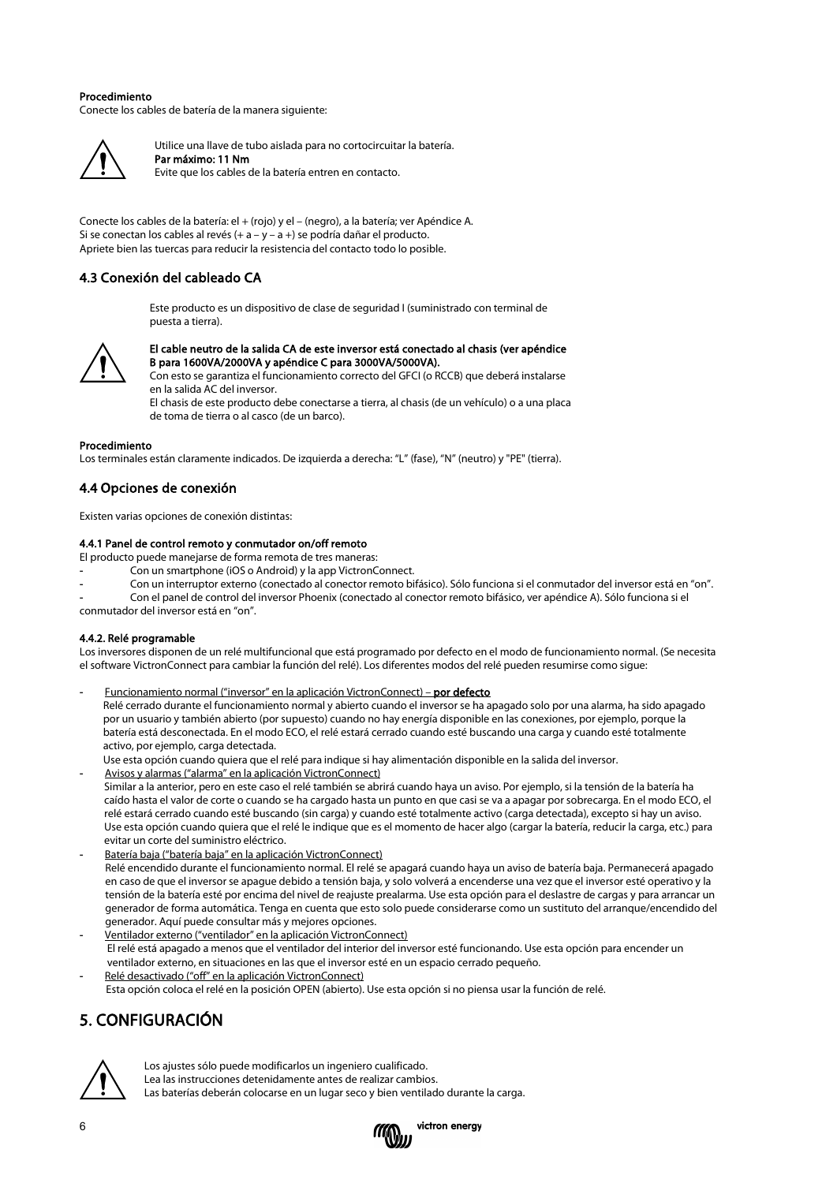**Procedimiento**
Conecte los cables de batería de la manera siguiente:

Utilice una llave de tubo aislada para no cortocircuitar la batería.
**Par máximo: 11 Nm**
Evite que los cables de la batería entren en contacto.

Conecte los cables de la batería: el + (rojo) y el – (negro), a la batería; ver Apéndice A.
Si se conectan los cables al revés (+ a – y – a +) se podría dañar el producto.
Apriete bien las tuercas para reducir la resistencia del contacto todo lo posible.

## 4.3 Conexión del cableado CA

Este producto es un dispositivo de clase de seguridad I (suministrado con terminal de puesta a tierra).

**El cable neutro de la salida CA de este inversor está conectado al chasis (ver apéndice B para 1600VA/2000VA y apéndice C para 3000VA/5000VA).**
Con esto se garantiza el funcionamiento correcto del GFCI (o RCCB) que deberá instalarse en la salida AC del inversor.
El chasis de este producto debe conectarse a tierra, al chasis (de un vehículo) o a una placa de toma de tierra o al casco (de un barco).

**Procedimiento**
Los terminales están claramente indicados. De izquierda a derecha: "L" (fase), "N" (neutro) y "PE" (tierra).

## 4.4 Opciones de conexión

Existen varias opciones de conexión distintas:

**4.4.1 Panel de control remoto y conmutador on/off remoto**
El producto puede manejarse de forma remota de tres maneras:
- Con un smartphone (iOS o Android) y la app VictronConnect.
- Con un interruptor externo (conectado al conector remoto bifásico). Sólo funciona si el conmutador del inversor está en "on".
- Con el panel de control del inversor Phoenix (conectado al conector remoto bifásico, ver apéndice A). Sólo funciona si el conmutador del inversor está en "on".

**4.4.2. Relé programable**
Los inversores disponen de un relé multifuncional que está programado por defecto en el modo de funcionamiento normal. (Se necesita el software VictronConnect para cambiar la función del relé). Los diferentes modos del relé pueden resumirse como sigue:

- Funcionamiento normal ("inversor" en la aplicación VictronConnect) – **por defecto**
  Relé cerrado durante el funcionamiento normal y abierto cuando el inversor se ha apagado solo por una alarma, ha sido apagado por un usuario y también abierto (por supuesto) cuando no hay energía disponible en las conexiones, por ejemplo, porque la batería está desconectada. En el modo ECO, el relé estará cerrado cuando esté buscando una carga y cuando esté totalmente activo, por ejemplo, carga detectada.
  Use esta opción cuando quiera que el relé para indique si hay alimentación disponible en la salida del inversor.
- Avisos y alarmas ("alarma" en la aplicación VictronConnect)
  Similar a la anterior, pero en este caso el relé también se abrirá cuando haya un aviso. Por ejemplo, si la tensión de la batería ha caído hasta el valor de corte o cuando se ha cargado hasta un punto en que casi se va a apagar por sobrecarga. En el modo ECO, el relé estará cerrado cuando esté buscando (sin carga) y cuando esté totalmente activo (carga detectada), excepto si hay un aviso.
  Use esta opción cuando quiera que el relé le indique que es el momento de hacer algo (cargar la batería, reducir la carga, etc.) para evitar un corte del suministro eléctrico.
- Batería baja ("batería baja" en la aplicación VictronConnect)
  Relé encendido durante el funcionamiento normal. El relé se apagará cuando haya un aviso de batería baja. Permanecerá apagado en caso de que el inversor se apague debido a tensión baja, y solo volverá a encenderse una vez que el inversor esté operativo y la tensión de la batería esté por encima del nivel de reajuste prealarma. Use esta opción para el deslastre de cargas y para arrancar un generador de forma automática. Tenga en cuenta que esto solo puede considerarse como un sustituto del arranque/encendido del generador. Aquí puede consultar más y mejores opciones.
- Ventilador externo ("ventilador" en la aplicación VictronConnect)
  El relé está apagado a menos que el ventilador del interior del inversor esté funcionando. Use esta opción para encender un ventilador externo, en situaciones en las que el inversor esté en un espacio cerrado pequeño.
- Relé desactivado ("off" en la aplicación VictronConnect)
  Esta opción coloca el relé en la posición OPEN (abierto). Use esta opción si no piensa usar la función de relé.

# 5. CONFIGURACIÓN

Los ajustes sólo puede modificarlos un ingeniero cualificado.
Lea las instrucciones detenidamente antes de realizar cambios.
Las baterías deberán colocarse en un lugar seco y bien ventilado durante la carga.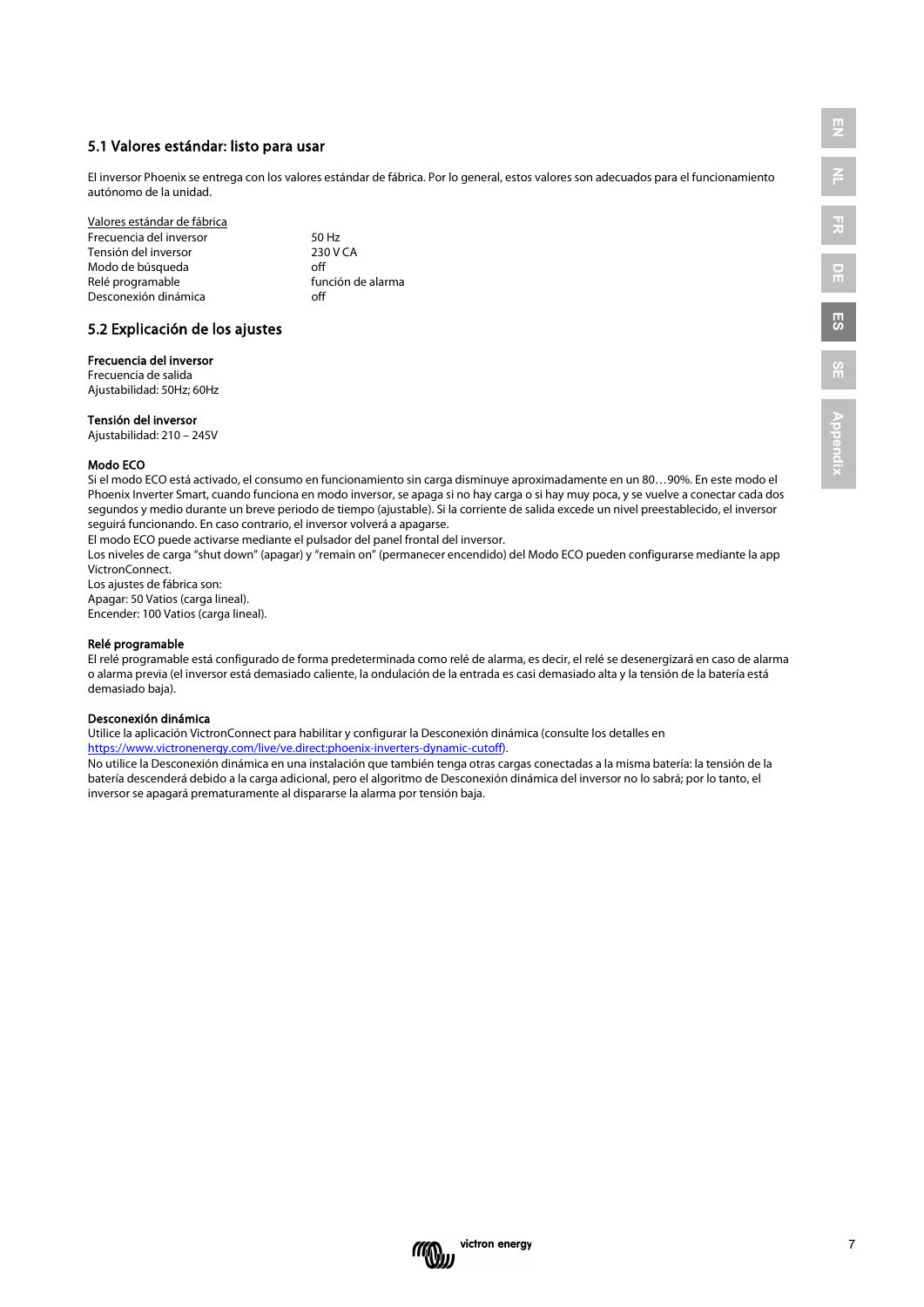## 5.1 Valores estándar: listo para usar

El inversor Phoenix se entrega con los valores estándar de fábrica. Por lo general, estos valores son adecuados para el funcionamiento autónomo de la unidad.

Valores estándar de fábrica

| | |
|---|---|
| Frecuencia del inversor | 50 Hz |
| Tensión del inversor | 230 V CA |
| Modo de búsqueda | off |
| Relé programable | función de alarma |
| Desconexión dinámica | off |

## 5.2 Explicación de los ajustes

**Frecuencia del inversor**
Frecuencia de salida
Ajustabilidad: 50Hz; 60Hz

**Tensión del inversor**
Ajustabilidad: 210 – 245V

**Modo ECO**
Si el modo ECO está activado, el consumo en funcionamiento sin carga disminuye aproximadamente en un 80…90%. En este modo el Phoenix Inverter Smart, cuando funciona en modo inversor, se apaga si no hay carga o si hay muy poca, y se vuelve a conectar cada dos segundos y medio durante un breve periodo de tiempo (ajustable). Si la corriente de salida excede un nivel preestablecido, el inversor seguirá funcionando. En caso contrario, el inversor volverá a apagarse.
El modo ECO puede activarse mediante el pulsador del panel frontal del inversor.
Los niveles de carga "shut down" (apagar) y "remain on" (permanecer encendido) del Modo ECO pueden configurarse mediante la app VictronConnect.
Los ajustes de fábrica son:
Apagar: 50 Vatios (carga lineal).
Encender: 100 Vatios (carga lineal).

**Relé programable**
El relé programable está configurado de forma predeterminada como relé de alarma, es decir, el relé se desenergizará en caso de alarma o alarma previa (el inversor está demasiado caliente, la ondulación de la entrada es casi demasiado alta y la tensión de la batería está demasiado baja).

**Desconexión dinámica**
Utilice la aplicación VictronConnect para habilitar y configurar la Desconexión dinámica (consulte los detalles en https://www.victronenergy.com/live/ve.direct:phoenix-inverters-dynamic-cutoff).
No utilice la Desconexión dinámica en una instalación que también tenga otras cargas conectadas a la misma batería: la tensión de la batería descenderá debido a la carga adicional, pero el algoritmo de Desconexión dinámica del inversor no lo sabrá; por lo tanto, el inversor se apagará prematuramente al dispararse la alarma por tensión baja.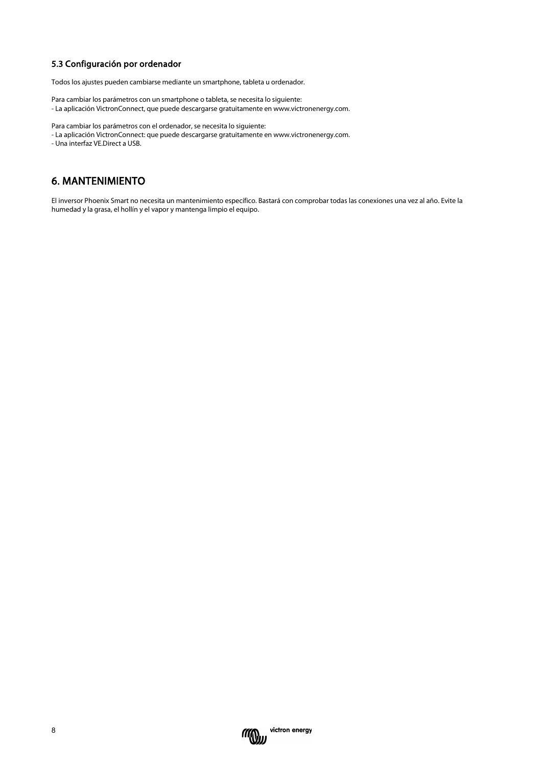### 5.3 Configuración por ordenador

Todos los ajustes pueden cambiarse mediante un smartphone, tableta u ordenador.

Para cambiar los parámetros con un smartphone o tableta, se necesita lo siguiente:
- La aplicación VictronConnect, que puede descargarse gratuitamente en www.victronenergy.com.

Para cambiar los parámetros con el ordenador, se necesita lo siguiente:
- La aplicación VictronConnect: que puede descargarse gratuitamente en www.victronenergy.com.
- Una interfaz VE.Direct a USB.

## 6. MANTENIMIENTO

El inversor Phoenix Smart no necesita un mantenimiento específico. Bastará con comprobar todas las conexiones una vez al año. Evite la humedad y la grasa, el hollín y el vapor y mantenga limpio el equipo.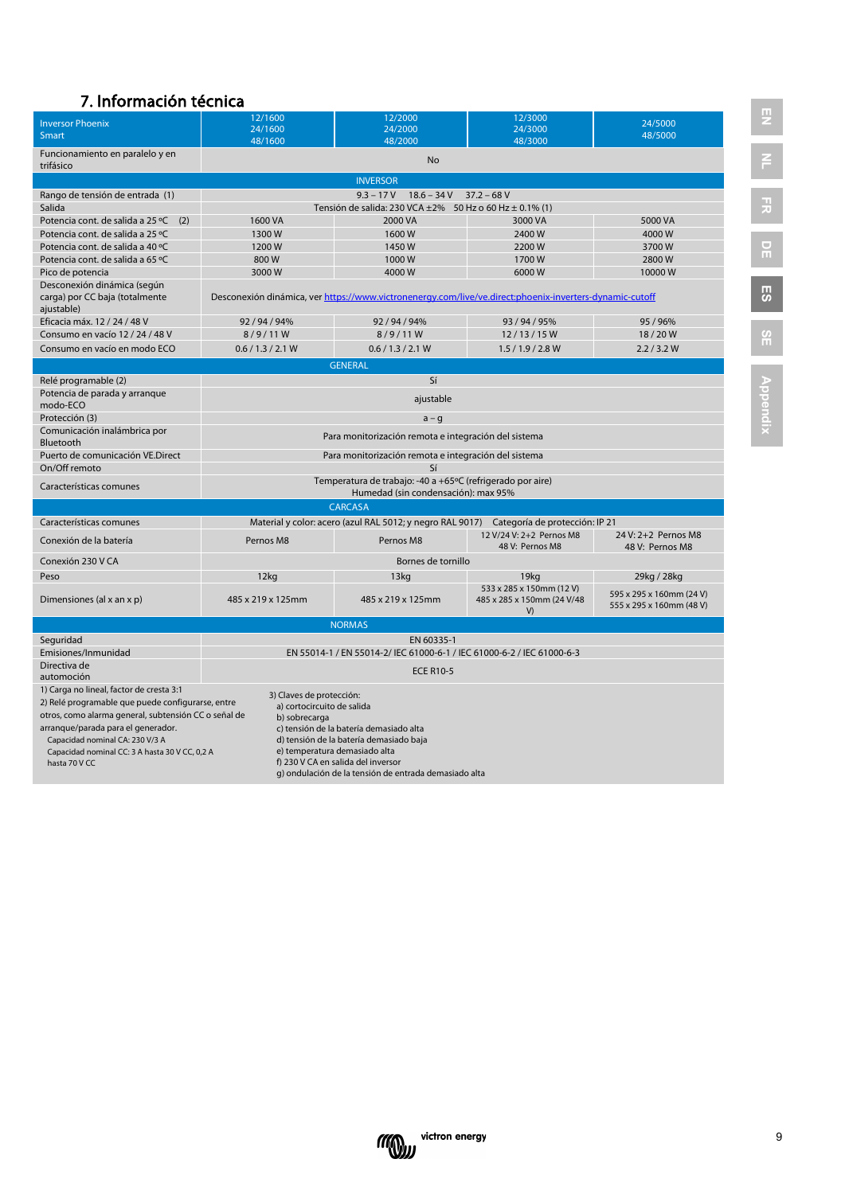## 7. Información técnica

| Inversor Phoenix Smart | 12/1600<br>24/1600<br>48/1600 | 12/2000<br>24/2000<br>48/2000 | 12/3000<br>24/3000<br>48/3000 | 24/5000<br>48/5000 |
|---|---|---|---|---|
| Funcionamiento en paralelo y en trifásico | No | | | |
| **INVERSOR** | | | | |
| Rango de tensión de entrada (1) | 9.3 – 17 V    18.6 – 34 V    37.2 – 68 V | | | |
| Salida | Tensión de salida: 230 VCA ±2%    50 Hz o 60 Hz ± 0.1% (1) | | | |
| Potencia cont. de salida a 25 ºC (2) | 1600 VA | 2000 VA | 3000 VA | 5000 VA |
| Potencia cont. de salida a 25 ºC | 1300 W | 1600 W | 2400 W | 4000 W |
| Potencia cont. de salida a 40 ºC | 1200 W | 1450 W | 2200 W | 3700 W |
| Potencia cont. de salida a 65 ºC | 800 W | 1000 W | 1700 W | 2800 W |
| Pico de potencia | 3000 W | 4000 W | 6000 W | 10000 W |
| Desconexión dinámica (según carga) por CC baja (totalmente ajustable) | Desconexión dinámica, ver https://www.victronenergy.com/live/ve.direct:phoenix-inverters-dynamic-cutoff | | | |
| Eficacia máx. 12 / 24 / 48 V | 92 / 94 / 94% | 92 / 94 / 94% | 93 / 94 / 95% | 95 / 96% |
| Consumo en vacío 12 / 24 / 48 V | 8 / 9 / 11 W | 8 / 9 / 11 W | 12 / 13 / 15 W | 18 / 20 W |
| Consumo en vacío en modo ECO | 0.6 / 1.3 / 2.1 W | 0.6 / 1.3 / 2.1 W | 1.5 / 1.9 / 2.8 W | 2.2 / 3.2 W |
| **GENERAL** | | | | |
| Relé programable (2) | Sí | | | |
| Potencia de parada y arranque modo-ECO | ajustable | | | |
| Protección (3) | a – g | | | |
| Comunicación inalámbrica por Bluetooth | Para monitorización remota e integración del sistema | | | |
| Puerto de comunicación VE.Direct | Para monitorización remota e integración del sistema | | | |
| On/Off remoto | Sí | | | |
| Características comunes | Temperatura de trabajo: -40 a +65ºC (refrigerado por aire)<br>Humedad (sin condensación): max 95% | | | |
| **CARCASA** | | | | |
| Características comunes | Material y color: acero (azul RAL 5012; y negro RAL 9017)    Categoría de protección: IP 21 | | | |
| Conexión de la batería | Pernos M8 | Pernos M8 | 12 V/24 V: 2+2 Pernos M8<br>48 V: Pernos M8 | 24 V: 2+2 Pernos M8<br>48 V: Pernos M8 |
| Conexión 230 V CA | Bornes de tornillo | | | |
| Peso | 12kg | 13kg | 19kg | 29kg / 28kg |
| Dimensiones (al x an x p) | 485 x 219 x 125mm | 485 x 219 x 125mm | 533 x 285 x 150mm (12 V)<br>485 x 285 x 150mm (24 V/48 V) | 595 x 295 x 160mm (24 V)<br>555 x 295 x 160mm (48 V) |
| **NORMAS** | | | | |
| Seguridad | EN 60335-1 | | | |
| Emisiones/Inmunidad | EN 55014-1 / EN 55014-2/ IEC 61000-6-1 / IEC 61000-6-2 / IEC 61000-6-3 | | | |
| Directiva de automoción | ECE R10-5 | | | |

1) Carga no lineal, factor de cresta 3:1
2) Relé programable que puede configurarse, entre otros, como alarma general, subtensión CC o señal de arranque/parada para el generador.
Capacidad nominal CA: 230 V/3 A
Capacidad nominal CC: 3 A hasta 30 V CC, 0,2 A hasta 70 V CC

3) Claves de protección:
a) cortocircuito de salida
b) sobrecarga
c) tensión de la batería demasiado alta
d) tensión de la batería demasiado baja
e) temperatura demasiado alta
f) 230 V CA en salida del inversor
g) ondulación de la tensión de entrada demasiado alta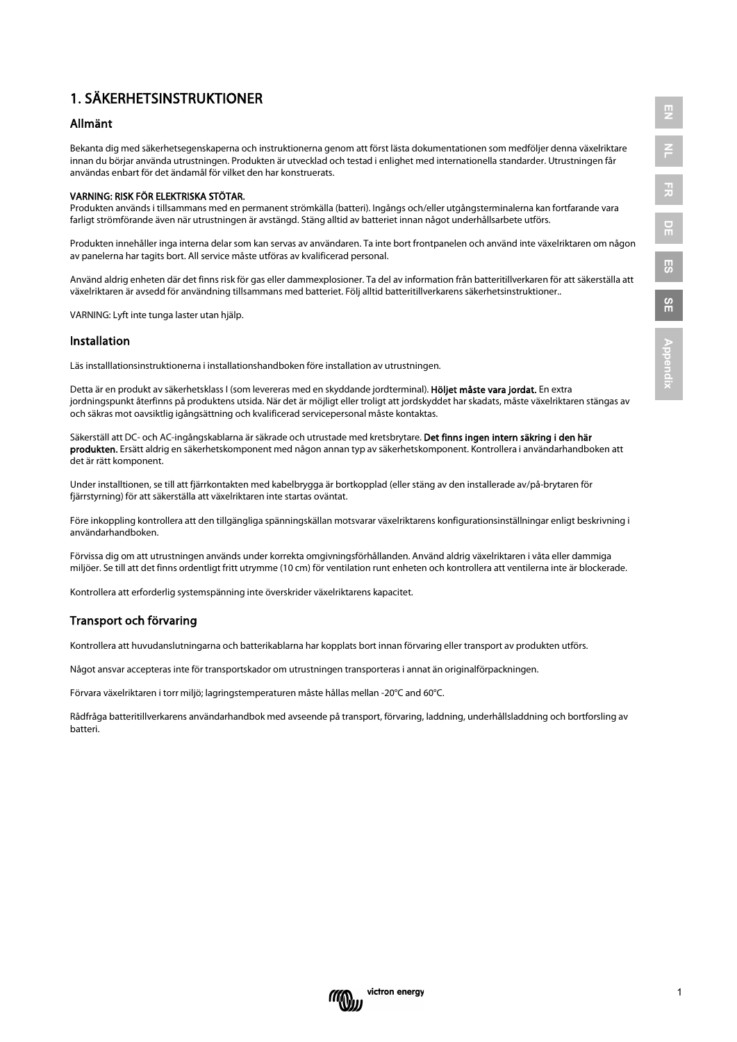# 1. SÄKERHETSINSTRUKTIONER

## Allmänt

Bekanta dig med säkerhetsegenskaperna och instruktionerna genom att först lästa dokumentationen som medföljer denna växelriktare innan du börjar använda utrustningen. Produkten är utvecklad och testad i enlighet med internationella standarder. Utrustningen får användas enbart för det ändamål för vilket den har konstruerats.

**VARNING: RISK FÖR ELEKTRISKA STÖTAR.**
Produkten används i tillsammans med en permanent strömkälla (batteri). Ingångs och/eller utgångsterminalerna kan fortfarande vara farligt strömförande även när utrustningen är avstängd. Stäng alltid av batteriet innan något underhållsarbete utförs.

Produkten innehåller inga interna delar som kan servas av användaren. Ta inte bort frontpanelen och använd inte växelriktaren om någon av panelerna har tagits bort. All service måste utföras av kvalificerad personal.

Använd aldrig enheten där det finns risk för gas eller dammexplosioner. Ta del av information från batteritillverkaren för att säkerställa att växelriktaren är avsedd för användning tillsammans med batteriet. Följ alltid batteritillverkarens säkerhetsinstruktioner..

VARNING: Lyft inte tunga laster utan hjälp.

## Installation

Läs installlationsinstruktionerna i installationshandboken före installation av utrustningen.

Detta är en produkt av säkerhetsklass I (som levereras med en skyddande jordterminal). **Höljet måste vara jordat.** En extra jordningspunkt återfinns på produktens utsida. När det är möjligt eller troligt att jordskyddet har skadats, måste växelriktaren stängas av och säkras mot oavsiktlig igångsättning och kvalificerad servicepersonal måste kontaktas.

Säkerställ att DC- och AC-ingångskablarna är säkrade och utrustade med kretsbrytare. **Det finns ingen intern säkring i den här produkten.** Ersätt aldrig en säkerhetskomponent med någon annan typ av säkerhetskomponent. Kontrollera i användarhandboken att det är rätt komponent.

Under installtionen, se till att fjärrkontakten med kabelbrygga är bortkopplad (eller stäng av den installerade av/på-brytaren för fjärrstyrning) för att säkerställa att växelriktaren inte startas oväntat.

Före inkoppling kontrollera att den tillgängliga spänningskällan motsvarar växelriktarens konfigurationsinställningar enligt beskrivning i användarhandboken.

Förvissa dig om att utrustningen används under korrekta omgivningsförhållanden. Använd aldrig växelriktaren i våta eller dammiga miljöer. Se till att det finns ordentligt fritt utrymme (10 cm) för ventilation runt enheten och kontrollera att ventilerna inte är blockerade.

Kontrollera att erforderlig systemspänning inte överskrider växelriktarens kapacitet.

## Transport och förvaring

Kontrollera att huvudanslutningarna och batterikablarna har kopplats bort innan förvaring eller transport av produkten utförs.

Något ansvar accepteras inte för transportskador om utrustningen transporteras i annat än originalförpackningen.

Förvara växelriktaren i torr miljö; lagringstemperaturen måste hållas mellan -20°C and 60°C.

Rådfråga batteritillverkarens användarhandbok med avseende på transport, förvaring, laddning, underhållsladdning och bortforsling av batteri.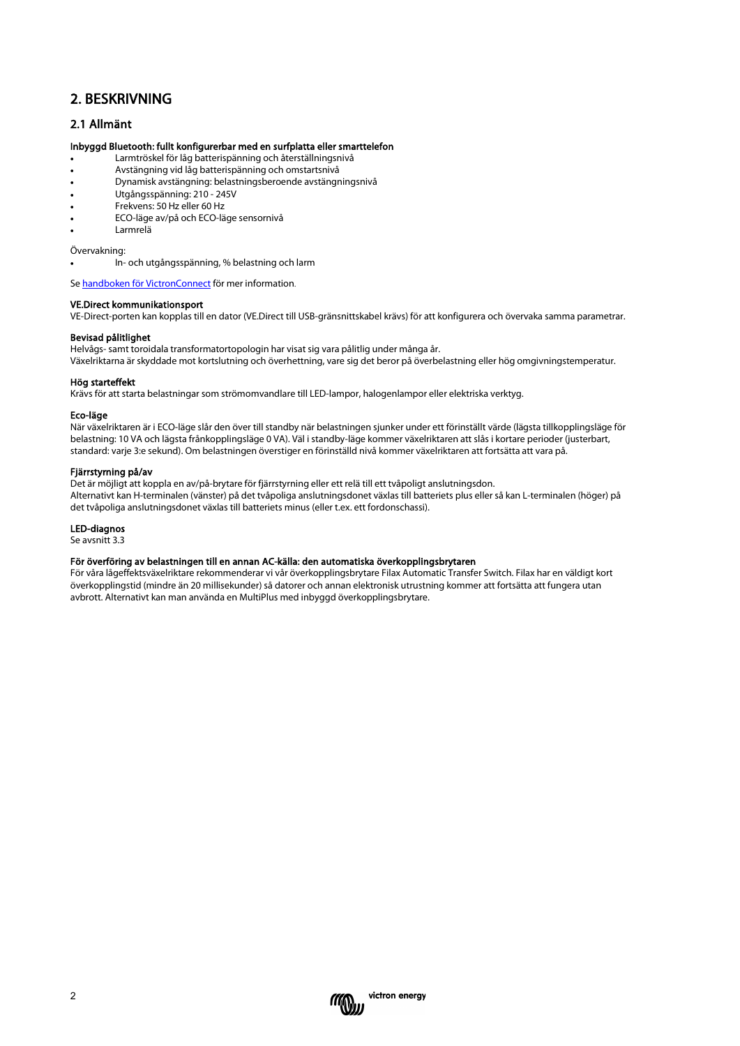# 2. BESKRIVNING

## 2.1 Allmänt

**Inbyggd Bluetooth: fullt konfigurerbar med en surfplatta eller smarttelefon**

- Larmtröskel för låg batterispänning och återställningsnivå
- Avstängning vid låg batterispänning och omstartsnivå
- Dynamisk avstängning: belastningsberoende avstängningsnivå
- Utgångsspänning: 210 - 245V
- Frekvens: 50 Hz eller 60 Hz
- ECO-läge av/på och ECO-läge sensornivå
- Larmrelä

Övervakning:

- In- och utgångsspänning, % belastning och larm

Se handboken för VictronConnect för mer information.

**VE.Direct kommunikationsport**
VE-Direct-porten kan kopplas till en dator (VE.Direct till USB-gränsnittskabel krävs) för att konfigurera och övervaka samma parametrar.

**Bevisad pålitlighet**
Helvågs- samt toroidala transformatortopologin har visat sig vara pålitlig under många år.
Växelriktarna är skyddade mot kortslutning och överhettning, vare sig det beror på överbelastning eller hög omgivningstemperatur.

**Hög starteffekt**
Krävs för att starta belastningar som strömomvandlare till LED-lampor, halogenlampor eller elektriska verktyg.

**Eco-läge**
När växelriktaren är i ECO-läge slår den över till standby när belastningen sjunker under ett förinställt värde (lägsta tillkopplingsläge för belastning: 10 VA och lägsta frånkopplingsläge 0 VA). Väl i standby-läge kommer växelriktaren att slås i kortare perioder (justerbart, standard: varje 3:e sekund). Om belastningen överstiger en förinställd nivå kommer växelriktaren att fortsätta att vara på.

**Fjärrstyrning på/av**
Det är möjligt att koppla en av/på-brytare för fjärrstyrning eller ett relä till ett tvåpoligt anslutningsdon.
Alternativt kan H-terminalen (vänster) på det tvåpoliga anslutningsdonet växlas till batteriets plus eller så kan L-terminalen (höger) på det tvåpoliga anslutningsdonet växlas till batteriets minus (eller t.ex. ett fordonschassi).

**LED-diagnos**
Se avsnitt 3.3

**För överföring av belastningen till en annan AC-källa: den automatiska överkopplingsbrytaren**
För våra lågeffektsväxelriktare rekommenderar vi vår överkopplingsbrytare Filax Automatic Transfer Switch. Filax har en väldigt kort överkopplingstid (mindre än 20 millisekunder) så datorer och annan elektronisk utrustning kommer att fortsätta att fungera utan avbrott. Alternativt kan man använda en MultiPlus med inbyggd överkopplingsbrytare.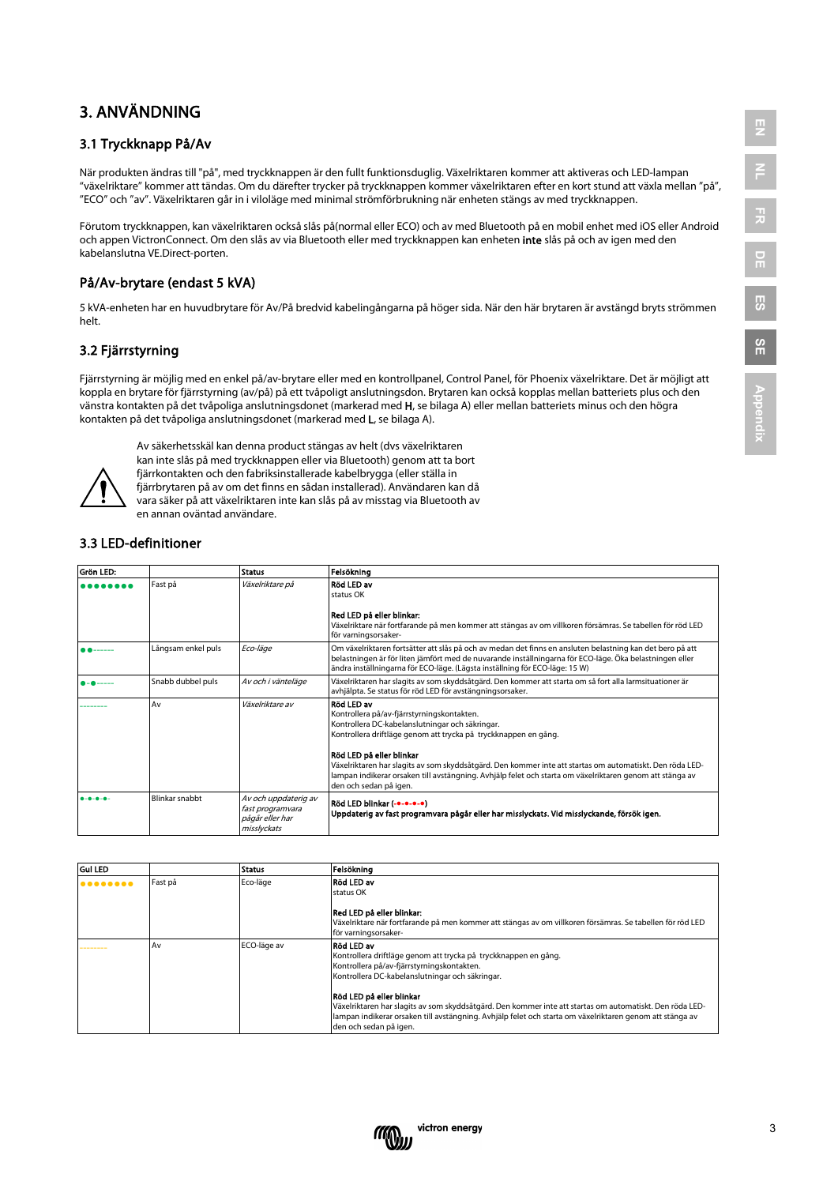# 3. ANVÄNDNING

## 3.1 Tryckknapp På/Av

När produkten ändras till "på", med tryckknappen är den fullt funktionsduglig. Växelriktaren kommer att aktiveras och LED-lampan "växelriktare" kommer att tändas. Om du därefter trycker på tryckknappen kommer växelriktaren efter en kort stund att växla mellan "på", "ECO" och "av". Växelriktaren går in i viloläge med minimal strömförbrukning när enheten stängs av med tryckknappen.

Förutom tryckknappen, kan växelriktaren också slås på(normal eller ECO) och av med Bluetooth på en mobil enhet med iOS eller Android och appen VictronConnect. Om den slås av via Bluetooth eller med tryckknappen kan enheten **inte** slås på och av igen med den kabelanslutna VE.Direct-porten.

### På/Av-brytare (endast 5 kVA)

5 kVA-enheten har en huvudbrytare för Av/På bredvid kabelingångarna på höger sida. När den här brytaren är avstängd bryts strömmen helt.

## 3.2 Fjärrstyrning

Fjärrstyrning är möjlig med en enkel på/av-brytare eller med en kontrollpanel, Control Panel, för Phoenix växelriktare. Det är möjligt att koppla en brytare för fjärrstyrning (av/på) på ett tvåpoligt anslutningsdon. Brytaren kan också kopplas mellan batteriets plus och den vänstra kontakten på det tvåpoliga anslutningsdonet (markerad med **H**, se bilaga A) eller mellan batteriets minus och den högra kontakten på det tvåpoliga anslutningsdonet (markerad med **L**, se bilaga A).

Av säkerhetsskäl kan denna product stängas av helt (dvs växelriktaren kan inte slås på med tryckknappen eller via Bluetooth) genom att ta bort fjärrkontakten och den fabriksinstallerade kabelbrygga (eller ställa in fjärrbrytaren på av om det finns en sådan installerad). Användaren kan då vara säker på att växelriktaren inte kan slås på av misstag via Bluetooth av en annan oväntad användare.

## 3.3 LED-definitioner

| Grön LED: | | Status | Felsökning |
|---|---|---|---|
| ●●●●●●●● | Fast på | *Växelriktare på* | **Röd LED av**<br>status OK<br><br>**Red LED på eller blinkar:**<br>Växelriktare när fortfarande på men kommer att stängas av om villkoren försämras. Se tabellen för röd LED för varningsorsaker- |
| ●●------ | Långsam enkel puls | *Eco-läge* | Om växelriktaren fortsätter att slås på och av medan det finns en ansluten belastning kan det bero på att belastningen är för liten jämfört med de nuvarande inställningarna för ECO-läge. Öka belastningen eller ändra inställningarna för ECO-läge. (Lägsta inställning för ECO-läge: 15 W) |
| ●-●----- | Snabb dubbel puls | *Av och i vänteläge* | Växelriktaren har slagits av som skyddsåtgärd. Den kommer att starta om så fort alla larmsituationer är avhjälpta. Se status för röd LED för avstängningsorsaker. |
| -------- | Av | *Växelriktare av* | **Röd LED av**<br>Kontrollera på/av-fjärrstyrningskontakten.<br>Kontrollera DC-kabelanslutningar och säkringar.<br>Kontrollera driftläge genom att trycka på tryckknappen en gång.<br><br>**Röd LED på eller blinkar**<br>Växelriktaren har slagits av som skyddsåtgärd. Den kommer inte att startas om automatiskt. Den röda LED-lampan indikerar orsaken till avstängning. Avhjälp felet och starta om växelriktaren genom att stänga av den och sedan på igen. |
| -●-●-●-●- | Blinkar snabbt | *Av och uppdaterig av fast programvara pågår eller har misslyckats* | **Röd LED blinkar (-●-●-●-●)**<br>**Uppdaterig av fast programvara pågår eller har misslyckats. Vid misslyckande, försök igen.** |

| Gul LED | | Status | Felsökning |
|---|---|---|---|
| ●●●●●●●● | Fast på | Eco-läge | **Röd LED av**<br>status OK<br><br>**Red LED på eller blinkar:**<br>Växelriktare när fortfarande på men kommer att stängas av om villkoren försämras. Se tabellen för röd LED för varningsorsaker- |
| -------- | Av | ECO-läge av | **Röd LED av**<br>Kontrollera driftläge genom att trycka på tryckknappen en gång.<br>Kontrollera på/av-fjärrstyrningskontakten.<br>Kontrollera DC-kabelanslutningar och säkringar.<br><br>**Röd LED på eller blinkar**<br>Växelriktaren har slagits av som skyddsåtgärd. Den kommer inte att startas om automatiskt. Den röda LED-lampan indikerar orsaken till avstängning. Avhjälp felet och starta om växelriktaren genom att stänga av den och sedan på igen. |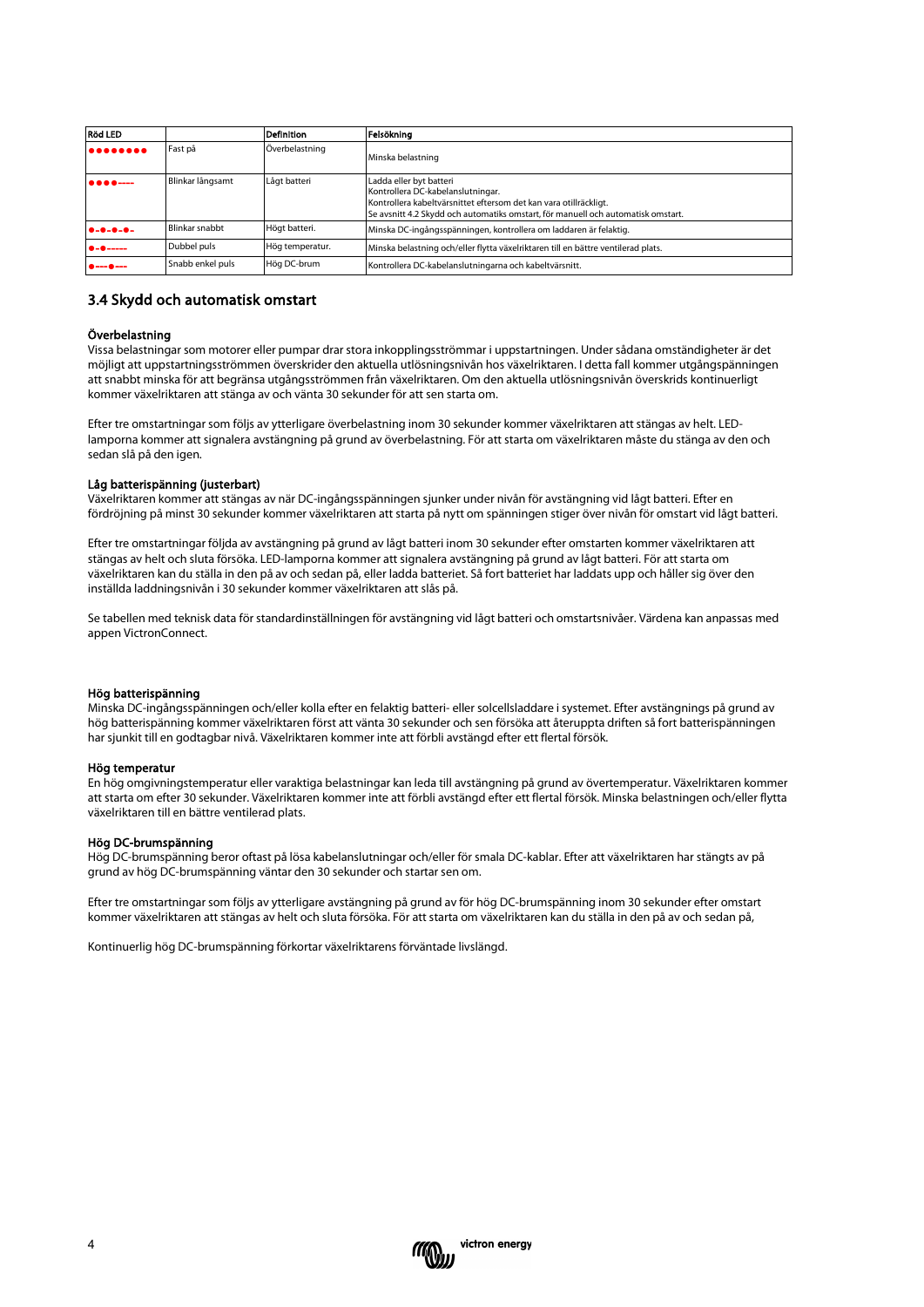| Röd LED | | Definition | Felsökning |
|---|---|---|---|
| ●●●●●●●● | Fast på | Överbelastning | Minska belastning |
| ●●●●---- | Blinkar långsamt | Lågt batteri | Ladda eller byt batteri<br>Kontrollera DC-kabelanslutningar.<br>Kontrollera kabeltvärsnittet eftersom det kan vara otillräckligt.<br>Se avsnitt 4.2 Skydd och automatiks omstart, för manuell och automatisk omstart. |
| ●-●-●-●- | Blinkar snabbt | Högt batteri. | Minska DC-ingångsspänningen, kontrollera om laddaren är felaktig. |
| ●-●----- | Dubbel puls | Hög temperatur. | Minska belastning och/eller flytta växelriktaren till en bättre ventilerad plats. |
| ●---●--- | Snabb enkel puls | Hög DC-brum | Kontrollera DC-kabelanslutningarna och kabeltvärsnitt. |

## 3.4 Skydd och automatisk omstart

### Överbelastning

Vissa belastningar som motorer eller pumpar drar stora inkopplingsströmmar i uppstartningen. Under sådana omständigheter är det möjligt att uppstartningsströmmen överskrider den aktuella utlösningsnivån hos växelriktaren. I detta fall kommer utgångspänningen att snabbt minska för att begränsa utgångsströmmen från växelriktaren. Om den aktuella utlösningsnivån överskrids kontinuerligt kommer växelriktaren att stänga av och vänta 30 sekunder för att sen starta om.

Efter tre omstartningar som följs av ytterligare överbelastning inom 30 sekunder kommer växelriktaren att stängas av helt. LED-lamporna kommer att signalera avstängning på grund av överbelastning. För att starta om växelriktaren måste du stänga av den och sedan slå på den igen.

### Låg batterispänning (justerbart)

Växelriktaren kommer att stängas av när DC-ingångsspänningen sjunker under nivån för avstängning vid lågt batteri. Efter en fördröjning på minst 30 sekunder kommer växelriktaren att starta på nytt om spänningen stiger över nivån för omstart vid lågt batteri.

Efter tre omstartningar följda av avstängning på grund av lågt batteri inom 30 sekunder efter omstarten kommer växelriktaren att stängas av helt och sluta försöka. LED-lamporna kommer att signalera avstängning på grund av lågt batteri. För att starta om växelriktaren kan du ställa in den på av och sedan på, eller ladda batteriet. Så fort batteriet har laddats upp och håller sig över den inställda laddningsnivån i 30 sekunder kommer växelriktaren att slås på.

Se tabellen med teknisk data för standardinställningen för avstängning vid lågt batteri och omstartsnivåer. Värdena kan anpassas med appen VictronConnect.

### Hög batterispänning

Minska DC-ingångsspänningen och/eller kolla efter en felaktig batteri- eller solcellsladdare i systemet. Efter avstängnings på grund av hög batterispänning kommer växelriktaren först att vänta 30 sekunder och sen försöka att återuppta driften så fort batterispänningen har sjunkit till en godtagbar nivå. Växelriktaren kommer inte att förbli avstängd efter ett flertal försök.

### Hög temperatur

En hög omgivningstemperatur eller varaktiga belastningar kan leda till avstängning på grund av övertemperatur. Växelriktaren kommer att starta om efter 30 sekunder. Växelriktaren kommer inte att förbli avstängd efter ett flertal försök. Minska belastningen och/eller flytta växelriktaren till en bättre ventilerad plats.

### Hög DC-brumspänning

Hög DC-brumspänning beror oftast på lösa kabelanslutningar och/eller för smala DC-kablar. Efter att växelriktaren har stängts av på grund av hög DC-brumspänning väntar den 30 sekunder och startar sen om.

Efter tre omstartningar som följs av ytterligare avstängning på grund av för hög DC-brumspänning inom 30 sekunder efter omstart kommer växelriktaren att stängas av helt och sluta försöka. För att starta om växelriktaren kan du ställa in den på av och sedan på,

Kontinuerlig hög DC-brumspänning förkortar växelriktarens förväntade livslängd.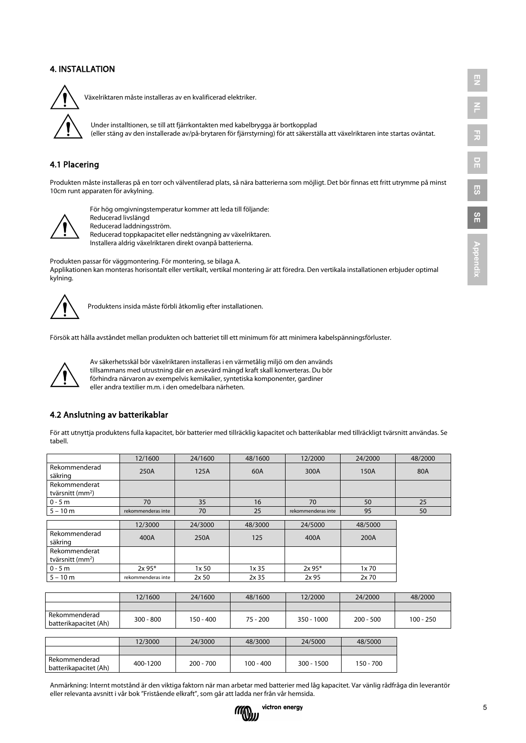## 4. INSTALLATION

Växelriktaren måste installeras av en kvalificerad elektriker.

Under installtionen, se till att fjärrkontakten med kabelbrygga är bortkopplad
(eller stäng av den installerade av/på-brytaren för fjärrstyrning) för att säkerställa att växelriktaren inte startas oväntat.

### 4.1 Placering

Produkten måste installeras på en torr och välventilerad plats, så nära batterierna som möjligt. Det bör finnas ett fritt utrymme på minst 10cm runt apparaten för avkylning.

För hög omgivningstemperatur kommer att leda till följande:
Reducerad livslängd
Reducerad laddningsström.
Reducerad toppkapacitet eller nedstängning av växelriktaren.
Installera aldrig växelriktaren direkt ovanpå batterierna.

Produkten passar för väggmontering. För montering, se bilaga A.
Applikationen kan monteras horisontalt eller vertikalt, vertikal montering är att föredra. Den vertikala installationen erbjuder optimal kylning.

Produktens insida måste förbli åtkomlig efter installationen.

Försök att hålla avståndet mellan produkten och batteriet till ett minimum för att minimera kabelspänningsförluster.

Av säkerhetsskäl bör växelriktaren installeras i en värmetålig miljö om den används tillsammans med utrustning där en avsevärd mängd kraft skall konverteras. Du bör förhindra närvaron av exempelvis kemikalier, syntetiska komponenter, gardiner eller andra textilier m.m. i den omedelbara närheten.

### 4.2 Anslutning av batterikablar

För att utnyttja produktens fulla kapacitet, bör batterier med tillräcklig kapacitet och batterikablar med tillräckligt tvärsnitt användas. Se tabell.

| | 12/1600 | 24/1600 | 48/1600 | 12/2000 | 24/2000 | 48/2000 |
|---|---|---|---|---|---|---|
| Rekommenderad säkring | 250A | 125A | 60A | 300A | 150A | 80A |
| Rekommenderat tvärsnitt (mm²) | | | | | | |
| 0 - 5 m | 70 | 35 | 16 | 70 | 50 | 25 |
| 5 – 10 m | rekommenderas inte | 70 | 25 | rekommenderas inte | 95 | 50 |

| | 12/3000 | 24/3000 | 48/3000 | 24/5000 | 48/5000 |
|---|---|---|---|---|---|
| Rekommenderad säkring | 400A | 250A | 125 | 400A | 200A |
| Rekommenderat tvärsnitt (mm²) | | | | | |
| 0 - 5 m | 2x 95* | 1x 50 | 1x 35 | 2x 95* | 1x 70 |
| 5 – 10 m | rekommenderas inte | 2x 50 | 2x 35 | 2x 95 | 2x 70 |

| | 12/1600 | 24/1600 | 48/1600 | 12/2000 | 24/2000 | 48/2000 |
|---|---|---|---|---|---|---|
| | | | | | | |
| Rekommenderad batterikapacitet (Ah) | 300 - 800 | 150 - 400 | 75 - 200 | 350 - 1000 | 200 - 500 | 100 - 250 |

| | 12/3000 | 24/3000 | 48/3000 | 24/5000 | 48/5000 |
|---|---|---|---|---|---|
| | | | | | |
| Rekommenderad batterikapacitet (Ah) | 400-1200 | 200 - 700 | 100 - 400 | 300 - 1500 | 150 - 700 |

Anmärkning: Internt motstånd är den viktiga faktorn när man arbetar med batterier med låg kapacitet. Var vänlig rådfråga din leverantör eller relevanta avsnitt i vår bok "Fristående elkraft", som går att ladda ner från vår hemsida.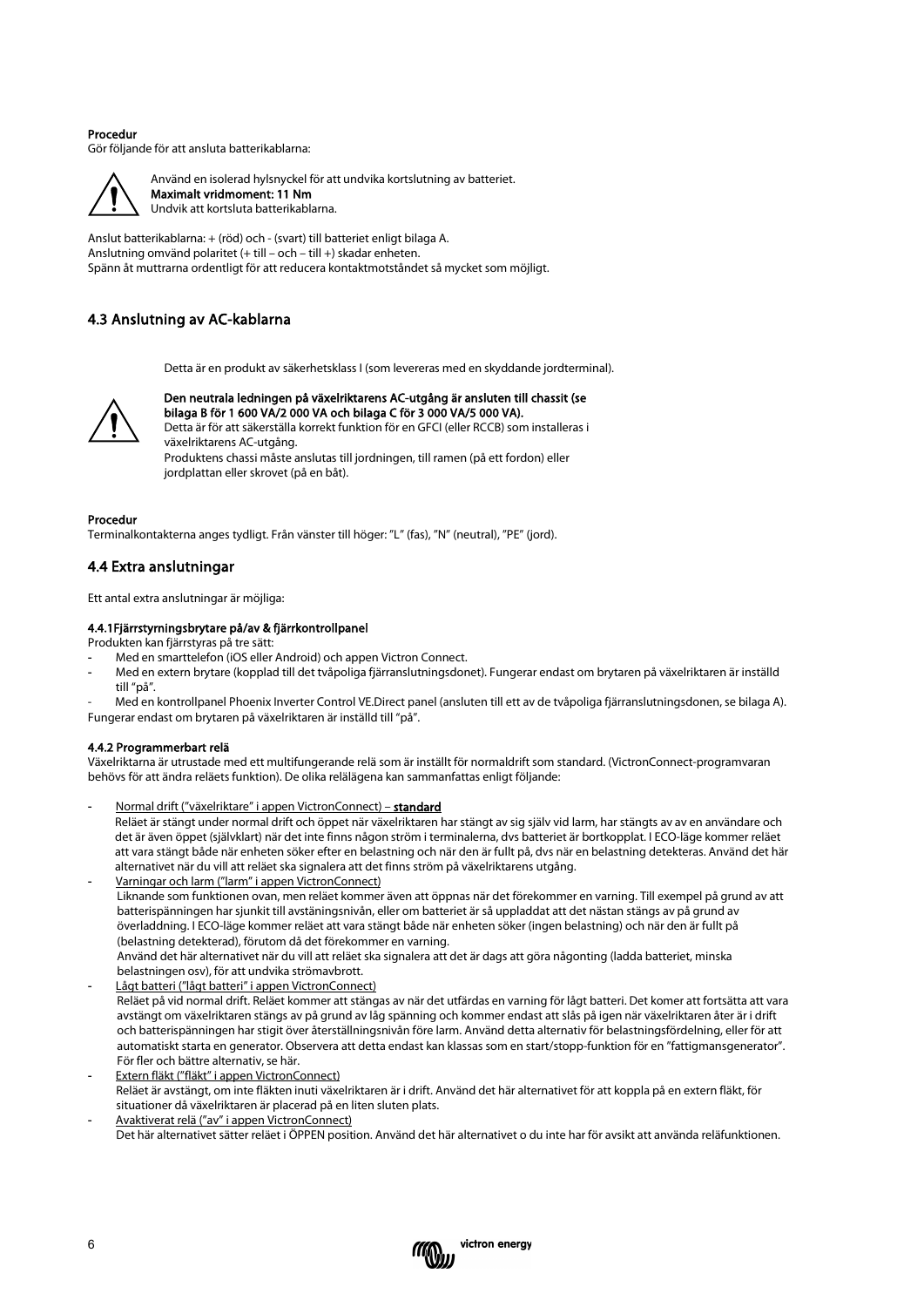**Procedur**

Gör följande för att ansluta batterikablarna:

Använd en isolerad hylsnyckel för att undvika kortslutning av batteriet.
**Maximalt vridmoment: 11 Nm**
Undvik att kortsluta batterikablarna.

Anslut batterikablarna: + (röd) och - (svart) till batteriet enligt bilaga A.
Anslutning omvänd polaritet (+ till – och – till +) skadar enheten.
Spänn åt muttrarna ordentligt för att reducera kontaktmotståndet så mycket som möjligt.

## 4.3 Anslutning av AC-kablarna

Detta är en produkt av säkerhetsklass I (som levereras med en skyddande jordterminal).

**Den neutrala ledningen på växelriktarens AC-utgång är ansluten till chassit (se bilaga B för 1 600 VA/2 000 VA och bilaga C för 3 000 VA/5 000 VA).**
Detta är för att säkerställa korrekt funktion för en GFCI (eller RCCB) som installeras i växelriktarens AC-utgång.
Produktens chassi måste anslutas till jordningen, till ramen (på ett fordon) eller jordplattan eller skrovet (på en båt).

**Procedur**

Terminalkontakterna anges tydligt. Från vänster till höger: "L" (fas), "N" (neutral), "PE" (jord).

## 4.4 Extra anslutningar

Ett antal extra anslutningar är möjliga:

**4.4.1Fjärrstyrningsbrytare på/av & fjärrkontrollpanel**

Produkten kan fjärrstyras på tre sätt:

- Med en smarttelefon (iOS eller Android) och appen Victron Connect.
- Med en extern brytare (kopplad till det tvåpoliga fjärranslutningsdonet). Fungerar endast om brytaren på växelriktaren är inställd till "på".
- Med en kontrollpanel Phoenix Inverter Control VE.Direct panel (ansluten till ett av de tvåpoliga fjärranslutningsdonen, se bilaga A). Fungerar endast om brytaren på växelriktaren är inställd till "på".

**4.4.2 Programmerbart relä**

Växelriktarna är utrustade med ett multifungerande relä som är inställt för normaldrift som standard. (VictronConnect-programvaran behövs för att ändra reläets funktion). De olika relälägena kan sammanfattas enligt följande:

- Normal drift ("växelriktare" i appen VictronConnect) – **standard**
  Reläet är stängt under normal drift och öppnet när växelriktaren har stängt av sig själv vid larm, har stängts av av en användare och det är även öppet (självklart) när det inte finns någon ström i terminalerna, dvs batteriet är bortkopplat. I ECO-läge kommer reläet att vara stängt både när enheten söker efter en belastning och när den är fullt på, dvs när en belastning detekteras. Använd det här alternativet när du vill att reläet ska signalera att det finns ström på växelriktarens utgång.
- Varningar och larm ("larm" i appen VictronConnect)
  Liknande som funktionen ovan, men reläet kommer även att öppnas när det förekommer en varning. Till exempel på grund av att batterispänningen har sjunkit till avstäningsnivån, eller om batteriet är så uppladdat att det nästan stängs av på grund av överladdning. I ECO-läge kommer reläet att vara stängt både när enheten söker (ingen belastning) och när den är fullt på (belastning detekterad), förutom då det förekommer en varning.
  Använd det här alternativet när du vill att reläet ska signalera att det är dags att göra någonting (ladda batteriet, minska belastningen osv), för att undvika strömavbrott.
- Lågt batteri ("lågt batteri" i appen VictronConnect)
  Reläet på vid normal drift. Reläet kommer att stängas av när det utfärdas en varning för lågt batteri. Det komer att fortsätta att vara avstängt om växelriktaren stängs av på grund av låg spänning och kommer endast att slås på igen när växelriktaren åter är i drift och batterispänningen har stigit över återställningsnivån före larm. Använd detta alternativ för belastningsfördelning, eller för att automatiskt starta en generator. Observera att detta endast kan klassas som en start/stopp-funktion för en "fattigmansgenerator". För fler och bättre alternativ, se här.
- Extern fläkt ("fläkt" i appen VictronConnect)
  Reläet är avstängt, om inte fläkten inuti växelriktaren är i drift. Använd det här alternativet för att koppla på en extern fläkt, för situationer då växelriktaren är placerad på en liten sluten plats.
- Avaktiverat relä ("av" i appen VictronConnect)
  Det här alternativet sätter reläet i ÖPPEN position. Använd det här alternativet o du inte har för avsikt att använda reläfunktionen.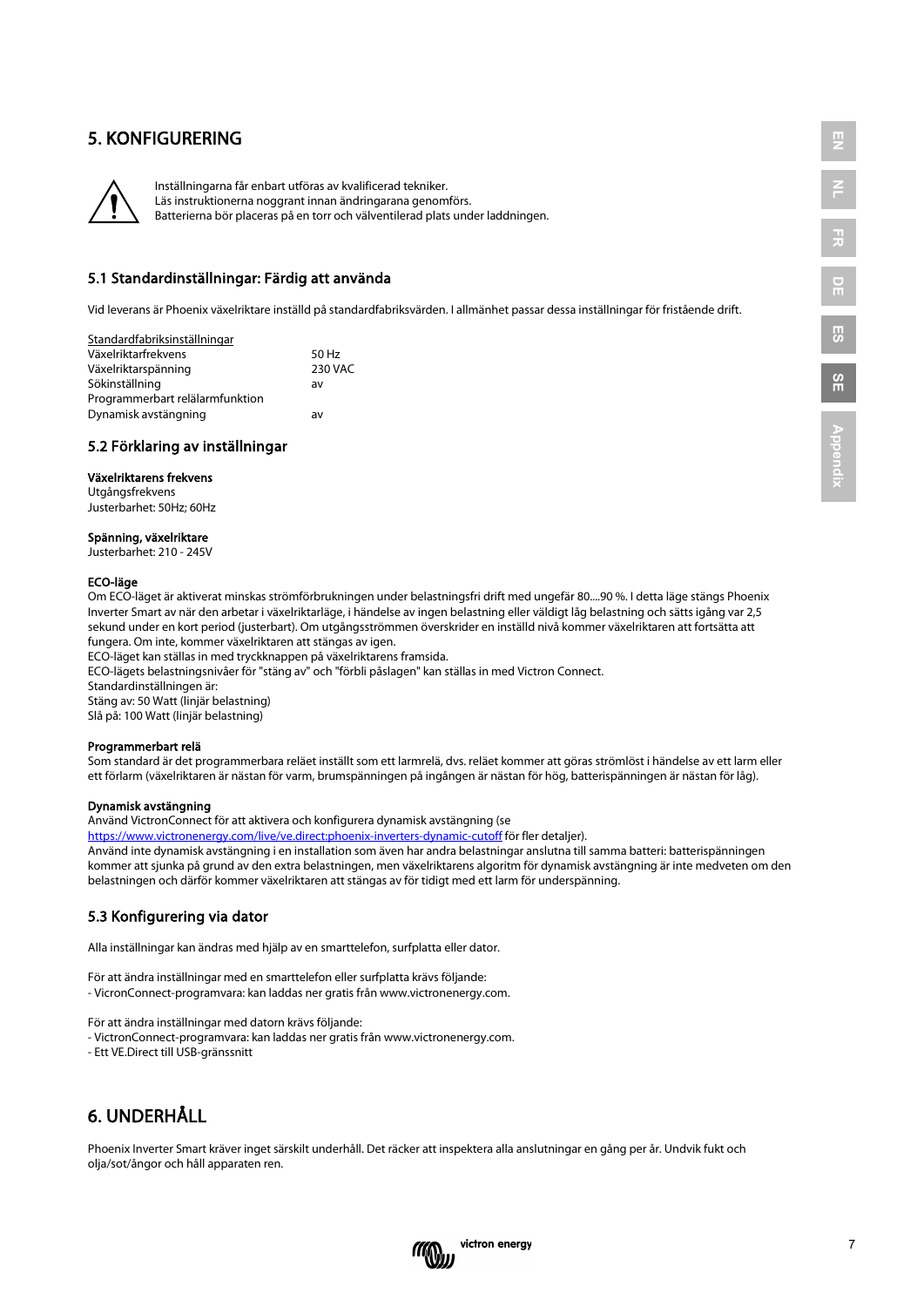# 5. KONFIGURERING

Inställningarna får enbart utföras av kvalificerad tekniker.
Läs instruktionerna noggrant innan ändringarana genomförs.
Batterierna bör placeras på en torr och välventilerad plats under laddningen.

## 5.1 Standardinställningar: Färdig att använda

Vid leverans är Phoenix växelriktare inställd på standardfabriksvärden. I allmänhet passar dessa inställningar för fristående drift.

| Standardfabriksinställningar | |
|---|---|
| Växelriktarfrekvens | 50 Hz |
| Växelriktarspänning | 230 VAC |
| Sökinställning | av |
| Programmerbart relälarmfunktion | |
| Dynamisk avstängning | av |

## 5.2 Förklaring av inställningar

**Växelriktarens frekvens**
Utgångsfrekvens
Justerbarhet: 50Hz; 60Hz

**Spänning, växelriktare**
Justerbarhet: 210 - 245V

**ECO-läge**
Om ECO-läget är aktiverat minskas strömförbrukningen under belastningsfri drift med ungefär 80....90 %. I detta läge stängs Phoenix Inverter Smart av när den arbetar i växelriktarläge, i händelse av ingen belastning eller väldigt låg belastning och sätts igång var 2,5 sekund under en kort period (justerbart). Om utgångsströmmen överskrider en inställd nivå kommer växelriktaren att fortsätta att fungera. Om inte, kommer växelriktaren att stängas av igen.
ECO-läget kan ställas in med tryckknappen på växelriktarens framsida.
ECO-lägets belastningsnivåer för "stäng av" och "förbli påslagen" kan ställas in med Victron Connect.
Standardinställningen är:
Stäng av: 50 Watt (linjär belastning)
Slå på: 100 Watt (linjär belastning)

**Programmerbart relä**
Som standard är det programmerbara reläet inställt som ett larmrelä, dvs. reläet kommer att göras strömlöst i händelse av ett larm eller ett förlarm (växelriktaren är nästan för varm, brumspänningen på ingången är nästan för hög, batterispänningen är nästan för låg).

**Dynamisk avstängning**
Använd VictronConnect för att aktivera och konfigurera dynamisk avstängning (se https://www.victronenergy.com/live/ve.direct:phoenix-inverters-dynamic-cutoff för fler detaljer).
Använd inte dynamisk avstängning i en installation som även har andra belastningar anslutna till samma batteri: batterispänningen kommer att sjunka på grund av den extra belastningen, men växelriktarens algoritm för dynamisk avstängning är inte medveten om den belastningen och därför kommer växelriktaren att stängas av för tidigt med ett larm för underspänning.

## 5.3 Konfigurering via dator

Alla inställningar kan ändras med hjälp av en smarttelefon, surfplatta eller dator.

För att ändra inställningar med en smarttelefon eller surfplatta krävs följande:
- VicronConnect-programvara: kan laddas ner gratis från www.victronenergy.com.

För att ändra inställningar med datorn krävs följande:
- VictronConnect-programvara: kan laddas ner gratis från www.victronenergy.com.
- Ett VE.Direct till USB-gränssnitt

# 6. UNDERHÅLL

Phoenix Inverter Smart kräver inget särskilt underhåll. Det räcker att inspektera alla anslutningar en gång per år. Undvik fukt och olja/sot/ångor och håll apparaten ren.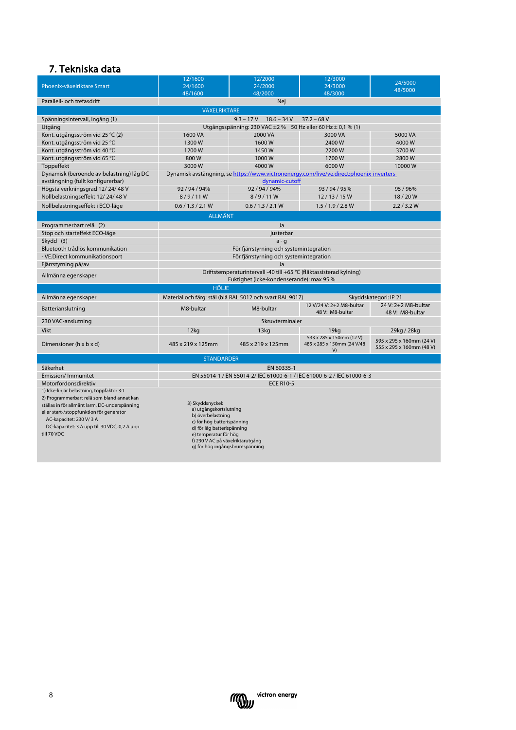## 7. Tekniska data

| Phoenix-växelriktare Smart | 12/1600 24/1600 48/1600 | 12/2000 24/2000 48/2000 | 12/3000 24/3000 48/3000 | 24/5000 48/5000 |
|---|---|---|---|---|
| Parallell- och trefasdrift | Nej | | | |
| VÄXELRIKTARE | | | | |
| Spänningsintervall, ingång (1) | 9.3 – 17 V 18.6 – 34 V 37.2 – 68 V | | | |
| Utgång | Utgångsspänning: 230 VAC ±2 % 50 Hz eller 60 Hz ± 0,1 % (1) | | | |
| Kont. utgångsström vid 25 °C (2) | 1600 VA | 2000 VA | 3000 VA | 5000 VA |
| Kont. utgångsström vid 25 °C | 1300 W | 1600 W | 2400 W | 4000 W |
| Kont. utgångsström vid 40 °C | 1200 W | 1450 W | 2200 W | 3700 W |
| Kont. utgångsström vid 65 °C | 800 W | 1000 W | 1700 W | 2800 W |
| Toppeffekt | 3000 W | 4000 W | 6000 W | 10000 W |
| Dynamisk (beroende av belastning) låg DC avstängning (fullt konfigurerbar) | Dynamisk avstängning, se https://www.victronenergy.com/live/ve.direct:phoenix-inverters-dynamic-cutoff | | | |
| Högsta verkningsgrad 12/ 24/ 48 V | 92 / 94 / 94% | 92 / 94 / 94% | 93 / 94 / 95% | 95 / 96% |
| Nollbelastningseffekt 12/ 24/ 48 V | 8 / 9 / 11 W | 8 / 9 / 11 W | 12 / 13 / 15 W | 18 / 20 W |
| Nollbelastningseffekt i ECO-läge | 0.6 / 1.3 / 2.1 W | 0.6 / 1.3 / 2.1 W | 1.5 / 1.9 / 2.8 W | 2.2 / 3.2 W |
| ALLMÄNT | | | | |
| Programmerbart relä (2) | Ja | | | |
| Stop och starteffekt ECO-läge | justerbar | | | |
| Skydd (3) | a - g | | | |
| Bluetooth trådlös kommunikation | För fjärrstyrning och systemintegration | | | |
| - VE.Direct kommunikationsport | För fjärrstyrning och systemintegration | | | |
| Fjärrstyrning på/av | Ja | | | |
| Allmänna egenskaper | Driftstemperaturintervall -40 till +65 °C (fläktassisterad kylning) Fuktighet (icke-kondenserande): max 95 % | | | |
| HÖLJE | | | | |
| Allmänna egenskaper | Material och färg: stål (blå RAL 5012 och svart RAL 9017) | | Skyddskategori: IP 21 | |
| Batterianslutning | M8-bultar | M8-bultar | 12 V/24 V: 2+2 M8-bultar 48 V: M8-bultar | 24 V: 2+2 M8-bultar 48 V: M8-bultar |
| 230 VAC-anslutning | Skruvterminaler | | | |
| Vikt | 12kg | 13kg | 19kg | 29kg / 28kg |
| Dimensioner (h x b x d) | 485 x 219 x 125mm | 485 x 219 x 125mm | 533 x 285 x 150mm (12 V) 485 x 285 x 150mm (24 V/48 V) | 595 x 295 x 160mm (24 V) 555 x 295 x 160mm (48 V) |
| STANDARDER | | | | |
| Säkerhet | EN 60335-1 | | | |
| Emission/ Immunitet | EN 55014-1 / EN 55014-2/ IEC 61000-6-1 / IEC 61000-6-2 / IEC 61000-6-3 | | | |
| Motorfordonsdirektiv | ECE R10-5 | | | |

1) Icke-linjär belastning, toppfaktor 3:1
2) Programmerbart relä som bland annat kan ställas in för allmänt larm, DC-underspänning eller start-/stoppfunktion för generator
AC-kapacitet: 230 V/ 3 A
DC-kapacitet: 3 A upp till 30 VDC, 0,2 A upp till 70 VDC

3) Skyddsnyckel:
a) utgångskortslutning
b) överbelastning
c) för hög batterispänning
d) för låg batterispänning
e) temperatur för hög
f) 230 V AC på växelriktarutgång
g) för hög ingångsbrumspänning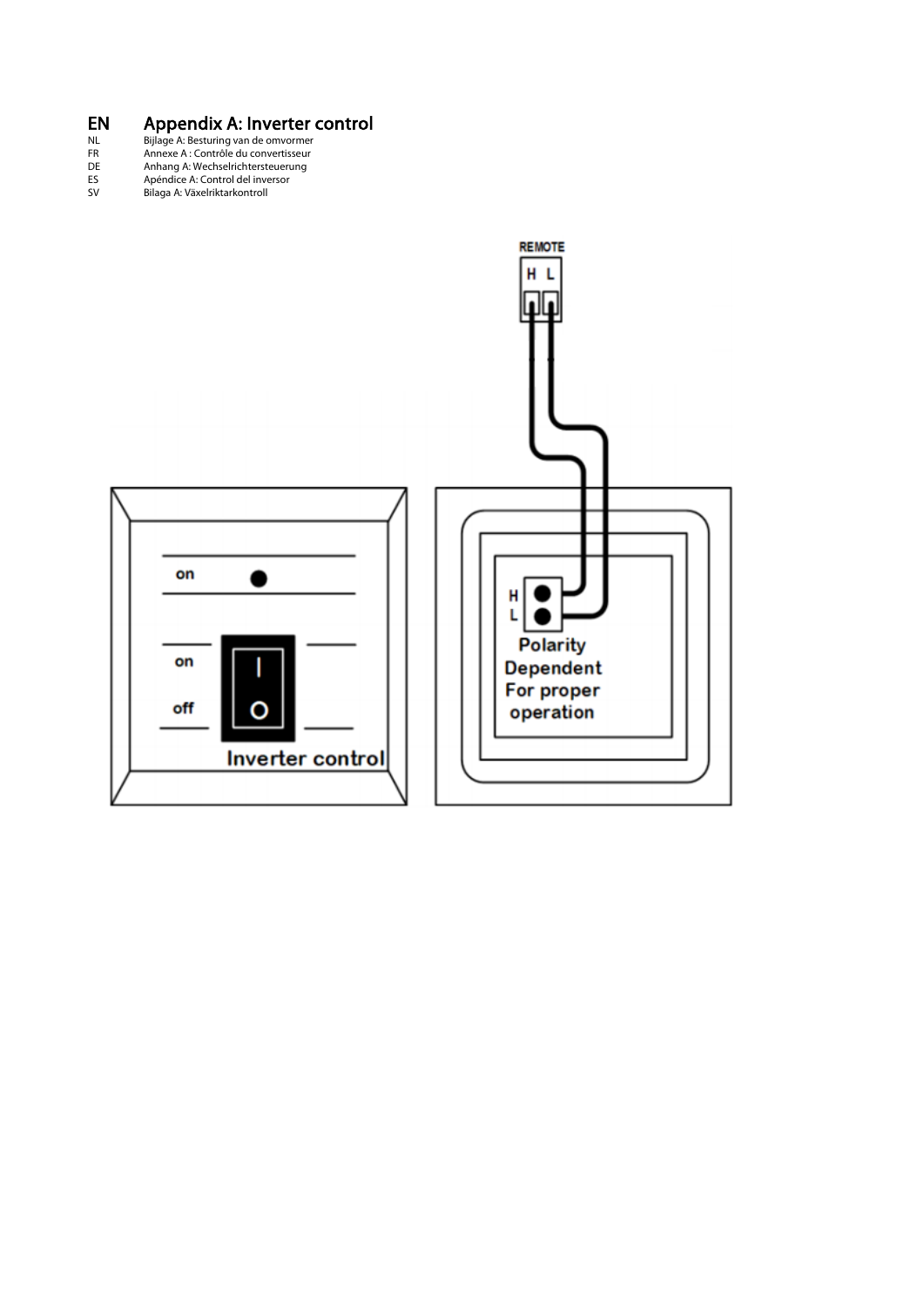# EN Appendix A: Inverter control

NL Bijlage A: Besturing van de omvormer
FR Annexe A : Contrôle du convertisseur
DE Anhang A: Wechselrichtersteuerung
ES Apéndice A: Control del inversor
SV Bilaga A: Växelriktarkontroll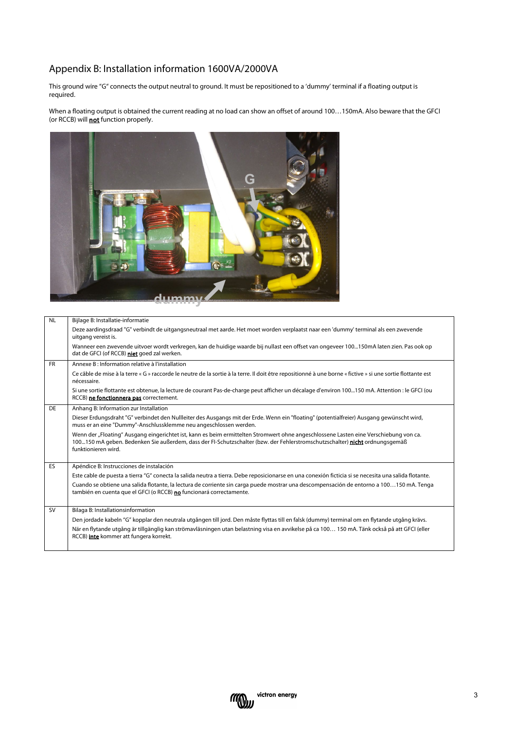# Appendix B: Installation information 1600VA/2000VA

This ground wire "G" connects the output neutral to ground. It must be repositioned to a 'dummy' terminal if a floating output is required.

When a floating output is obtained the current reading at no load can show an offset of around 100…150mA. Also beware that the GFCI (or RCCB) will **not** function properly.

G

dummy

| | |
|---|---|
| NL | Bijlage B: Installatie-informatie<br><br>Deze aardingsdraad "G" verbindt de uitgangsneutraal met aarde. Het moet worden verplaatst naar een 'dummy' terminal als een zwevende uitgang vereist is.<br><br>Wanneer een zwevende uitvoer wordt verkregen, kan de huidige waarde bij nullast een offset van ongeveer 100...150mA laten zien. Pas ook op dat de GFCI (of RCCB) **niet** goed zal werken. |
| FR | Annexe B : Information relative à l'installation<br><br>Ce câble de mise à la terre « G » raccorde le neutre de la sortie à la terre. Il doit être repositionné à une borne « fictive » si une sortie flottante est nécessaire.<br><br>Si une sortie flottante est obtenue, la lecture de courant Pas-de-charge peut afficher un décalage d'environ 100...150 mA. Attention : le GFCI (ou RCCB) **ne fonctionnera pas** correctement. |
| DE | Anhang B: Information zur Installation<br><br>Dieser Erdungsdraht "G" verbindet den Nullleiter des Ausgangs mit der Erde. Wenn ein "floating" (potentialfreier) Ausgang gewünscht wird, muss er an eine "Dummy"-Anschlussklemme neu angeschlossen werden.<br><br>Wenn der „Floating" Ausgang eingerichtet ist, kann es beim ermittelten Stromwert ohne angeschlossene Lasten eine Verschiebung von ca. 100...150 mA geben. Bedenken Sie außerdem, dass der FI-Schutzschalter (bzw. der Fehlerstromschutzschalter) **nicht** ordnungsgemäß funktionieren wird. |
| ES | Apéndice B: Instrucciones de instalación<br><br>Este cable de puesta a tierra "G" conecta la salida neutra a tierra. Debe reposicionarse en una conexión ficticia si se necesita una salida flotante.<br><br>Cuando se obtiene una salida flotante, la lectura de corriente sin carga puede mostrar una descompensación de entorno a 100…150 mA. Tenga también en cuenta que el GFCI (o RCCB) **no** funcionará correctamente. |
| SV | Bilaga B: Installationsinformation<br><br>Den jordade kabeln "G" kopplar den neutrala utgången till jord. Den måste flyttas till en falsk (dummy) terminal om en flytande utgång krävs.<br><br>När en flytande utgång är tillgänglig kan strömavläsningen utan belastning visa en avvikelse på ca 100… 150 mA. Tänk också på att GFCI (eller RCCB) **inte** kommer att fungera korrekt. |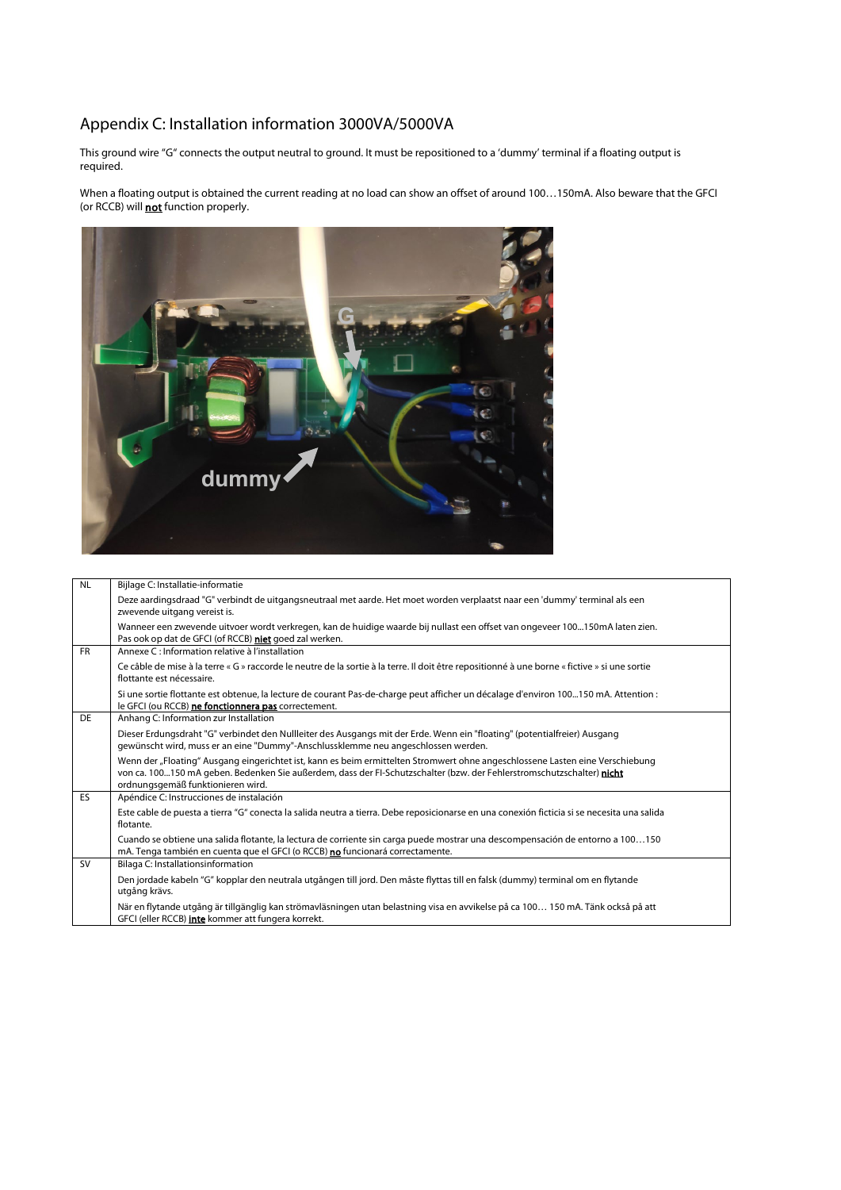# Appendix C: Installation information 3000VA/5000VA

This ground wire "G" connects the output neutral to ground. It must be repositioned to a 'dummy' terminal if a floating output is required.

When a floating output is obtained the current reading at no load can show an offset of around 100…150mA. Also beware that the GFCI (or RCCB) will **not** function properly.

G

dummy

| | |
|---|---|
| NL | Bijlage C: Installatie-informatie<br><br>Deze aardingsdraad "G" verbindt de uitgangsneutraal met aarde. Het moet worden verplaatst naar een 'dummy' terminal als een zwevende uitgang vereist is.<br><br>Wanneer een zwevende uitvoer wordt verkregen, kan de huidige waarde bij nullast een offset van ongeveer 100...150mA laten zien. Pas ook op dat de GFCI (of RCCB) **niet** goed zal werken. |
| FR | Annexe C : Information relative à l'installation<br><br>Ce câble de mise à la terre « G » raccorde le neutre de la sortie à la terre. Il doit être repositionné à une borne « fictive » si une sortie flottante est nécessaire.<br><br>Si une sortie flottante est obtenue, la lecture de courant Pas-de-charge peut afficher un décalage d'environ 100...150 mA. Attention : le GFCI (ou RCCB) **ne fonctionnera pas** correctement. |
| DE | Anhang C: Information zur Installation<br><br>Dieser Erdungsdraht "G" verbindet den Nullleiter des Ausgangs mit der Erde. Wenn ein "floating" (potentialfreier) Ausgang gewünscht wird, muss er an eine "Dummy"-Anschlussklemme neu angeschlossen werden.<br><br>Wenn der „Floating" Ausgang eingerichtet ist, kann es beim ermittelten Stromwert ohne angeschlossene Lasten eine Verschiebung von ca. 100...150 mA geben. Bedenken Sie außerdem, dass der FI-Schutzschalter (bzw. der Fehlerstromschutzschalter) **nicht** ordnungsgemäß funktionieren wird. |
| ES | Apéndice C: Instrucciones de instalación<br><br>Este cable de puesta a tierra "G" conecta la salida neutra a tierra. Debe reposicionarse en una conexión ficticia si se necesita una salida flotante.<br><br>Cuando se obtiene una salida flotante, la lectura de corriente sin carga puede mostrar una descompensación de entorno a 100…150 mA. Tenga también en cuenta que el GFCI (o RCCB) **no** funcionará correctamente. |
| SV | Bilaga C: Installationsinformation<br><br>Den jordade kabeln "G" kopplar den neutrala utgången till jord. Den måste flyttas till en falsk (dummy) terminal om en flytande utgång krävs.<br><br>När en flytande utgång är tillgänglig kan strömavläsningen utan belastning visa en avvikelse på ca 100… 150 mA. Tänk också på att GFCI (eller RCCB) **inte** kommer att fungera korrekt. |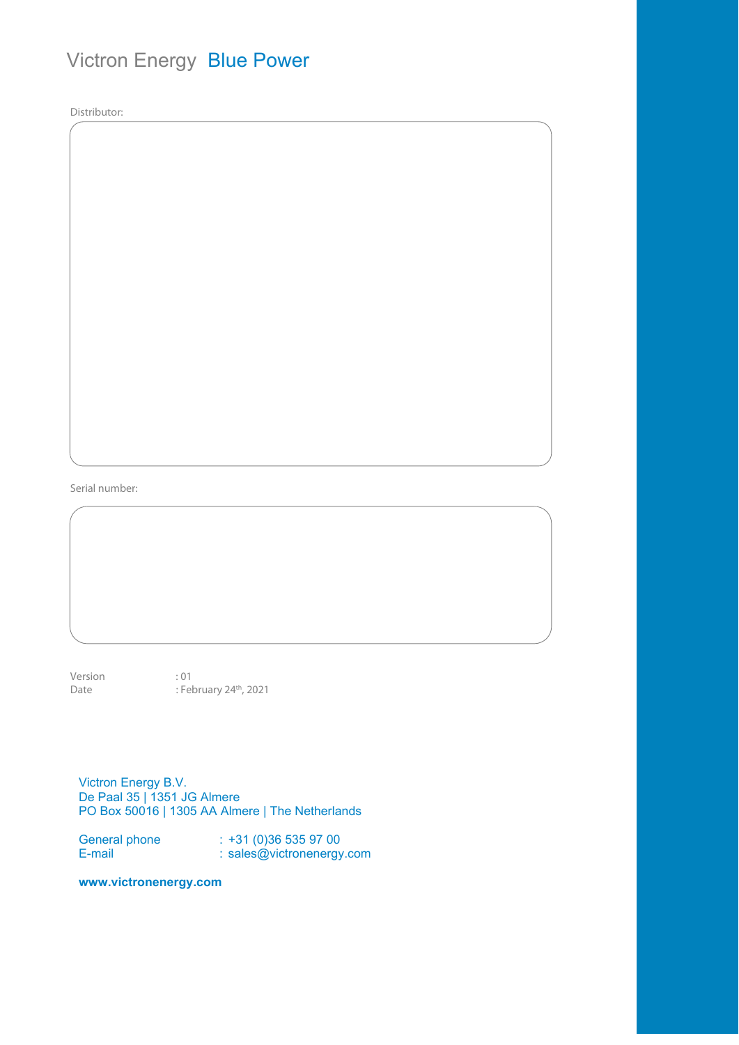Victron Energy **Blue Power**

Distributor:

Serial number:

Version : 01
Date : February 24th, 2021

Victron Energy B.V.
De Paal 35 | 1351 JG Almere
PO Box 50016 | 1305 AA Almere | The Netherlands

General phone : +31 (0)36 535 97 00
E-mail : sales@victronenergy.com

**www.victronenergy.com**